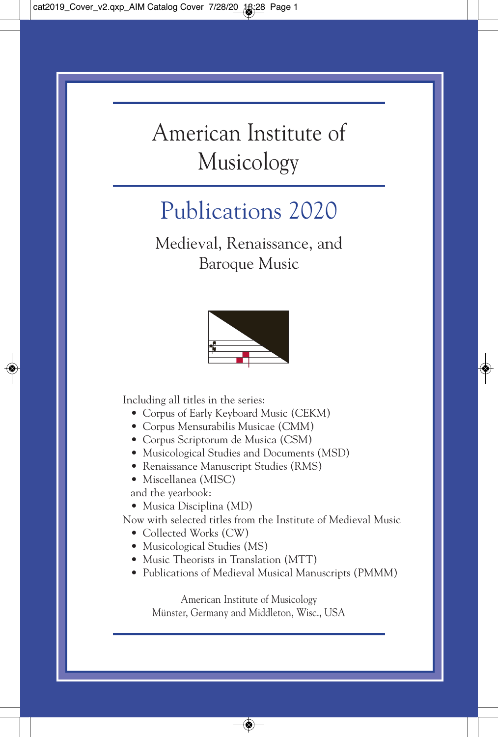# American Institute of Musicology

## Publications 2020

### Medieval, Renaissance, and Baroque Music

Including all titles in the series:

- Corpus of Early Keyboard Music (CEKM)
- Corpus Mensurabilis Musicae (CMM)
- Corpus Scriptorum de Musica (CSM)
- Musicological Studies and Documents (MSD)
- Renaissance Manuscript Studies (RMS)
- Miscellanea (MISC)

and the yearbook:

- Musica Disciplina (MD)

Now with selected titles from the Institute of Medieval Music

- Collected Works (CW)
- Musicological Studies (MS)
- Music Theorists in Translation (MTT)
- Publications of Medieval Musical Manuscripts (PMMM)

American Institute of Musicology
Münster, Germany and Middleton, Wisc., USA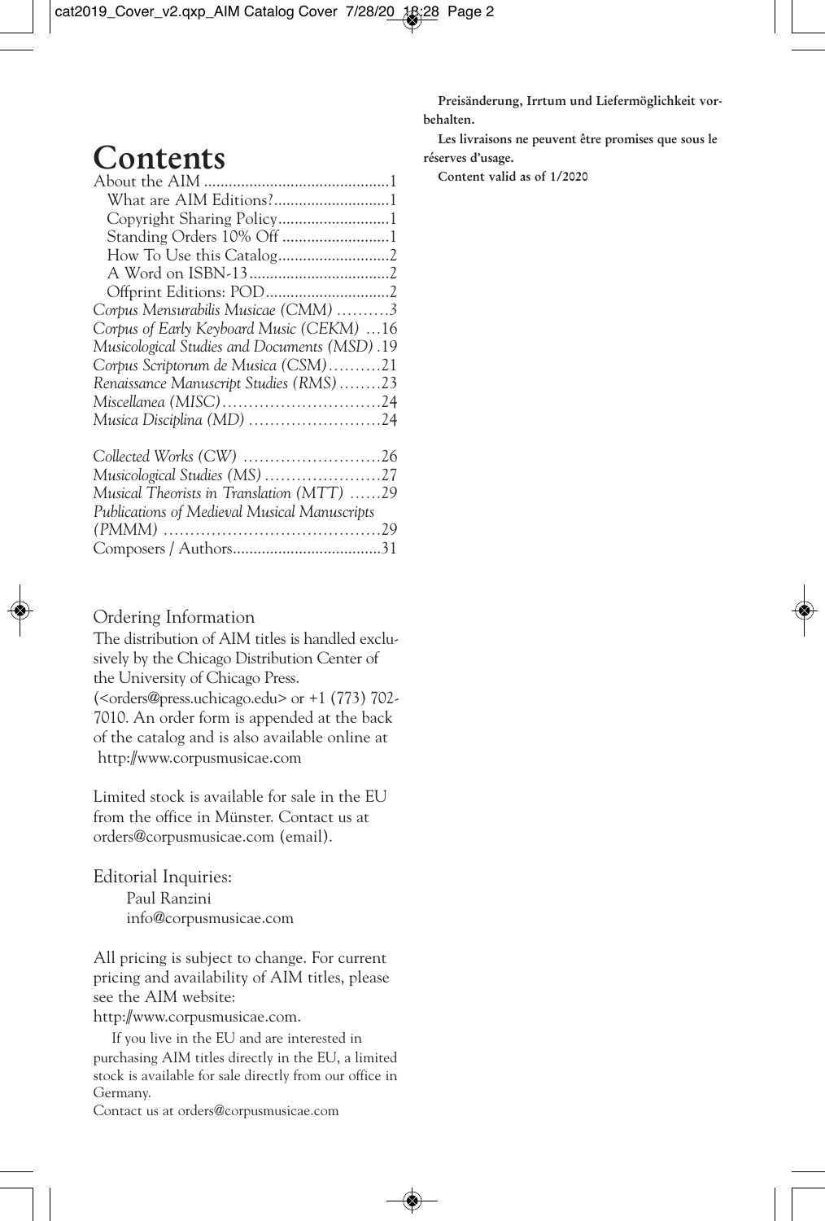# Contents

About the AIM ............................................1
- What are AIM Editions?............................1
- Copyright Sharing Policy...........................1
- Standing Orders 10% Off ..........................1
- How To Use this Catalog...........................2
- A Word on ISBN-13..................................2
- Offprint Editions: POD..............................2

*Corpus Mensurabilis Musicae (CMM)* ..........3
*Corpus of Early Keyboard Music (CEKM)* ...16
*Musicological Studies and Documents (MSD)* .19
*Corpus Scriptorum de Musica (CSM)*..........21
*Renaissance Manuscript Studies (RMS)*........23
*Miscellanea (MISC)*..............................24
*Musica Disciplina (MD)* .........................24

*Collected Works (CW)* ..........................26
*Musicological Studies (MS)* ......................27
*Musical Theorists in Translation (MTT)* ......29
*Publications of Medieval Musical Manuscripts (PMMM)* .........................................29
Composers / Authors....................................31

## Ordering Information

The distribution of AIM titles is handled exclusively by the Chicago Distribution Center of the University of Chicago Press. (<orders@press.uchicago.edu> or +1 (773) 702-7010. An order form is appended at the back of the catalog and is also available online at http://www.corpusmusicae.com

Limited stock is available for sale in the EU from the office in Münster. Contact us at orders@corpusmusicae.com (email).

Editorial Inquiries:
Paul Ranzini
info@corpusmusicae.com

All pricing is subject to change. For current pricing and availability of AIM titles, please see the AIM website: http://www.corpusmusicae.com.

If you live in the EU and are interested in purchasing AIM titles directly in the EU, a limited stock is available for sale directly from our office in Germany.
Contact us at orders@corpusmusicae.com

**Preisänderung, Irrtum und Liefermöglichkeit vorbehalten.**

**Les livraisons ne peuvent être promises que sous le réserves d'usage.**

**Content valid as of 1/2020**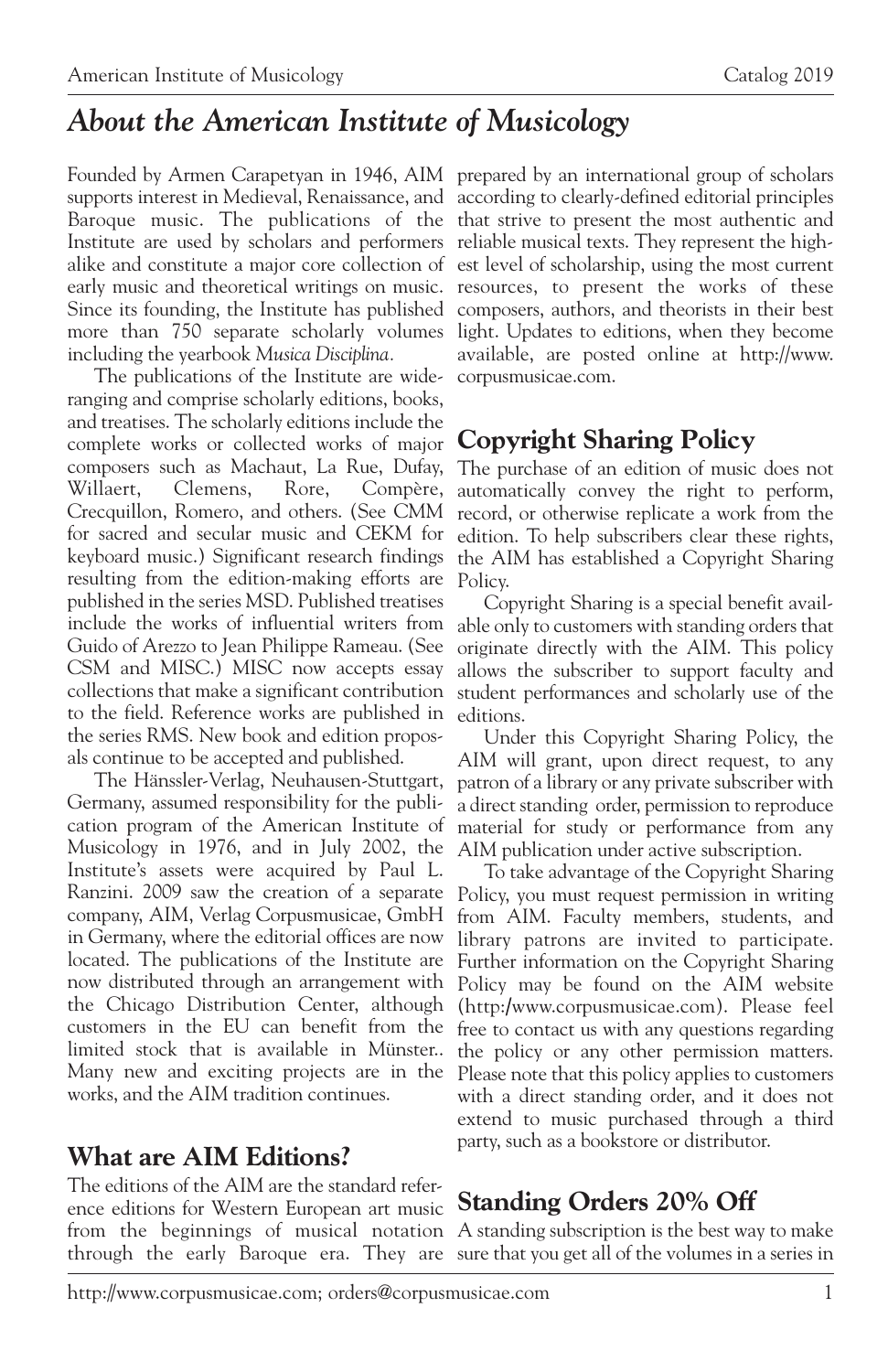# *About the American Institute of Musicology*

Founded by Armen Carapetyan in 1946, AIM supports interest in Medieval, Renaissance, and Baroque music. The publications of the Institute are used by scholars and performers alike and constitute a major core collection of early music and theoretical writings on music. Since its founding, the Institute has published more than 750 separate scholarly volumes including the yearbook *Musica Disciplina*.

The publications of the Institute are wide-ranging and comprise scholarly editions, books, and treatises. The scholarly editions include the complete works or collected works of major composers such as Machaut, La Rue, Dufay, Willaert, Clemens, Rore, Compère, Crecquillon, Romero, and others. (See CMM for sacred and secular music and CEKM for keyboard music.) Significant research findings resulting from the edition-making efforts are published in the series MSD. Published treatises include the works of influential writers from Guido of Arezzo to Jean Philippe Rameau. (See CSM and MISC.) MISC now accepts essay collections that make a significant contribution to the field. Reference works are published in the series RMS. New book and edition proposals continue to be accepted and published.

The Hänssler-Verlag, Neuhausen-Stuttgart, Germany, assumed responsibility for the publication program of the American Institute of Musicology in 1976, and in July 2002, the Institute's assets were acquired by Paul L. Ranzini. 2009 saw the creation of a separate company, AIM, Verlag Corpusmusicae, GmbH in Germany, where the editorial offices are now located. The publications of the Institute are now distributed through an arrangement with the Chicago Distribution Center, although customers in the EU can benefit from the limited stock that is available in Münster.. Many new and exciting projects are in the works, and the AIM tradition continues.

## What are AIM Editions?

The editions of the AIM are the standard reference editions for Western European art music from the beginnings of musical notation through the early Baroque era. They are prepared by an international group of scholars according to clearly-defined editorial principles that strive to present the most authentic and reliable musical texts. They represent the highest level of scholarship, using the most current resources, to present the works of these composers, authors, and theorists in their best light. Updates to editions, when they become available, are posted online at http://www.corpusmusicae.com.

## Copyright Sharing Policy

The purchase of an edition of music does not automatically convey the right to perform, record, or otherwise replicate a work from the edition. To help subscribers clear these rights, the AIM has established a Copyright Sharing Policy.

Copyright Sharing is a special benefit available only to customers with standing orders that originate directly with the AIM. This policy allows the subscriber to support faculty and student performances and scholarly use of the editions.

Under this Copyright Sharing Policy, the AIM will grant, upon direct request, to any patron of a library or any private subscriber with a direct standing order, permission to reproduce material for study or performance from any AIM publication under active subscription.

To take advantage of the Copyright Sharing Policy, you must request permission in writing from AIM. Faculty members, students, and library patrons are invited to participate. Further information on the Copyright Sharing Policy may be found on the AIM website (http:/www.corpusmusicae.com). Please feel free to contact us with any questions regarding the policy or any other permission matters. Please note that this policy applies to customers with a direct standing order, and it does not extend to music purchased through a third party, such as a bookstore or distributor.

## Standing Orders 20% Off

A standing subscription is the best way to make sure that you get all of the volumes in a series in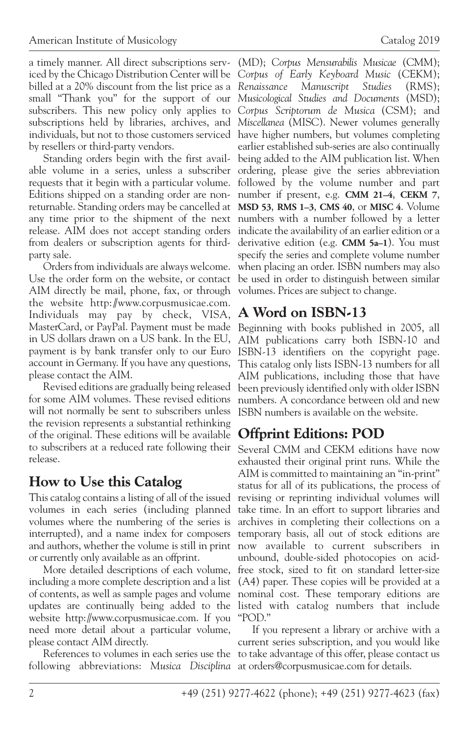a timely manner. All direct subscriptions serviced by the Chicago Distribution Center will be billed at a 20% discount from the list price as a small "Thank you" for the support of our subscribers. This new policy only applies to subscriptions held by libraries, archives, and individuals, but not to those customers serviced by resellers or third-party vendors.

Standing orders begin with the first available volume in a series, unless a subscriber requests that it begin with a particular volume. Editions shipped on a standing order are non-returnable. Standing orders may be cancelled at any time prior to the shipment of the next release. AIM does not accept standing orders from dealers or subscription agents for third-party sale.

Orders from individuals are always welcome. Use the order form on the website, or contact AIM directly be mail, phone, fax, or through the website http://www.corpusmusicae.com. Individuals may pay by check, VISA, MasterCard, or PayPal. Payment must be made in US dollars drawn on a US bank. In the EU, payment is by bank transfer only to our Euro account in Germany. If you have any questions, please contact the AIM.

Revised editions are gradually being released for some AIM volumes. These revised editions will not normally be sent to subscribers unless the revision represents a substantial rethinking of the original. These editions will be available to subscribers at a reduced rate following their release.

## How to Use this Catalog

This catalog contains a listing of all of the issued volumes in each series (including planned volumes where the numbering of the series is interrupted), and a name index for composers and authors, whether the volume is still in print or currently only available as an offprint.

More detailed descriptions of each volume, including a more complete description and a list of contents, as well as sample pages and volume updates are continually being added to the website http://www.corpusmusicae.com. If you need more detail about a particular volume, please contact AIM directly.

References to volumes in each series use the following abbreviations: *Musica Disciplina* (MD); *Corpus Mensurabilis Musicae* (CMM); *Corpus of Early Keyboard Music* (CEKM); *Renaissance Manuscript Studies* (RMS); *Musicological Studies and Documents* (MSD); *Corpus Scriptorum de Musica* (CSM); and *Miscellanea* (MISC). Newer volumes generally have higher numbers, but volumes completing earlier established sub-series are also continually being added to the AIM publication list. When ordering, please give the series abbreviation followed by the volume number and part number if present, e.g. **CMM 21–4**, **CEKM 7**, **MSD 53**, **RMS 1–3**, **CMS 40**, or **MISC 4**. Volume numbers with a number followed by a letter indicate the availability of an earlier edition or a derivative edition (e.g. **CMM 5a–1**). You must specify the series and complete volume number when placing an order. ISBN numbers may also be used in order to distinguish between similar volumes. Prices are subject to change.

## A Word on ISBN-13

Beginning with books published in 2005, all AIM publications carry both ISBN-10 and ISBN-13 identifiers on the copyright page. This catalog only lists ISBN-13 numbers for all AIM publications, including those that have been previously identified only with older ISBN numbers. A concordance between old and new ISBN numbers is available on the website.

## Offprint Editions: POD

Several CMM and CEKM editions have now exhausted their original print runs. While the AIM is committed to maintaining an "in-print" status for all of its publications, the process of revising or reprinting individual volumes will take time. In an effort to support libraries and archives in completing their collections on a temporary basis, all out of stock editions are now available to current subscribers in unbound, double-sided photocopies on acid-free stock, sized to fit on standard letter-size (A4) paper. These copies will be provided at a nominal cost. These temporary editions are listed with catalog numbers that include "POD."

If you represent a library or archive with a current series subscription, and you would like to take advantage of this offer, please contact us at orders@corpusmusicae.com for details.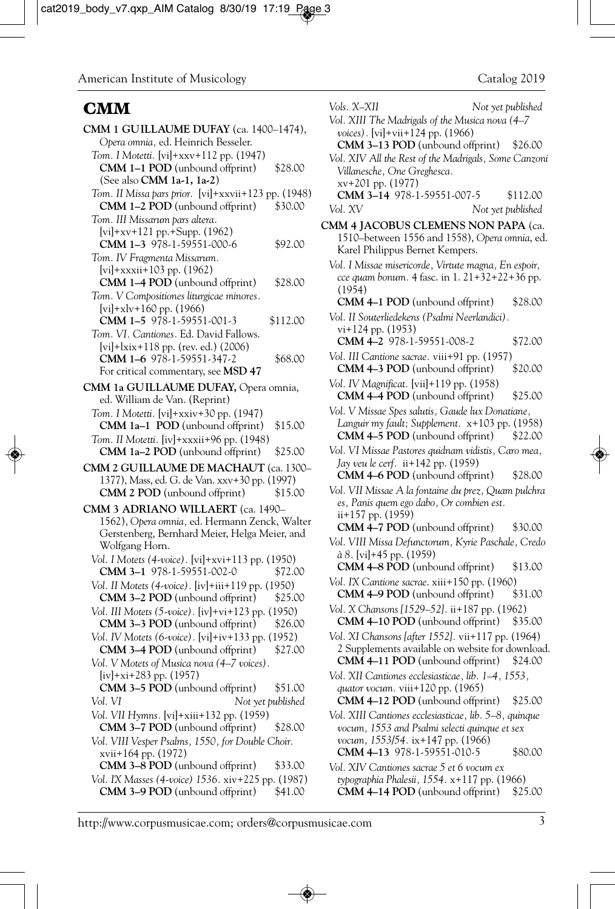# CMM

**CMM 1 GUILLAUME DUFAY** (ca. 1400–1474), *Opera omnia*, ed. Heinrich Besseler.

*Tom. I Motetti.* [vi]+xxv+112 pp. (1947)
**CMM 1–1 POD** (unbound offprint) $28.00
(See also **CMM 1a-1, 1a-2**)

*Tom. II Missa pars prior.* [vi]+xxvii+123 pp. (1948)
**CMM 1–2 POD** (unbound offprint) $30.00

*Tom. III Missarum pars altera.* [vi]+xv+121 pp.+Supp. (1962)
**CMM 1–3** 978-1-59551-000-6 $92.00

*Tom. IV Fragmenta Missarum.* [vi]+xxxii+103 pp. (1962)
**CMM 1–4 POD** (unbound offprint) $28.00

*Tom. V Compositiones liturgicae minores.* [vi]+xlv+160 pp. (1966)
**CMM 1–5** 978-1-59551-001-3 $112.00

*Tom. VI. Cantiones.* Ed. David Fallows. [vi]+lxix+118 pp. (rev. ed.) (2006)
**CMM 1–6** 978-1-59551-347-2 $68.00
For critical commentary, see **MSD 47**

**CMM 1a GUILLAUME DUFAY,** Opera omnia, ed. William de Van. (Reprint)

*Tom. I Motetti.* [vi]+xxiv+30 pp. (1947)
**CMM 1a–1 POD** (unbound offprint) $15.00

*Tom. II Motetti.* [iv]+xxxii+96 pp. (1948)
**CMM 1a–2 POD** (unbound offprint) $25.00

**CMM 2 GUILLAUME DE MACHAUT** (ca. 1300–1377), Mass, ed. G. de Van. xxv+30 pp. (1997)
**CMM 2 POD** (unbound offprint) $15.00

**CMM 3 ADRIANO WILLAERT** (ca. 1490–1562), *Opera omnia*, ed. Hermann Zenck, Walter Gerstenberg, Bernhard Meier, Helga Meier, and Wolfgang Horn.

*Vol. I Motets (4-voice).* [vi]+xvi+113 pp. (1950)
**CMM 3–1** 978-1-59551-002-0 $72.00

*Vol. II Motets (4-voice).* [iv]+iii+119 pp. (1950)
**CMM 3–2 POD** (unbound offprint) $25.00

*Vol. III Motets (5-voice).* [iv]+vi+123 pp. (1950)
**CMM 3–3 POD** (unbound offprint) $26.00

*Vol. IV Motets (6-voice).* [vi]+iv+133 pp. (1952)
**CMM 3–4 POD** (unbound offprint) $27.00

*Vol. V Motets of Musica nova (4–7 voices).* [iv]+xi+283 pp. (1957)
**CMM 3–5 POD** (unbound offprint) $51.00

*Vol. VI* *Not yet published*

*Vol. VII Hymns.* [vi]+xiii+132 pp. (1959)
**CMM 3–7 POD** (unbound offprint) $28.00

*Vol. VIII Vesper Psalms, 1550, for Double Choir.* xvii+164 pp. (1972)
**CMM 3–8 POD** (unbound offprint) $33.00

*Vol. IX Masses (4-voice) 1536.* xiv+225 pp. (1987)
**CMM 3–9 POD** (unbound offprint) $41.00

*Vols. X–XII* *Not yet published*

*Vol. XIII The Madrigals of the Musica nova (4–7 voices).* [vi]+vii+124 pp. (1966)
**CMM 3–13 POD** (unbound offprint) $26.00

*Vol. XIV All the Rest of the Madrigals, Some Canzoni Villanesche, One Greghesca.* xv+201 pp. (1977)
**CMM 3–14** 978-1-59551-007-5 $112.00

*Vol. XV* *Not yet published*

**CMM 4 JACOBUS CLEMENS NON PAPA** (ca. 1510–between 1556 and 1558), *Opera omnia*, ed. Karel Philippus Bernet Kempers.

*Vol. I Missae misericorde, Virtute magna, En espoir, cce quam bonum.* 4 fasc. in 1. 21+32+22+36 pp. (1954)
**CMM 4–1 POD** (unbound offprint) $28.00

*Vol. II Souterliedekens (Psalmi Neerlandici).* vi+124 pp. (1953)
**CMM 4–2** 978-1-59551-008-2 $72.00

*Vol. III Cantione sacrae.* viii+91 pp. (1957)
**CMM 4–3 POD** (unbound offprint) $20.00

*Vol. IV Magnificat.* [vii]+119 pp. (1958)
**CMM 4–4 POD** (unbound offprint) $25.00

*Vol. V Missae Spes salutis, Gaude lux Donatiane, Languir my fault; Supplement.* x+103 pp. (1958)
**CMM 4–5 POD** (unbound offprint) $22.00

*Vol. VI Missae Pastores quidnam vidistis, Caro mea, Jay veu le cerf.* ii+142 pp. (1959)
**CMM 4–6 POD** (unbound offprint) $28.00

*Vol. VII Missae A la fontaine du prez, Quam pulchra es, Panis quem ego dabo, Or combien est.* ii+157 pp. (1959)
**CMM 4–7 POD** (unbound offprint) $30.00

*Vol. VIII Missa Defunctorum, Kyrie Paschale, Credo à 8.* [vi]+45 pp. (1959)
**CMM 4–8 POD** (unbound offprint) $13.00

*Vol. IX Cantione sacrae.* xiii+150 pp. (1960)
**CMM 4–9 POD** (unbound offprint) $31.00

*Vol. X Chansons [1529–52].* ii+187 pp. (1962)
**CMM 4–10 POD** (unbound offprint) $35.00

*Vol. XI Chansons [after 1552].* vii+117 pp. (1964)
2 Supplements available on website for download.
**CMM 4–11 POD** (unbound offprint) $24.00

*Vol. XII Cantiones ecclesiasticae, lib. 1–4, 1553, quator vocum.* viii+120 pp. (1965)
**CMM 4–12 POD** (unbound offprint) $25.00

*Vol. XIII Cantiones ecclesiasticae, lib. 5–8, quinque vocum, 1553 and Psalmi selecti quinque et sex vocum, 1553/54.* ix+147 pp. (1966)
**CMM 4–13** 978-1-59551-010-5 $80.00

*Vol. XIV Cantiones sacrae 5 et 6 vocum ex typographia Phalesii, 1554.* x+117 pp. (1966)
**CMM 4–14 POD** (unbound offprint) $25.00

http://www.corpusmusicae.com; orders@corpusmusicae.com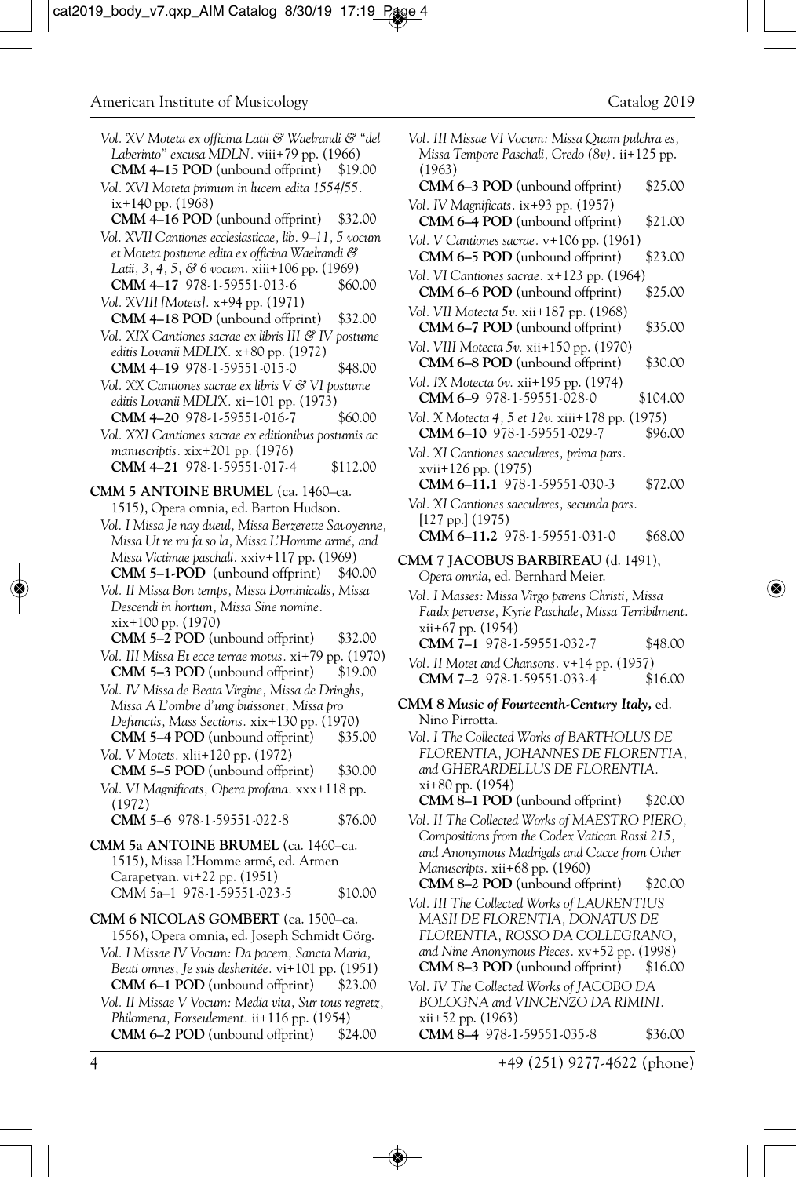*Vol. XV Moteta ex officina Latii & Waelrandi & "del Laberinto" excusa MDLN.* viii+79 pp. (1966)
**CMM 4–15 POD** (unbound offprint) $19.00

*Vol. XVI Moteta primum in lucem edita 1554/55.* ix+140 pp. (1968)
**CMM 4–16 POD** (unbound offprint) $32.00

*Vol. XVII Cantiones ecclesiasticae, lib. 9–11, 5 vocum et Moteta postume edita ex officina Waelrandi & Latii, 3, 4, 5, & 6 vocum.* xiii+106 pp. (1969)
**CMM 4–17** 978-1-59551-013-6 $60.00

*Vol. XVIII [Motets].* x+94 pp. (1971)
**CMM 4–18 POD** (unbound offprint) $32.00

*Vol. XIX Cantiones sacrae ex libris III & IV postume editis Lovanii MDLIX.* x+80 pp. (1972)
**CMM 4–19** 978-1-59551-015-0 $48.00

*Vol. XX Cantiones sacrae ex libris V & VI postume editis Lovanii MDLIX.* xi+101 pp. (1973)
**CMM 4–20** 978-1-59551-016-7 $60.00

*Vol. XXI Cantiones sacrae ex editionibus postumis ac manuscriptis.* xix+201 pp. (1976)
**CMM 4–21** 978-1-59551-017-4 $112.00

**CMM 5 ANTOINE BRUMEL** (ca. 1460–ca. 1515), Opera omnia, ed. Barton Hudson.

*Vol. I Missa Je nay dueul, Missa Berzerette Savoyenne, Missa Ut re mi fa so la, Missa L'Homme armé, and Missa Victimae paschali.* xxiv+117 pp. (1969)
**CMM 5–1-POD** (unbound offprint) $40.00

*Vol. II Missa Bon temps, Missa Dominicalis, Missa Descendi in hortum, Missa Sine nomine.* xix+100 pp. (1970)
**CMM 5–2 POD** (unbound offprint) $32.00

*Vol. III Missa Et ecce terrae motus.* xi+79 pp. (1970)
**CMM 5–3 POD** (unbound offprint) $19.00

*Vol. IV Missa de Beata Virgine, Missa de Dringhs, Missa A L'ombre d'ung buissonet, Missa pro Defunctis, Mass Sections.* xix+130 pp. (1970)
**CMM 5–4 POD** (unbound offprint) $35.00

*Vol. V Motets.* xlii+120 pp. (1972)
**CMM 5–5 POD** (unbound offprint) $30.00

*Vol. VI Magnificats, Opera profana.* xxx+118 pp. (1972)
**CMM 5–6** 978-1-59551-022-8 $76.00

**CMM 5a ANTOINE BRUMEL** (ca. 1460–ca. 1515), Missa L'Homme armé, ed. Armen Carapetyan. vi+22 pp. (1951)
CMM 5a–1 978-1-59551-023-5 $10.00

**CMM 6 NICOLAS GOMBERT** (ca. 1500–ca. 1556), Opera omnia, ed. Joseph Schmidt Görg.

*Vol. I Missae IV Vocum: Da pacem, Sancta Maria, Beati omnes, Je suis desheritée.* vi+101 pp. (1951)
**CMM 6–1 POD** (unbound offprint) $23.00

*Vol. II Missae V Vocum: Media vita, Sur tous regretz, Philomena, Forseulement.* ii+116 pp. (1954)
**CMM 6–2 POD** (unbound offprint) $24.00

*Vol. III Missae VI Vocum: Missa Quam pulchra es, Missa Tempore Paschali, Credo (8v).* ii+125 pp. (1963)
**CMM 6–3 POD** (unbound offprint) $25.00

*Vol. IV Magnificats.* ix+93 pp. (1957)
**CMM 6–4 POD** (unbound offprint) $21.00

*Vol. V Cantiones sacrae.* v+106 pp. (1961)
**CMM 6–5 POD** (unbound offprint) $23.00

*Vol. VI Cantiones sacrae.* x+123 pp. (1964)
**CMM 6–6 POD** (unbound offprint) $25.00

*Vol. VII Motecta 5v.* xii+187 pp. (1968)
**CMM 6–7 POD** (unbound offprint) $35.00

*Vol. VIII Motecta 5v.* xii+150 pp. (1970)
**CMM 6–8 POD** (unbound offprint) $30.00

*Vol. IX Motecta 6v.* xii+195 pp. (1974)
**CMM 6–9** 978-1-59551-028-0 $104.00

*Vol. X Motecta 4, 5 et 12v.* xiii+178 pp. (1975)
**CMM 6–10** 978-1-59551-029-7 $96.00

*Vol. XI Cantiones saeculares, prima pars.* xvii+126 pp. (1975)
**CMM 6–11.1** 978-1-59551-030-3 $72.00

*Vol. XI Cantiones saeculares, secunda pars.* [127 pp.] (1975)
**CMM 6–11.2** 978-1-59551-031-0 $68.00

**CMM 7 JACOBUS BARBIREAU** (d. 1491), *Opera omnia*, ed. Bernhard Meier.

*Vol. I Masses: Missa Virgo parens Christi, Missa Faulx perverse, Kyrie Paschale, Missa Terribilment.* xii+67 pp. (1954)
**CMM 7–1** 978-1-59551-032-7 $48.00

*Vol. II Motet and Chansons.* v+14 pp. (1957)
**CMM 7–2** 978-1-59551-033-4 $16.00

**CMM 8 *Music of Fourteenth-Century Italy,*** ed. Nino Pirrotta.

*Vol. I The Collected Works of BARTHOLUS DE FLORENTIA, JOHANNES DE FLORENTIA, and GHERARDELLUS DE FLORENTIA.* xi+80 pp. (1954)
**CMM 8–1 POD** (unbound offprint) $20.00

*Vol. II The Collected Works of MAESTRO PIERO, Compositions from the Codex Vatican Rossi 215, and Anonymous Madrigals and Cacce from Other Manuscripts.* xii+68 pp. (1960)
**CMM 8–2 POD** (unbound offprint) $20.00

*Vol. III The Collected Works of LAURENTIUS MASII DE FLORENTIA, DONATUS DE FLORENTIA, ROSSO DA COLLEGRANO, and Nine Anonymous Pieces.* xv+52 pp. (1998)
**CMM 8–3 POD** (unbound offprint) $16.00

*Vol. IV The Collected Works of JACOBO DA BOLOGNA and VINCENZO DA RIMINI.* xii+52 pp. (1963)
**CMM 8–4** 978-1-59551-035-8 $36.00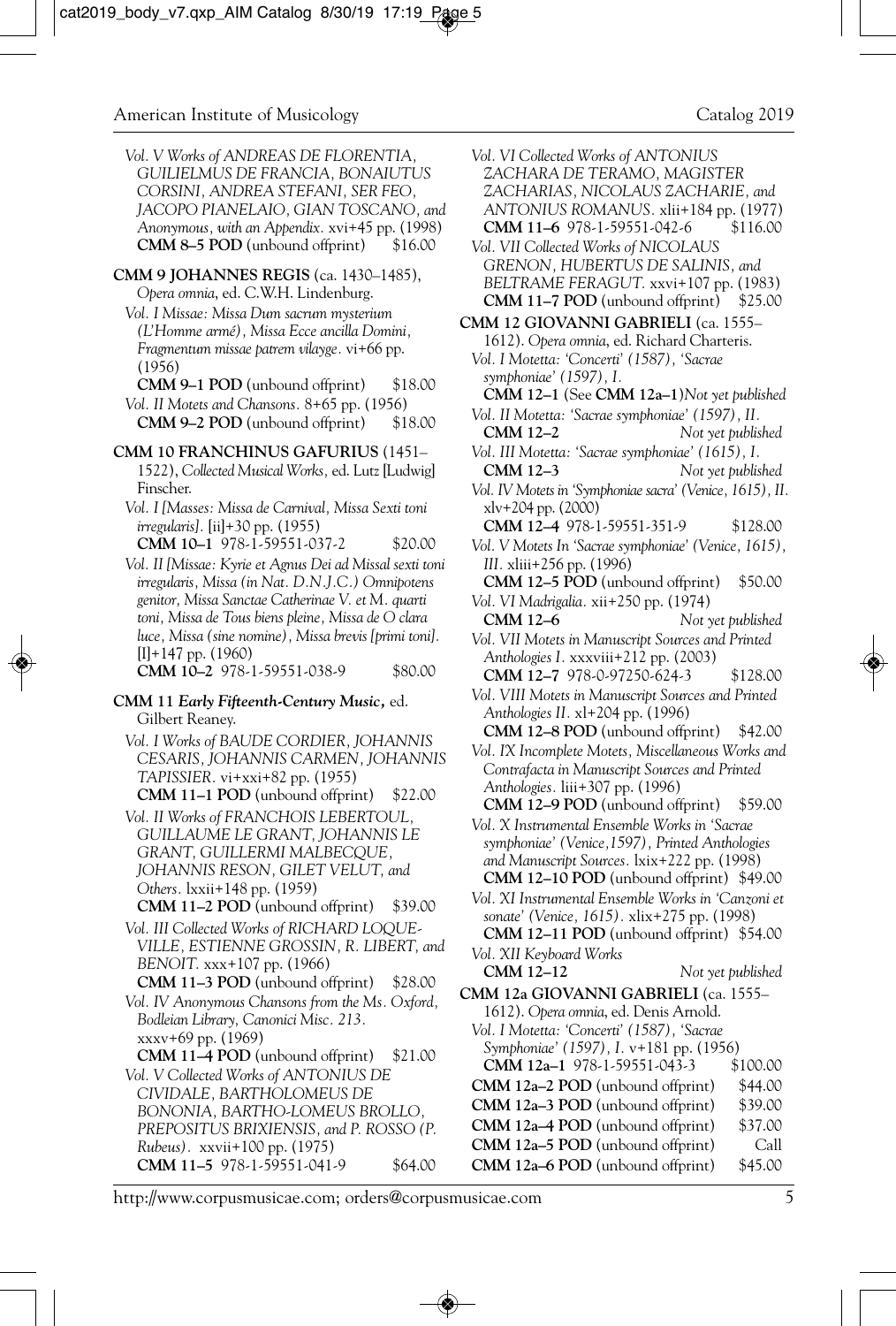*Vol. V Works of ANDREAS DE FLORENTIA, GUILIELMUS DE FRANCIA, BONAIUTUS CORSINI, ANDREA STEFANI, SER FEO, JACOPO PIANELAIO, GIAN TOSCANO, and Anonymous, with an Appendix.* xvi+45 pp. (1998)
**CMM 8–5 POD** (unbound offprint) $16.00

**CMM 9 JOHANNES REGIS** (ca. 1430–1485), *Opera omnia*, ed. C.W.H. Lindenburg.

*Vol. I Missae: Missa Dum sacrum mysterium (L'Homme armé), Missa Ecce ancilla Domini, Fragmentum missae patrem vilayge.* vi+66 pp. (1956)
**CMM 9–1 POD** (unbound offprint) $18.00

*Vol. II Motets and Chansons.* 8+65 pp. (1956)
**CMM 9–2 POD** (unbound offprint) $18.00

**CMM 10 FRANCHINUS GAFURIUS** (1451–1522), *Collected Musical Works*, ed. Lutz [Ludwig] Finscher.

*Vol. I [Masses: Missa de Carnival, Missa Sexti toni irregularis].* [ii]+30 pp. (1955)
**CMM 10–1** 978-1-59551-037-2 $20.00

*Vol. II [Missae: Kyrie et Agnus Dei ad Missal sexti toni irregularis, Missa (in Nat. D.N.J.C.) Omnipotens genitor, Missa Sanctae Catherinae V. et M. quarti toni, Missa de Tous biens pleine, Missa de O clara luce, Missa (sine nomine), Missa brevis [primi toni].* [I]+147 pp. (1960)
**CMM 10–2** 978-1-59551-038-9 $80.00

**CMM 11** ***Early Fifteenth-Century Music***, ed. Gilbert Reaney.

*Vol. I Works of BAUDE CORDIER, JOHANNIS CESARIS, JOHANNIS CARMEN, JOHANNIS TAPISSIER.* vi+xxi+82 pp. (1955)
**CMM 11–1 POD** (unbound offprint) $22.00

*Vol. II Works of FRANCHOIS LEBERTOUL, GUILLAUME LE GRANT, JOHANNIS LE GRANT, GUILLERMI MALBECQUE, JOHANNIS RESON, GILET VELUT, and Others.* lxxii+148 pp. (1959)
**CMM 11–2 POD** (unbound offprint) $39.00

*Vol. III Collected Works of RICHARD LOQUEVILLE, ESTIENNE GROSSIN, R. LIBERT, and BENOIT.* xxx+107 pp. (1966)
**CMM 11–3 POD** (unbound offprint) $28.00

*Vol. IV Anonymous Chansons from the Ms. Oxford, Bodleian Library, Canonici Misc. 213.* xxxv+69 pp. (1969)
**CMM 11–4 POD** (unbound offprint) $21.00

*Vol. V Collected Works of ANTONIUS DE CIVIDALE, BARTHOLOMEUS DE BONONIA, BARTHO-LOMEUS BROLLO, PREPOSITUS BRIXIENSIS, and P. ROSSO (P. Rubeus).* xxvii+100 pp. (1975)
**CMM 11–5** 978-1-59551-041-9 $64.00

*Vol. VI Collected Works of ANTONIUS ZACHARA DE TERAMO, MAGISTER ZACHARIAS, NICOLAUS ZACHARIE, and ANTONIUS ROMANUS.* xlii+184 pp. (1977)
**CMM 11–6** 978-1-59551-042-6 $116.00

*Vol. VII Collected Works of NICOLAUS GRENON, HUBERTUS DE SALINIS, and BELTRAME FERAGUT.* xxvi+107 pp. (1983)
**CMM 11–7 POD** (unbound offprint) $25.00

**CMM 12 GIOVANNI GABRIELI** (ca. 1555–1612). *Opera omnia*, ed. Richard Charteris.

*Vol. I Motetta: 'Concerti' (1587), 'Sacrae symphoniae' (1597), I.*
**CMM 12–1** (See **CMM 12a–1**) *Not yet published*

*Vol. II Motetta: 'Sacrae symphoniae' (1597), II.*
**CMM 12–2** *Not yet published*

*Vol. III Motetta: 'Sacrae symphoniae' (1615), I.*
**CMM 12–3** *Not yet published*

*Vol. IV Motets in 'Symphoniae sacra' (Venice, 1615), II.* xlv+204 pp. (2000)
**CMM 12–4** 978-1-59551-351-9 $128.00

*Vol. V Motets In 'Sacrae symphoniae' (Venice, 1615), III.* xliii+256 pp. (1996)
**CMM 12–5 POD** (unbound offprint) $50.00

*Vol. VI Madrigalia.* xii+250 pp. (1974)
**CMM 12–6** *Not yet published*

*Vol. VII Motets in Manuscript Sources and Printed Anthologies I.* xxxviii+212 pp. (2003)
**CMM 12–7** 978-0-97250-624-3 $128.00

*Vol. VIII Motets in Manuscript Sources and Printed Anthologies II.* xl+204 pp. (1996)
**CMM 12–8 POD** (unbound offprint) $42.00

*Vol. IX Incomplete Motets, Miscellaneous Works and Contrafacta in Manuscript Sources and Printed Anthologies.* liii+307 pp. (1996)
**CMM 12–9 POD** (unbound offprint) $59.00

*Vol. X Instrumental Ensemble Works in 'Sacrae symphoniae' (Venice,1597), Printed Anthologies and Manuscript Sources.* lxix+222 pp. (1998)
**CMM 12–10 POD** (unbound offprint) $49.00

*Vol. XI Instrumental Ensemble Works in 'Canzoni et sonate' (Venice, 1615).* xlix+275 pp. (1998)
**CMM 12–11 POD** (unbound offprint) $54.00

*Vol. XII Keyboard Works*
**CMM 12–12** *Not yet published*

**CMM 12a GIOVANNI GABRIELI** (ca. 1555–1612). *Opera omnia*, ed. Denis Arnold.

*Vol. I Motetta: 'Concerti' (1587), 'Sacrae Symphoniae' (1597), I.* v+181 pp. (1956)
**CMM 12a–1** 978-1-59551-043-3 $100.00

**CMM 12a–2 POD** (unbound offprint) $44.00
**CMM 12a–3 POD** (unbound offprint) $39.00
**CMM 12a–4 POD** (unbound offprint) $37.00
**CMM 12a–5 POD** (unbound offprint) Call
**CMM 12a–6 POD** (unbound offprint) $45.00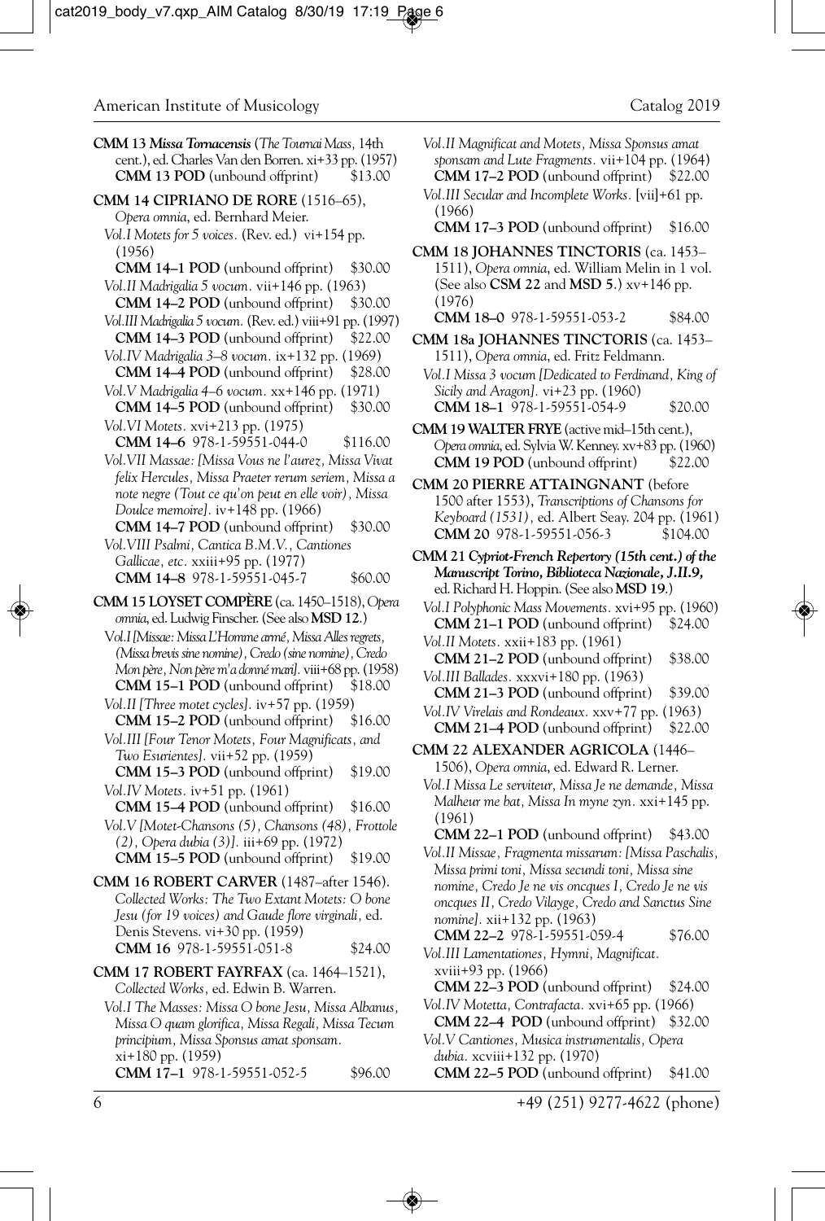**CMM 13** ***Missa Tornacensis*** (*The Tournai Mass*, 14th cent.), ed. Charles Van den Borren. xi+33 pp. (1957)
**CMM 13 POD** (unbound offprint) $13.00

**CMM 14 CIPRIANO DE RORE** (1516–65), *Opera omnia*, ed. Bernhard Meier.

*Vol.I Motets for 5 voices.* (Rev. ed.) vi+154 pp. (1956)
**CMM 14–1 POD** (unbound offprint) $30.00

*Vol.II Madrigalia 5 vocum.* vii+146 pp. (1963)
**CMM 14–2 POD** (unbound offprint) $30.00

*Vol.III Madrigalia 5 vocum.* (Rev. ed.) viii+91 pp. (1997)
**CMM 14–3 POD** (unbound offprint) $22.00

*Vol.IV Madrigalia 3–8 vocum.* ix+132 pp. (1969)
**CMM 14–4 POD** (unbound offprint) $28.00

*Vol.V Madrigalia 4–6 vocum.* xx+146 pp. (1971)
**CMM 14–5 POD** (unbound offprint) $30.00

*Vol.VI Motets.* xvi+213 pp. (1975)
**CMM 14–6** 978-1-59551-044-0 $116.00

*Vol.VII Massae: [Missa Vous ne l'aurez, Missa Vivat felix Hercules, Missa Praeter rerum seriem, Missa a note negre (Tout ce qu'on peut en elle voir), Missa Doulce memoire].* iv+148 pp. (1966)
**CMM 14–7 POD** (unbound offprint) $30.00

*Vol.VIII Psalmi, Cantica B.M.V., Cantiones Gallicae, etc.* xxiii+95 pp. (1977)
**CMM 14–8** 978-1-59551-045-7 $60.00

**CMM 15 LOYSET COMPÈRE** (ca. 1450–1518), *Opera omnia*, ed. Ludwig Finscher. (See also **MSD 12**.)

*Vol.I [Missae: Missa L'Homme armé, Missa Alles regrets, (Missa brevis sine nomine), Credo (sine nomine), Credo Mon père, Non père m'a donné mari].* viii+68 pp. (1958)
**CMM 15–1 POD** (unbound offprint) $18.00

*Vol.II [Three motet cycles].* iv+57 pp. (1959)
**CMM 15–2 POD** (unbound offprint) $16.00

*Vol.III [Four Tenor Motets, Four Magnificats, and Two Esurientes].* vii+52 pp. (1959)
**CMM 15–3 POD** (unbound offprint) $19.00

*Vol.IV Motets.* iv+51 pp. (1961)
**CMM 15–4 POD** (unbound offprint) $16.00

*Vol.V [Motet-Chansons (5), Chansons (48), Frottole (2), Opera dubia (3)].* iii+69 pp. (1972)
**CMM 15–5 POD** (unbound offprint) $19.00

**CMM 16 ROBERT CARVER** (1487–after 1546). *Collected Works: The Two Extant Motets: O bone Jesu (for 19 voices) and Gaude flore virginali*, ed. Denis Stevens. vi+30 pp. (1959)
**CMM 16** 978-1-59551-051-8 $24.00

**CMM 17 ROBERT FAYRFAX** (ca. 1464–1521), *Collected Works*, ed. Edwin B. Warren.

*Vol.I The Masses: Missa O bone Jesu, Missa Albanus, Missa O quam glorifica, Missa Regali, Missa Tecum principium, Missa Sponsus amat sponsam.* xi+180 pp. (1959)
**CMM 17–1** 978-1-59551-052-5 $96.00

*Vol.II Magnificat and Motets, Missa Sponsus amat sponsam and Lute Fragments.* vii+104 pp. (1964)
**CMM 17–2 POD** (unbound offprint) $22.00

*Vol.III Secular and Incomplete Works.* [vii]+61 pp. (1966)
**CMM 17–3 POD** (unbound offprint) $16.00

**CMM 18 JOHANNES TINCTORIS** (ca. 1453–1511), *Opera omnia*, ed. William Melin in 1 vol. (See also **CSM 22** and **MSD 5**.) xv+146 pp. (1976)
**CMM 18–0** 978-1-59551-053-2 $84.00

**CMM 18a JOHANNES TINCTORIS** (ca. 1453–1511), *Opera omnia*, ed. Fritz Feldmann.

*Vol.I Missa 3 vocum [Dedicated to Ferdinand, King of Sicily and Aragon].* vi+23 pp. (1960)
**CMM 18–1** 978-1-59551-054-9 $20.00

**CMM 19 WALTER FRYE** (active mid–15th cent.), *Opera omnia*, ed. Sylvia W. Kenney. xv+83 pp. (1960)
**CMM 19 POD** (unbound offprint) $22.00

**CMM 20 PIERRE ATTAINGNANT** (before 1500 after 1553), *Transcriptions of Chansons for Keyboard (1531)*, ed. Albert Seay. 204 pp. (1961)
**CMM 20** 978-1-59551-056-3 $104.00

**CMM 21** ***Cypriot-French Repertory (15th cent.) of the Manuscript Torino, Biblioteca Nazionale, J.II.9,*** ed. Richard H. Hoppin. (See also **MSD 19**.)

*Vol.I Polyphonic Mass Movements.* xvi+95 pp. (1960)
**CMM 21–1 POD** (unbound offprint) $24.00

*Vol.II Motets.* xxii+183 pp. (1961)
**CMM 21–2 POD** (unbound offprint) $38.00

*Vol.III Ballades.* xxxvi+180 pp. (1963)
**CMM 21–3 POD** (unbound offprint) $39.00

*Vol.IV Virelais and Rondeaux.* xxv+77 pp. (1963)
**CMM 21–4 POD** (unbound offprint) $22.00

**CMM 22 ALEXANDER AGRICOLA** (1446–1506), *Opera omnia*, ed. Edward R. Lerner.

*Vol.I Missa Le serviteur, Missa Je ne demande, Missa Malheur me bat, Missa In myne zyn.* xxi+145 pp. (1961)
**CMM 22–1 POD** (unbound offprint) $43.00

*Vol.II Missae, Fragmenta missarum: [Missa Paschalis, Missa primi toni, Missa secundi toni, Missa sine nomine, Credo Je ne vis oncques I, Credo Je ne vis oncques II, Credo Vilayge, Credo and Sanctus Sine nomine].* xii+132 pp. (1963)
**CMM 22–2** 978-1-59551-059-4 $76.00

*Vol.III Lamentationes, Hymni, Magnificat.* xviii+93 pp. (1966)
**CMM 22–3 POD** (unbound offprint) $24.00

*Vol.IV Motetta, Contrafacta.* xvi+65 pp. (1966)
**CMM 22–4 POD** (unbound offprint) $32.00

*Vol.V Cantiones, Musica instrumentalis, Opera dubia.* xcviii+132 pp. (1970)
**CMM 22–5 POD** (unbound offprint) $41.00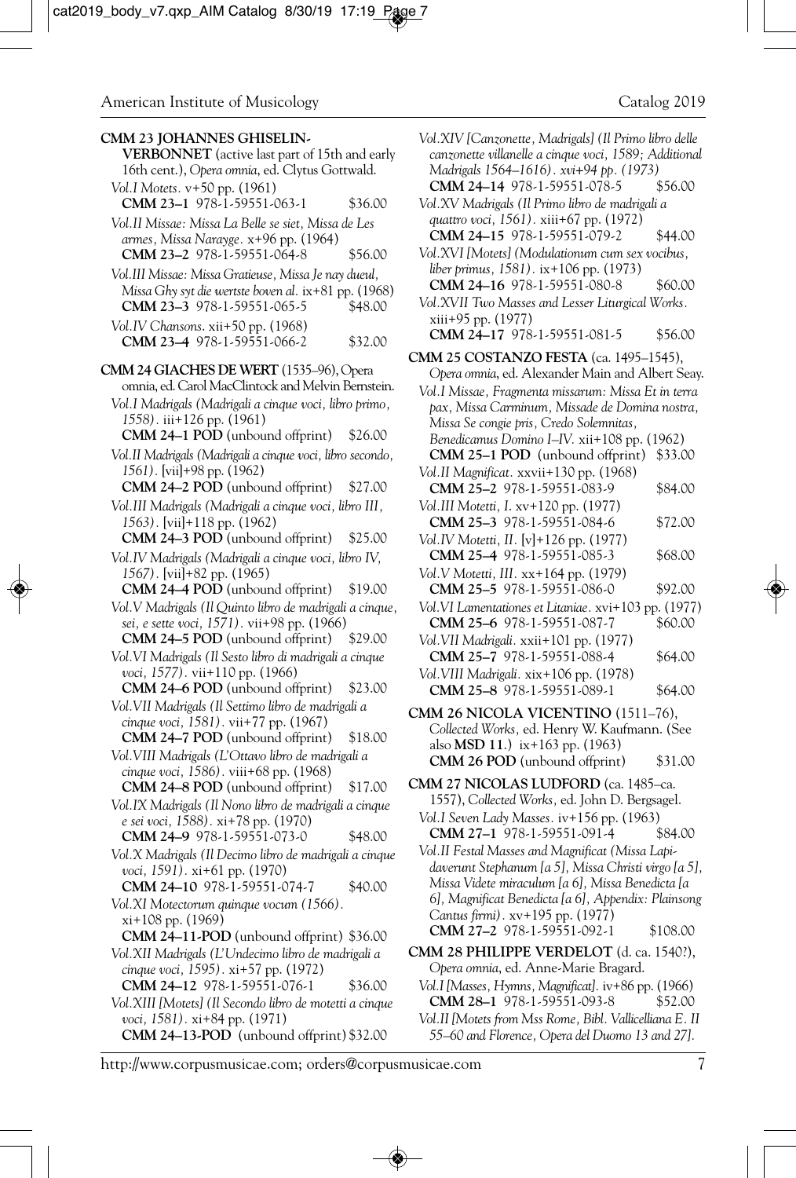**CMM 23 JOHANNES GHISELIN-VERBONNET** (active last part of 15th and early 16th cent.), *Opera omnia*, ed. Clytus Gottwald.

*Vol.I Motets.* v+50 pp. (1961)
**CMM 23–1** 978-1-59551-063-1 $36.00

*Vol.II Missae: Missa La Belle se siet, Missa de Les armes, Missa Narayge.* x+96 pp. (1964)
**CMM 23–2** 978-1-59551-064-8 $56.00

*Vol.III Missae: Missa Gratieuse, Missa Je nay dueul, Missa Ghy syt die wertste boven al.* ix+81 pp. (1968)
**CMM 23–3** 978-1-59551-065-5 $48.00

*Vol.IV Chansons.* xii+50 pp. (1968)
**CMM 23–4** 978-1-59551-066-2 $32.00

**CMM 24 GIACHES DE WERT** (1535–96), Opera omnia, ed. Carol MacClintock and Melvin Bernstein.

*Vol.I Madrigals (Madrigali a cinque voci, libro primo, 1558).* iii+126 pp. (1961)
**CMM 24–1 POD** (unbound offprint) $26.00

*Vol.II Madrigals (Madrigali a cinque voci, libro secondo, 1561).* [vii]+98 pp. (1962)
**CMM 24–2 POD** (unbound offprint) $27.00

*Vol.III Madrigals (Madrigali a cinque voci, libro III, 1563).* [vii]+118 pp. (1962)
**CMM 24–3 POD** (unbound offprint) $25.00

*Vol.IV Madrigals (Madrigali a cinque voci, libro IV, 1567).* [vii]+82 pp. (1965)
**CMM 24–4 POD** (unbound offprint) $19.00

*Vol.V Madrigals (Il Quinto libro de madrigali a cinque, sei, e sette voci, 1571).* vii+98 pp. (1966)
**CMM 24–5 POD** (unbound offprint) $29.00

*Vol.VI Madrigals (Il Sesto libro di madrigali a cinque voci, 1577).* vii+110 pp. (1966)
**CMM 24–6 POD** (unbound offprint) $23.00

*Vol.VII Madrigals (Il Settimo libro de madrigali a cinque voci, 1581).* vii+77 pp. (1967)
**CMM 24–7 POD** (unbound offprint) $18.00

*Vol.VIII Madrigals (L'Ottavo libro de madrigali a cinque voci, 1586).* viii+68 pp. (1968)
**CMM 24–8 POD** (unbound offprint) $17.00

*Vol.IX Madrigals (Il Nono libro de madrigali a cinque e sei voci, 1588).* xi+78 pp. (1970)
**CMM 24–9** 978-1-59551-073-0 $48.00

*Vol.X Madrigals (Il Decimo libro de madrigali a cinque voci, 1591).* xi+61 pp. (1970)
**CMM 24–10** 978-1-59551-074-7 $40.00

*Vol.XI Motectorum quinque vocum (1566).* xi+108 pp. (1969)
**CMM 24–11-POD** (unbound offprint) $36.00

*Vol.XII Madrigals (L'Undecimo libro de madrigali a cinque voci, 1595).* xi+57 pp. (1972)
**CMM 24–12** 978-1-59551-076-1 $36.00

*Vol.XIII [Motets] (Il Secondo libro de motetti a cinque voci, 1581).* xi+84 pp. (1971)
**CMM 24–13-POD** (unbound offprint) $32.00

*Vol.XIV [Canzonette, Madrigals] (Il Primo libro delle canzonette villanelle a cinque voci, 1589; Additional Madrigals 1564–1616). xvi+94 pp. (1973)*
**CMM 24–14** 978-1-59551-078-5 $56.00

*Vol.XV Madrigals (Il Primo libro de madrigali a quattro voci, 1561).* xiii+67 pp. (1972)
**CMM 24–15** 978-1-59551-079-2 $44.00

*Vol.XVI [Motets] (Modulationum cum sex vocibus, liber primus, 1581).* ix+106 pp. (1973)
**CMM 24–16** 978-1-59551-080-8 $60.00

*Vol.XVII Two Masses and Lesser Liturgical Works.* xiii+95 pp. (1977)
**CMM 24–17** 978-1-59551-081-5 $56.00

**CMM 25 COSTANZO FESTA** (ca. 1495–1545), *Opera omnia*, ed. Alexander Main and Albert Seay.

*Vol.I Missae, Fragmenta missarum: Missa Et in terra pax, Missa Carminum, Missade de Domina nostra, Missa Se congie pris, Credo Solemnitas, Benedicamus Domino I–IV.* xii+108 pp. (1962)
**CMM 25–1 POD** (unbound offprint) $33.00

*Vol.II Magnificat.* xxvii+130 pp. (1968)
**CMM 25–2** 978-1-59551-083-9 $84.00

*Vol.III Motetti, I.* xv+120 pp. (1977)
**CMM 25–3** 978-1-59551-084-6 $72.00

*Vol.IV Motetti, II.* [v]+126 pp. (1977)
**CMM 25–4** 978-1-59551-085-3 $68.00

*Vol.V Motetti, III.* xx+164 pp. (1979)
**CMM 25–5** 978-1-59551-086-0 $92.00

*Vol.VI Lamentationes et Litaniae.* xvi+103 pp. (1977)
**CMM 25–6** 978-1-59551-087-7 $60.00

*Vol.VII Madrigali.* xxii+101 pp. (1977)
**CMM 25–7** 978-1-59551-088-4 $64.00

*Vol.VIII Madrigali.* xix+106 pp. (1978)
**CMM 25–8** 978-1-59551-089-1 $64.00

**CMM 26 NICOLA VICENTINO** (1511–76), *Collected Works*, ed. Henry W. Kaufmann. (See also **MSD 11**.) ix+163 pp. (1963)
**CMM 26 POD** (unbound offprint) $31.00

**CMM 27 NICOLAS LUDFORD** (ca. 1485–ca. 1557), *Collected Works*, ed. John D. Bergsagel.

*Vol.I Seven Lady Masses.* iv+156 pp. (1963)
**CMM 27–1** 978-1-59551-091-4 $84.00

*Vol.II Festal Masses and Magnificat (Missa Lapidaverunt Stephanum [a 5], Missa Christi virgo [a 5], Missa Videte miraculum [a 6], Missa Benedicta [a 6], Magnificat Benedicta [a 6], Appendix: Plainsong Cantus firmi).* xv+195 pp. (1977)
**CMM 27–2** 978-1-59551-092-1 $108.00

**CMM 28 PHILIPPE VERDELOT** (d. ca. 1540?), *Opera omnia*, ed. Anne-Marie Bragard.

*Vol.I [Masses, Hymns, Magnificat].* iv+86 pp. (1966)
**CMM 28–1** 978-1-59551-093-8 $52.00

*Vol.II [Motets from Mss Rome, Bibl. Vallicelliana E. II 55–60 and Florence, Opera del Duomo 13 and 27].*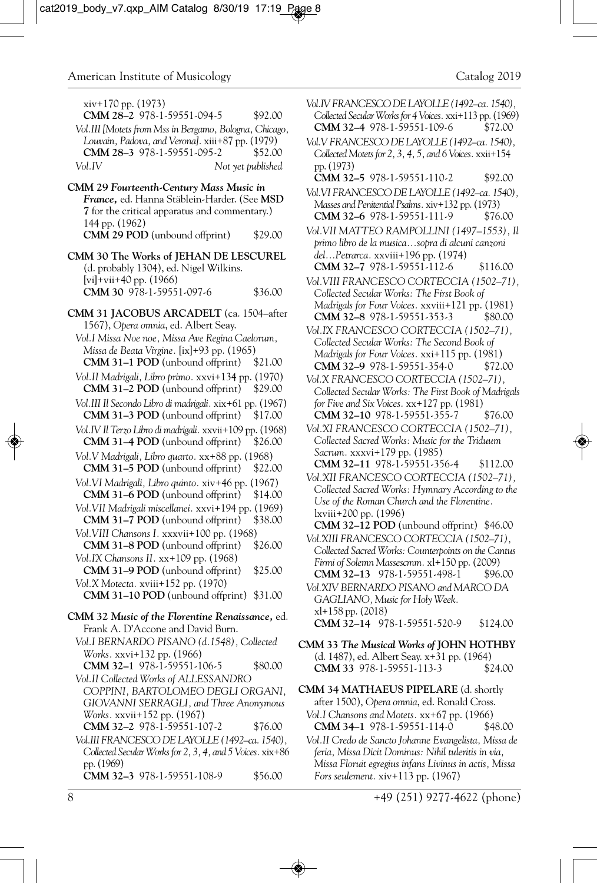xiv+170 pp. (1973)
**CMM 28–2** 978-1-59551-094-5 $92.00

*Vol.III [Motets from Mss in Bergamo, Bologna, Chicago, Louvain, Padova, and Verona].* xiii+87 pp. (1979)
**CMM 28–3** 978-1-59551-095-2 $52.00

*Vol.IV* *Not yet published*

**CMM 29** ***Fourteenth-Century Mass Music in France,*** ed. Hanna Stäblein-Harder. (See **MSD 7** for the critical apparatus and commentary.) 144 pp. (1962)
**CMM 29 POD** (unbound offprint) $29.00

**CMM 30 The Works of JEHAN DE LESCUREL** (d. probably 1304), ed. Nigel Wilkins. [vi]+vii+40 pp. (1966)
**CMM 30** 978-1-59551-097-6 $36.00

**CMM 31 JACOBUS ARCADELT** (ca. 1504–after 1567), *Opera omnia*, ed. Albert Seay.

*Vol.I Missa Noe noe, Missa Ave Regina Caelorum, Missa de Beata Virgine.* [ix]+93 pp. (1965)
**CMM 31–1 POD** (unbound offprint) $21.00

*Vol.II Madrigali, Libro primo.* xxvi+134 pp. (1970)
**CMM 31–2 POD** (unbound offprint) $29.00

*Vol.III Il Secondo Libro di madrigali.* xix+61 pp. (1967)
**CMM 31–3 POD** (unbound offprint) $17.00

*Vol.IV Il Terzo Libro di madrigali.* xxvii+109 pp. (1968)
**CMM 31–4 POD** (unbound offprint) $26.00

*Vol.V Madrigali, Libro quarto.* xx+88 pp. (1968)
**CMM 31–5 POD** (unbound offprint) $22.00

*Vol.VI Madrigali, Libro quinto.* xiv+46 pp. (1967)
**CMM 31–6 POD** (unbound offprint) $14.00

*Vol.VII Madrigali miscellanei.* xxvi+194 pp. (1969)
**CMM 31–7 POD** (unbound offprint) $38.00

*Vol.VIII Chansons I.* xxxvii+100 pp. (1968)
**CMM 31–8 POD** (unbound offprint) $26.00

*Vol.IX Chansons II.* xx+109 pp. (1968)
**CMM 31–9 POD** (unbound offprint) $25.00

*Vol.X Motecta.* xviii+152 pp. (1970)
**CMM 31–10 POD** (unbound offprint) $31.00

**CMM 32** ***Music of the Florentine Renaissance,*** ed. Frank A. D'Accone and David Burn.

*Vol.I BERNARDO PISANO (d.1548), Collected Works.* xxvi+132 pp. (1966)
**CMM 32–1** 978-1-59551-106-5 $80.00

*Vol.II Collected Works of ALESSANDRO COPPINI, BARTOLOMEO DEGLI ORGANI, GIOVANNI SERRAGLI, and Three Anonymous Works.* xxvii+152 pp. (1967)
**CMM 32–2** 978-1-59551-107-2 $76.00

*Vol.III FRANCESCO DE LAYOLLE (1492–ca. 1540), Collected Secular Works for 2, 3, 4, and 5 Voices.* xix+86 pp. (1969)
**CMM 32–3** 978-1-59551-108-9 $56.00

*Vol.IV FRANCESCO DE LAYOLLE (1492–ca. 1540), Collected Secular Works for 4 Voices.* xxi+113 pp. (1969)
**CMM 32–4** 978-1-59551-109-6 $72.00

*Vol.V FRANCESCO DE LAYOLLE (1492–ca. 1540), Collected Motets for 2, 3, 4, 5, and 6 Voices.* xxii+154 pp. (1973)
**CMM 32–5** 978-1-59551-110-2 $92.00

*Vol.VI FRANCESCO DE LAYOLLE (1492–ca. 1540), Masses and Penitential Psalms.* xiv+132 pp. (1973)
**CMM 32–6** 978-1-59551-111-9 $76.00

*Vol.VII MATTEO RAMPOLLINI (1497–1553), Il primo libro de la musica…sopra di alcuni canzoni del…Petrarca.* xxviii+196 pp. (1974)
**CMM 32–7** 978-1-59551-112-6 $116.00

*Vol.VIII FRANCESCO CORTECCIA (1502–71), Collected Secular Works: The First Book of Madrigals for Four Voices.* xxviii+121 pp. (1981)
**CMM 32–8** 978-1-59551-353-3 $80.00

*Vol.IX FRANCESCO CORTECCIA (1502–71), Collected Secular Works: The Second Book of Madrigals for Four Voices.* xxi+115 pp. (1981)
**CMM 32–9** 978-1-59551-354-0 $72.00

*Vol.X FRANCESCO CORTECCIA (1502–71), Collected Secular Works: The First Book of Madrigals for Five and Six Voices.* xx+127 pp. (1981)
**CMM 32–10** 978-1-59551-355-7 $76.00

*Vol.XI FRANCESCO CORTECCIA (1502–71), Collected Sacred Works: Music for the Triduum Sacrum.* xxxvi+179 pp. (1985)
**CMM 32–11** 978-1-59551-356-4 $112.00

*Vol.XII FRANCESCO CORTECCIA (1502–71), Collected Sacred Works: Hymnary According to the Use of the Roman Church and the Florentine.* lxviii+200 pp. (1996)
**CMM 32–12 POD** (unbound offprint) $46.00

*Vol.XIII FRANCESCO CORTECCIA (1502–71), Collected Sacred Works: Counterpoints on the Cantus Firmi of Solemn Massescmm.* xl+150 pp. (2009)
**CMM 32–13** 978-1-59551-498-1 $96.00

*Vol.XIV BERNARDO PISANO and MARCO DA GAGLIANO, Music for Holy Week.* xl+158 pp. (2018)
**CMM 32–14** 978-1-59551-520-9 $124.00

**CMM 33** ***The Musical Works of*** **JOHN HOTHBY** (d. 1487), ed. Albert Seay. x+31 pp. (1964)
**CMM 33** 978-1-59551-113-3 $24.00

**CMM 34 MATHAEUS PIPELARE** (d. shortly after 1500), *Opera omnia*, ed. Ronald Cross.

*Vol.I Chansons and Motets.* xx+67 pp. (1966)
**CMM 34–1** 978-1-59551-114-0 $48.00

*Vol.II Credo de Sancto Johanne Evangelista, Missa de feria, Missa Dicit Dominus: Nihil tuleritis in via, Missa Floruit egregius infans Livinus in actis, Missa Fors seulement.* xiv+113 pp. (1967)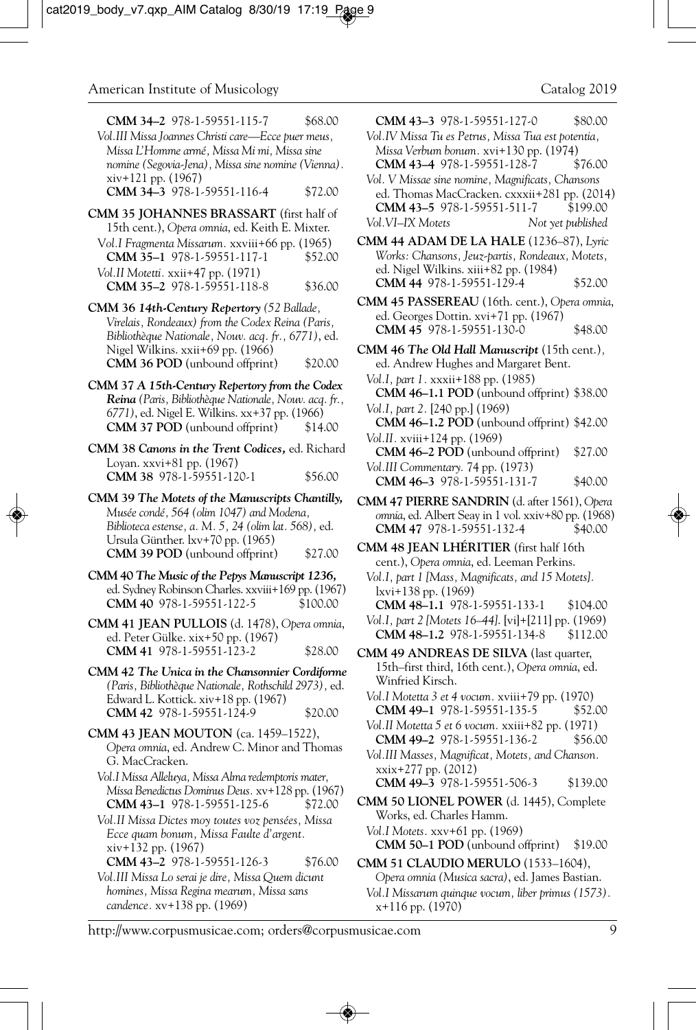**CMM 34–2** 978-1-59551-115-7 $68.00

*Vol.III Missa Joannes Christi care—Ecce puer meus, Missa L'Homme armé, Missa Mi mi, Missa sine nomine (Segovia-Jena), Missa sine nomine (Vienna).* xiv+121 pp. (1967)

**CMM 34–3** 978-1-59551-116-4 $72.00

**CMM 35 JOHANNES BRASSART** (first half of 15th cent.), *Opera omnia*, ed. Keith E. Mixter.

*Vol.I Fragmenta Missarum.* xxviii+66 pp. (1965)

**CMM 35–1** 978-1-59551-117-1 $52.00

*Vol.II Motetti.* xxii+47 pp. (1971)

**CMM 35–2** 978-1-59551-118-8 $36.00

**CMM 36** *14th-Century Repertory (52 Ballade, Virelais, Rondeaux) from the Codex Reina (Paris, Bibliothèque Nationale, Nouv. acq. fr., 6771)*, ed. Nigel Wilkins. xxii+69 pp. (1966)

**CMM 36 POD** (unbound offprint) $20.00

**CMM 37** ***A 15th-Century Repertory from the Codex Reina*** *(Paris, Bibliothèque Nationale, Nouv. acq. fr., 6771)*, ed. Nigel E. Wilkins. xx+37 pp. (1966)

**CMM 37 POD** (unbound offprint) $14.00

**CMM 38** ***Canons in the Trent Codices,*** ed. Richard Loyan. xxvi+81 pp. (1967)

**CMM 38** 978-1-59551-120-1 $56.00

**CMM 39** ***The Motets of the Manuscripts Chantilly,*** *Musée condé, 564 (olim 1047) and Modena, Biblioteca estense, a. M. 5, 24 (olim lat. 568)*, ed. Ursula Günther. lxv+70 pp. (1965)

**CMM 39 POD** (unbound offprint) $27.00

**CMM 40** ***The Music of the Pepys Manuscript 1236,*** ed. Sydney Robinson Charles. xxviii+169 pp. (1967)

**CMM 40** 978-1-59551-122-5 $100.00

**CMM 41 JEAN PULLOIS** (d. 1478), *Opera omnia*, ed. Peter Gülke. xix+50 pp. (1967)

**CMM 41** 978-1-59551-123-2 $28.00

**CMM 42** ***The Unica in the Chansonnier Cordiforme*** *(Paris, Bibliothèque Nationale, Rothschild 2973)*, ed. Edward L. Kottick. xiv+18 pp. (1967)

**CMM 42** 978-1-59551-124-9 $20.00

**CMM 43 JEAN MOUTON** (ca. 1459–1522), *Opera omnia*, ed. Andrew C. Minor and Thomas G. MacCracken.

*Vol.I Missa Alleluya, Missa Alma redemptoris mater, Missa Benedictus Dominus Deus.* xv+128 pp. (1967)

**CMM 43–1** 978-1-59551-125-6 $72.00

*Vol.II Missa Dictes moy toutes voz pensées, Missa Ecce quam bonum, Missa Faulte d'argent.* xiv+132 pp. (1967)

**CMM 43–2** 978-1-59551-126-3 $76.00

*Vol.III Missa Lo serai je dire, Missa Quem dicunt homines, Missa Regina mearum, Missa sans candence.* xv+138 pp. (1969)

**CMM 43–3** 978-1-59551-127-0 $80.00

*Vol.IV Missa Tu es Petrus, Missa Tua est potentia, Missa Verbum bonum.* xvi+130 pp. (1974)

**CMM 43–4** 978-1-59551-128-7 $76.00

*Vol. V Missae sine nomine, Magnificats, Chansons* ed. Thomas MacCracken. cxxxii+281 pp. (2014)

**CMM 43–5** 978-1-59551-511-7 $199.00

*Vol.VI–IX Motets* *Not yet published*

**CMM 44 ADAM DE LA HALE** (1236–87), *Lyric Works: Chansons, Jeux-partis, Rondeaux, Motets*, ed. Nigel Wilkins. xiii+82 pp. (1984)

**CMM 44** 978-1-59551-129-4 $52.00

**CMM 45 PASSEREAU** (16th. cent.), *Opera omnia*, ed. Georges Dottin. xvi+71 pp. (1967)

**CMM 45** 978-1-59551-130-0 $48.00

**CMM 46** ***The Old Hall Manuscript*** (15th cent.), ed. Andrew Hughes and Margaret Bent.

*Vol.I, part 1.* xxxii+188 pp. (1985)

**CMM 46–1.1 POD** (unbound offprint) $38.00

*Vol.I, part 2.* [240 pp.] (1969)

**CMM 46–1.2 POD** (unbound offprint) $42.00

*Vol.II.* xviii+124 pp. (1969)

**CMM 46–2 POD** (unbound offprint) $27.00

*Vol.III Commentary.* 74 pp. (1973)

**CMM 46–3** 978-1-59551-131-7 $40.00

**CMM 47 PIERRE SANDRIN** (d. after 1561), *Opera omnia*, ed. Albert Seay in 1 vol. xxiv+80 pp. (1968)

**CMM 47** 978-1-59551-132-4 $40.00

**CMM 48 JEAN LHÉRITIER** (first half 16th cent.), *Opera omnia*, ed. Leeman Perkins.

*Vol.I, part 1 [Mass, Magnificats, and 15 Motets].* lxvi+138 pp. (1969)

**CMM 48–1.1** 978-1-59551-133-1 $104.00

*Vol.I, part 2 [Motets 16–44].* [vi]+[211] pp. (1969)

**CMM 48–1.2** 978-1-59551-134-8 $112.00

**CMM 49 ANDREAS DE SILVA** (last quarter, 15th–first third, 16th cent.), *Opera omnia*, ed. Winfried Kirsch.

*Vol.I Motetta 3 et 4 vocum.* xviii+79 pp. (1970)

**CMM 49–1** 978-1-59551-135-5 $52.00

*Vol.II Motetta 5 et 6 vocum.* xxiii+82 pp. (1971)

**CMM 49–2** 978-1-59551-136-2 $56.00

*Vol.III Masses, Magnificat, Motets, and Chanson.* xxix+277 pp. (2012)

**CMM 49–3** 978-1-59551-506-3 $139.00

**CMM 50 LIONEL POWER** (d. 1445), Complete Works, ed. Charles Hamm.

*Vol.I Motets.* xxv+61 pp. (1969)

**CMM 50–1 POD** (unbound offprint) $19.00

**CMM 51 CLAUDIO MERULO** (1533–1604), *Opera omnia (Musica sacra)*, ed. James Bastian.

*Vol.I Missarum quinque vocum, liber primus (1573).* x+116 pp. (1970)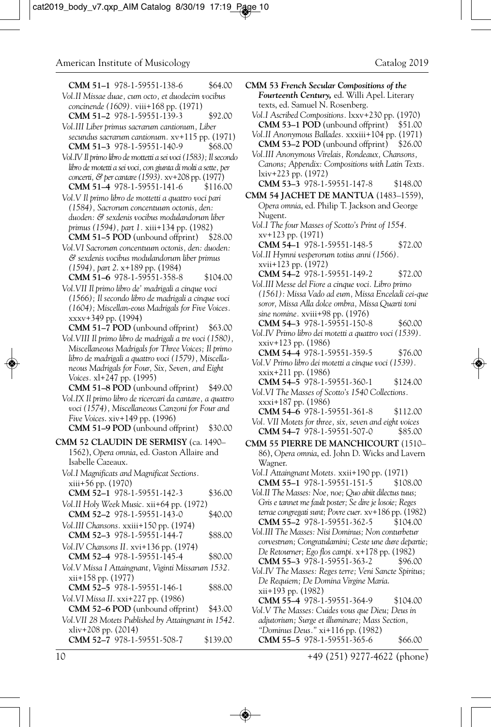**CMM 51–1** 978-1-59551-138-6 $64.00

*Vol.II Missae duae, cum octo, et duodecim vocibus concinende (1609).* viii+168 pp. (1971)
**CMM 51–2** 978-1-59551-139-3 $92.00

*Vol.III Liber primus sacrarum cantionum, Liber secundus sacrarum cantionum.* xv+115 pp. (1971)
**CMM 51–3** 978-1-59551-140-9 $68.00

*Vol.IV Il primo libro de mottetti a sei voci (1583); Il secondo libro de motetti a sei voci, con giunta di molti a sette, per concerti, & per cantare (1593).* xv+208 pp. (1977)
**CMM 51–4** 978-1-59551-141-6 $116.00

*Vol.V Il primo libro de mottetti a quattro voci pari (1584), Sacrorum concentuum octonis, den: duoden: & sexdenis vocibus modulandorum liber primus (1594), part 1.* xiii+134 pp. (1982)
**CMM 51–5 POD** (unbound offprint) $28.00

*Vol.VI Sacrorum concentuum octonis, den: duoden: & sexdenis vocibus modulandorum liber primus (1594), part 2.* x+189 pp. (1984)
**CMM 51–6** 978-1-59551-358-8 $104.00

*Vol.VII Il primo libro de' madrigali a cinque voci (1566); Il secondo libro de madrigali a cinque voci (1604); Miscellan-eous Madrigals for Five Voices.* xxxv+349 pp. (1994)
**CMM 51–7 POD** (unbound offprint) $63.00

*Vol.VIII Il primo libro de madrigali a tre voci (1580), Miscellaneous Madrigals for Three Voices; Il primo libro de madrigali a quattro voci (1579), Miscellaneous Madrigals for Four, Six, Seven, and Eight Voices.* xl+247 pp. (1995)
**CMM 51–8 POD** (unbound offprint) $49.00

*Vol.IX Il primo libro de ricercari da cantare, a quattro voci (1574), Miscellaneous Canzoni for Four and Five Voices.* xiv+149 pp. (1996)
**CMM 51–9 POD** (unbound offprint) $30.00

**CMM 52 CLAUDIN DE SERMISY** (ca. 1490–1562), *Opera omnia*, ed. Gaston Allaire and Isabelle Cazeaux.

*Vol.I Magnificats and Magnificat Sections.* xiii+56 pp. (1970)
**CMM 52–1** 978-1-59551-142-3 $36.00

*Vol.II Holy Week Music.* xii+64 pp. (1972)
**CMM 52–2** 978-1-59551-143-0 $40.00

*Vol.III Chansons.* xxiii+150 pp. (1974)
**CMM 52–3** 978-1-59551-144-7 $88.00

*Vol.IV Chansons II.* xvi+136 pp. (1974)
**CMM 52–4** 978-1-59551-145-4 $80.00

*Vol.V Missa I Attaingnant, Viginti Missarum 1532.* xii+158 pp. (1977)
**CMM 52–5** 978-1-59551-146-1 $88.00

*Vol.VI Missa II.* xxi+227 pp. (1986)
**CMM 52–6 POD** (unbound offprint) $43.00

*Vol.VII 28 Motets Published by Attaingnant in 1542.* xliv+208 pp. (2014)
**CMM 52–7** 978-1-59551-508-7 $139.00

**CMM 53** ***French Secular Compositions of the Fourteenth Century,*** ed. Willi Apel. Literary texts, ed. Samuel N. Rosenberg.

*Vol.I Ascribed Compositions.* lxxv+230 pp. (1970)
**CMM 53–1 POD** (unbound offprint) $51.00

*Vol.II Anonymous Ballades.* xxxiii+104 pp. (1971)
**CMM 53–2 POD** (unbound offprint) $26.00

*Vol.III Anonymous Virelais, Rondeaux, Chansons, Canons; Appendix: Compositions with Latin Texts.* lxiv+223 pp. (1972)
**CMM 53–3** 978-1-59551-147-8 $148.00

**CMM 54 JACHET DE MANTUA** (1483–1559), *Opera omnia*, ed. Philip T. Jackson and George Nugent.

*Vol.I The four Masses of Scotto's Print of 1554.* xv+123 pp. (1971)
**CMM 54–1** 978-1-59551-148-5 $72.00

*Vol.II Hymni vesperorum totius anni (1566).* xvii+123 pp. (1972)
**CMM 54–2** 978-1-59551-149-2 $72.00

*Vol.III Messe del Fiore a cinque voci. Libro primo (1561): Missa Vado ad eum, Missa Enceladi cei-que soror, Missa Alla dolce ombra, Missa Quarti toni sine nomine.* xviii+98 pp. (1976)
**CMM 54–3** 978-1-59551-150-8 $60.00

*Vol.IV Primo libro dei motetti a quattro voci (1539).* xxiv+123 pp. (1986)
**CMM 54–4** 978-1-59551-359-5 $76.00

*Vol.V Primo libro dei motetti a cinque voci (1539).* xxix+211 pp. (1986)
**CMM 54–5** 978-1-59551-360-1 $124.00

*Vol.VI The Masses of Scotto's 1540 Collections.* xxxi+187 pp. (1986)
**CMM 54–6** 978-1-59551-361-8 $112.00

*Vol. VII Motets for three, six, seven and eight voices*
**CMM 54–7** 978-1-59551-507-0 $85.00

**CMM 55 PIERRE DE MANCHICOURT** (1510–86), *Opera omnia*, ed. John D. Wicks and Lavern Wagner.

*Vol.I Attaingnant Motets.* xxii+190 pp. (1971)
**CMM 55–1** 978-1-59551-151-5 $108.00

*Vol.II The Masses: Noe, noe; Quo abiit dilectus tuus; Gris e tannet me fault poster; Se dire je losoie; Reges terrae congregati sunt; Povre cuer.* xv+186 pp. (1982)
**CMM 55–2** 978-1-59551-362-5 $104.00

*Vol.III The Masses: Nisi Dominus; Non conturbetur corvestrum; Congratulamini; Ceste une dure departie; De Retourner; Ego flos campi.* x+178 pp. (1982)
**CMM 55–3** 978-1-59551-363-2 $96.00

*Vol.IV The Masses: Reges terre; Veni Sancte Spiritus; De Requiem; De Domina Virgine Maria.* xii+193 pp. (1982)
**CMM 55–4** 978-1-59551-364-9 $104.00

*Vol.V The Masses: Cuides vous que Dieu; Deus in adjutorium; Surge et illuminare; Mass Section, "Dominus Deus."* xi+116 pp. (1982)
**CMM 55–5** 978-1-59551-365-6 $66.00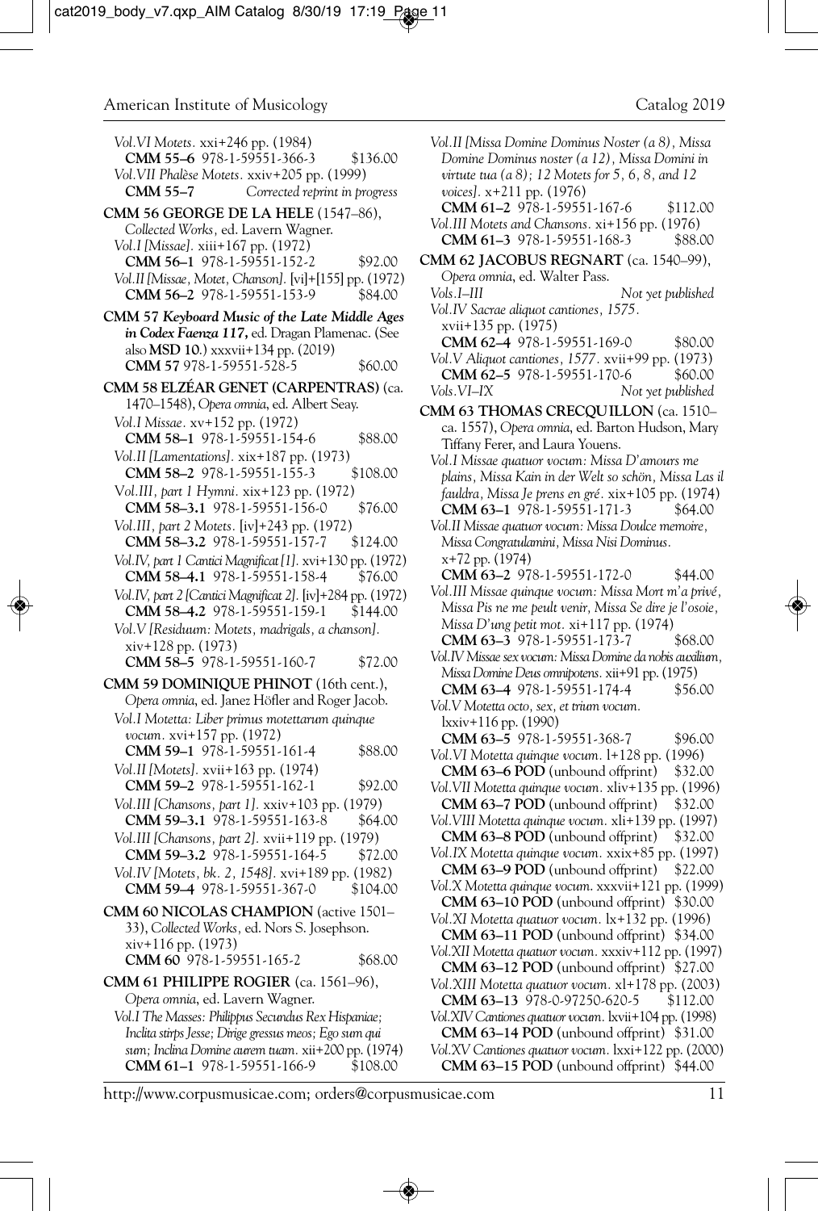*Vol.VI Motets.* xxi+246 pp. (1984)
**CMM 55–6** 978-1-59551-366-3 $136.00

*Vol.VII Phalèse Motets.* xxiv+205 pp. (1999)
**CMM 55–7** *Corrected reprint in progress*

**CMM 56 GEORGE DE LA HELE** (1547–86), *Collected Works*, ed. Lavern Wagner.

*Vol.I [Missae].* xiii+167 pp. (1972)
**CMM 56–1** 978-1-59551-152-2 $92.00

*Vol.II [Missae, Motet, Chanson].* [vi]+[155] pp. (1972)
**CMM 56–2** 978-1-59551-153-9 $84.00

**CMM 57** ***Keyboard Music of the Late Middle Ages in Codex Faenza 117,*** ed. Dragan Plamenac. (See also **MSD 10**.) xxxvii+134 pp. (2019)
**CMM 57** 978-1-59551-528-5 $60.00

**CMM 58 ELZÉAR GENET (CARPENTRAS)** (ca. 1470–1548), *Opera omnia*, ed. Albert Seay.

*Vol.I Missae.* xv+152 pp. (1972)
**CMM 58–1** 978-1-59551-154-6 $88.00

*Vol.II [Lamentations].* xix+187 pp. (1973)
**CMM 58–2** 978-1-59551-155-3 $108.00

*Vol.III, part 1 Hymni.* xix+123 pp. (1972)
**CMM 58–3.1** 978-1-59551-156-0 $76.00

*Vol.III, part 2 Motets.* [iv]+243 pp. (1972)
**CMM 58–3.2** 978-1-59551-157-7 $124.00

*Vol.IV, part 1 Cantici Magnificat [1].* xvi+130 pp. (1972)
**CMM 58–4.1** 978-1-59551-158-4 $76.00

*Vol.IV, part 2 [Cantici Magnificat 2].* [iv]+284 pp. (1972)
**CMM 58–4.2** 978-1-59551-159-1 $144.00

*Vol.V [Residuum: Motets, madrigals, a chanson].* xiv+128 pp. (1973)
**CMM 58–5** 978-1-59551-160-7 $72.00

**CMM 59 DOMINIQUE PHINOT** (16th cent.), *Opera omnia*, ed. Janez Höfler and Roger Jacob.

*Vol.I Motetta: Liber primus motettarum quinque vocum.* xvi+157 pp. (1972)
**CMM 59–1** 978-1-59551-161-4 $88.00

*Vol.II [Motets].* xvii+163 pp. (1974)
**CMM 59–2** 978-1-59551-162-1 $92.00

*Vol.III [Chansons, part 1].* xxiv+103 pp. (1979)
**CMM 59–3.1** 978-1-59551-163-8 $64.00

*Vol.III [Chansons, part 2].* xvii+119 pp. (1979)
**CMM 59–3.2** 978-1-59551-164-5 $72.00

*Vol.IV [Motets, bk. 2, 1548].* xvi+189 pp. (1982)
**CMM 59–4** 978-1-59551-367-0 $104.00

**CMM 60 NICOLAS CHAMPION** (active 1501–33), *Collected Works*, ed. Nors S. Josephson. xiv+116 pp. (1973)
**CMM 60** 978-1-59551-165-2 $68.00

**CMM 61 PHILIPPE ROGIER** (ca. 1561–96), *Opera omnia*, ed. Lavern Wagner.

*Vol.I The Masses: Philippus Secundus Rex Hispaniae; Inclita stirps Jesse; Dirige gressus meos; Ego sum qui sum; Inclina Domine aurem tuam.* xii+200 pp. (1974)
**CMM 61–1** 978-1-59551-166-9 $108.00

*Vol.II [Missa Domine Dominus Noster (a 8), Missa Domine Dominus noster (a 12), Missa Domini in virtute tua (a 8); 12 Motets for 5, 6, 8, and 12 voices].* x+211 pp. (1976)
**CMM 61–2** 978-1-59551-167-6 $112.00

*Vol.III Motets and Chansons.* xi+156 pp. (1976)
**CMM 61–3** 978-1-59551-168-3 $88.00

**CMM 62 JACOBUS REGNART** (ca. 1540–99), *Opera omnia*, ed. Walter Pass.

*Vols.I–III* *Not yet published*

*Vol.IV Sacrae aliquot cantiones, 1575.* xvii+135 pp. (1975)
**CMM 62–4** 978-1-59551-169-0 $80.00

*Vol.V Aliquot cantiones, 1577.* xvii+99 pp. (1973)
**CMM 62–5** 978-1-59551-170-6 $60.00

*Vols.VI–IX* *Not yet published*

**CMM 63 THOMAS CRECQUILLON** (ca. 1510–ca. 1557), *Opera omnia*, ed. Barton Hudson, Mary Tiffany Ferer, and Laura Youens.

*Vol.I Missae quatuor vocum: Missa D'amours me plains, Missa Kain in der Welt so schön, Missa Las il fauldra, Missa Je prens en gré.* xix+105 pp. (1974)
**CMM 63–1** 978-1-59551-171-3 $64.00

*Vol.II Missae quatuor vocum: Missa Doulce memoire, Missa Congratulamini, Missa Nisi Dominus.* x+72 pp. (1974)
**CMM 63–2** 978-1-59551-172-0 $44.00

*Vol.III Missae quinque vocum: Missa Mort m'a privé, Missa Pis ne me peult venir, Missa Se dire je l'osoie, Missa D'ung petit mot.* xi+117 pp. (1974)
**CMM 63–3** 978-1-59551-173-7 $68.00

*Vol.IV Missae sex vocum: Missa Domine da nobis auxilium, Missa Domine Deus omnipotens.* xii+91 pp. (1975)
**CMM 63–4** 978-1-59551-174-4 $56.00

*Vol.V Motetta octo, sex, et trium vocum.* lxxiv+116 pp. (1990)
**CMM 63–5** 978-1-59551-368-7 $96.00

*Vol.VI Motetta quinque vocum.* l+128 pp. (1996)
**CMM 63–6 POD** (unbound offprint) $32.00

*Vol.VII Motetta quinque vocum.* xliv+135 pp. (1996)
**CMM 63–7 POD** (unbound offprint) $32.00

*Vol.VIII Motetta quinque vocum.* xli+139 pp. (1997)
**CMM 63–8 POD** (unbound offprint) $32.00

*Vol.IX Motetta quinque vocum.* xxix+85 pp. (1997)
**CMM 63–9 POD** (unbound offprint) $22.00

*Vol.X Motetta quinque vocum.* xxxvii+121 pp. (1999)
**CMM 63–10 POD** (unbound offprint) $30.00

*Vol.XI Motetta quatuor vocum.* lx+132 pp. (1996)
**CMM 63–11 POD** (unbound offprint) $34.00

*Vol.XII Motetta quatuor vocum.* xxxiv+112 pp. (1997)
**CMM 63–12 POD** (unbound offprint) $27.00

*Vol.XIII Motetta quatuor vocum.* xl+178 pp. (2003)
**CMM 63–13** 978-0-97250-620-5 $112.00

*Vol.XIV Cantiones quatuor vocum.* lxvii+104 pp. (1998)
**CMM 63–14 POD** (unbound offprint) $31.00

*Vol.XV Cantiones quatuor vocum.* lxxi+122 pp. (2000)
**CMM 63–15 POD** (unbound offprint) $44.00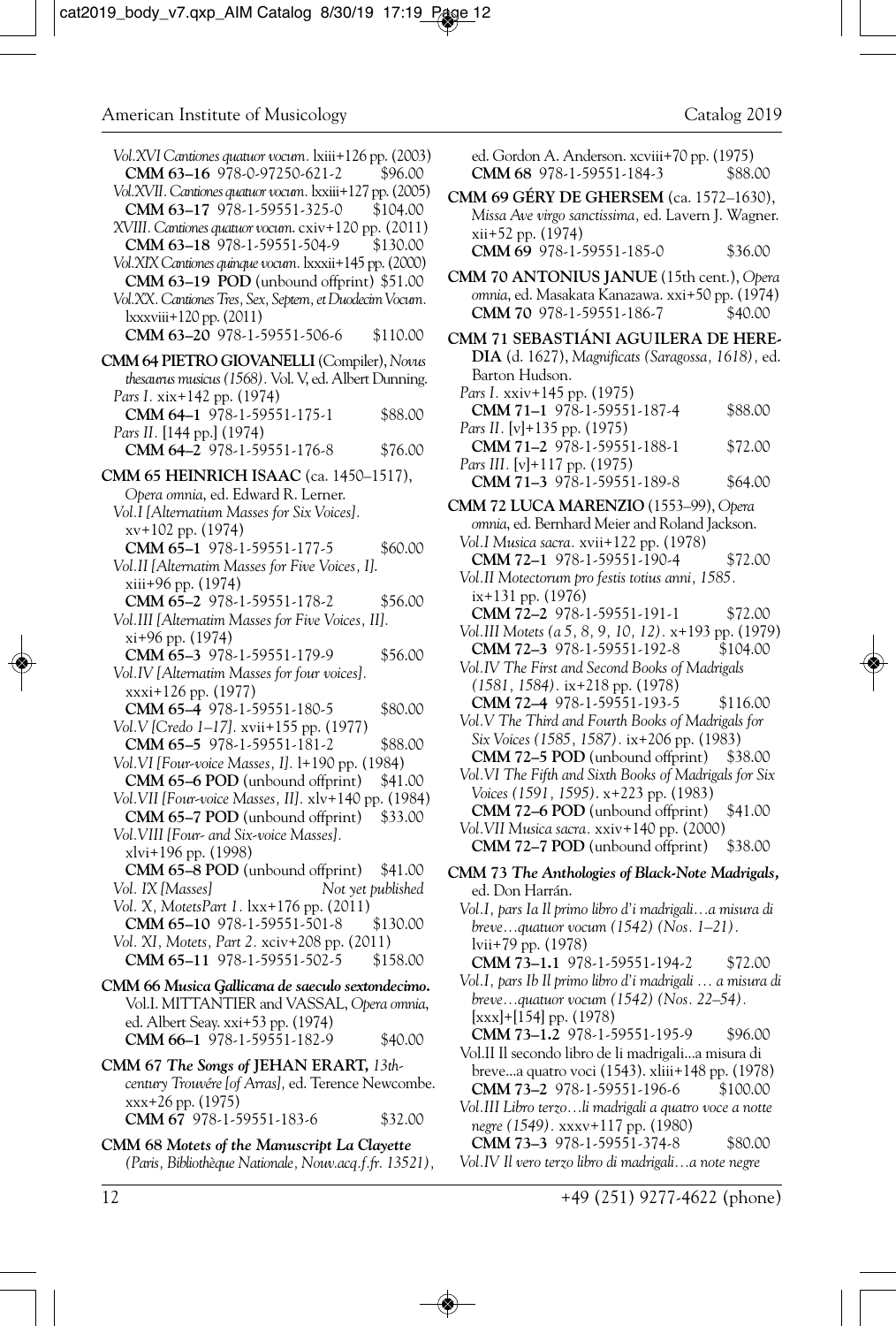*Vol.XVI Cantiones quatuor vocum*. lxiii+126 pp. (2003)
**CMM 63–16** 978-0-97250-621-2 $96.00

*Vol.XVII. Cantiones quatuor vocum*. lxxiii+127 pp. (2005)
**CMM 63–17** 978-1-59551-325-0 $104.00

*XVIII. Cantiones quatuor vocum*. cxiv+120 pp. (2011)
**CMM 63–18** 978-1-59551-504-9 $130.00

*Vol.XIX Cantiones quinque vocum*. lxxxii+145 pp. (2000)
**CMM 63–19 POD** (unbound offprint) $51.00

*Vol.XX. Cantiones Tres, Sex, Septem, et Duodecim Vocum*. lxxxviii+120 pp. (2011)
**CMM 63–20** 978-1-59551-506-6 $110.00

**CMM 64 PIETRO GIOVANELLI** (Compiler), *Novus thesaurus musicus (1568)*. Vol. V, ed. Albert Dunning.

*Pars I.* xix+142 pp. (1974)
**CMM 64–1** 978-1-59551-175-1 $88.00

*Pars II.* [144 pp.] (1974)
**CMM 64–2** 978-1-59551-176-8 $76.00

**CMM 65 HEINRICH ISAAC** (ca. 1450–1517), *Opera omnia*, ed. Edward R. Lerner.

*Vol.I [Alternatium Masses for Six Voices].* xv+102 pp. (1974)
**CMM 65–1** 978-1-59551-177-5 $60.00

*Vol.II [Alternatim Masses for Five Voices, I].* xiii+96 pp. (1974)
**CMM 65–2** 978-1-59551-178-2 $56.00

*Vol.III [Alternatim Masses for Five Voices, II].* xi+96 pp. (1974)
**CMM 65–3** 978-1-59551-179-9 $56.00

*Vol.IV [Alternatim Masses for four voices].* xxxi+126 pp. (1977)
**CMM 65–4** 978-1-59551-180-5 $80.00

*Vol.V [Credo 1–17].* xvii+155 pp. (1977)
**CMM 65–5** 978-1-59551-181-2 $88.00

*Vol.VI [Four-voice Masses, I].* l+190 pp. (1984)
**CMM 65–6 POD** (unbound offprint) $41.00

*Vol.VII [Four-voice Masses, II].* xlv+140 pp. (1984)
**CMM 65–7 POD** (unbound offprint) $33.00

*Vol.VIII [Four- and Six-voice Masses].* xlvi+196 pp. (1998)
**CMM 65–8 POD** (unbound offprint) $41.00

*Vol. IX [Masses]* *Not yet published*

*Vol. X, MotetsPart 1.* lxx+176 pp. (2011)
**CMM 65–10** 978-1-59551-501-8 $130.00

*Vol. XI, Motets, Part 2.* xciv+208 pp. (2011)
**CMM 65–11** 978-1-59551-502-5 $158.00

**CMM 66** ***Musica Gallicana de saeculo sextondecimo.*** Vol.I. MITTANTIER and VASSAL, *Opera omnia*, ed. Albert Seay. xxi+53 pp. (1974)
**CMM 66–1** 978-1-59551-182-9 $40.00

**CMM 67** ***The Songs of* JEHAN ERART,** *13th-century Trouvére [of Arras]*, ed. Terence Newcombe. xxx+26 pp. (1975)
**CMM 67** 978-1-59551-183-6 $32.00

**CMM 68** ***Motets of the Manuscript La Clayette*** *(Paris, Bibliothèque Nationale, Nouv.acq.f.fr. 13521)*, ed. Gordon A. Anderson. xcviii+70 pp. (1975)
**CMM 68** 978-1-59551-184-3 $88.00

**CMM 69 GÉRY DE GHERSEM** (ca. 1572–1630), *Missa Ave virgo sanctissima*, ed. Lavern J. Wagner. xii+52 pp. (1974)
**CMM 69** 978-1-59551-185-0 $36.00

**CMM 70 ANTONIUS JANUE** (15th cent.), *Opera omnia*, ed. Masakata Kanazawa. xxi+50 pp. (1974)
**CMM 70** 978-1-59551-186-7 $40.00

**CMM 71 SEBASTIÁNI AGUILERA DE HEREDIA** (d. 1627), *Magnificats (Saragossa, 1618)*, ed. Barton Hudson.

*Pars I.* xxiv+145 pp. (1975)
**CMM 71–1** 978-1-59551-187-4 $88.00

*Pars II.* [v]+135 pp. (1975)
**CMM 71–2** 978-1-59551-188-1 $72.00

*Pars III.* [v]+117 pp. (1975)
**CMM 71–3** 978-1-59551-189-8 $64.00

**CMM 72 LUCA MARENZIO** (1553–99), *Opera omnia*, ed. Bernhard Meier and Roland Jackson.

*Vol.I Musica sacra.* xvii+122 pp. (1978)
**CMM 72–1** 978-1-59551-190-4 $72.00

*Vol.II Motectorum pro festis totius anni, 1585.* ix+131 pp. (1976)
**CMM 72–2** 978-1-59551-191-1 $72.00

*Vol.III Motets (a 5, 8, 9, 10, 12).* x+193 pp. (1979)
**CMM 72–3** 978-1-59551-192-8 $104.00

*Vol.IV The First and Second Books of Madrigals (1581, 1584).* ix+218 pp. (1978)
**CMM 72–4** 978-1-59551-193-5 $116.00

*Vol.V The Third and Fourth Books of Madrigals for Six Voices (1585, 1587).* ix+206 pp. (1983)
**CMM 72–5 POD** (unbound offprint) $38.00

*Vol.VI The Fifth and Sixth Books of Madrigals for Six Voices (1591, 1595)*. x+223 pp. (1983)
**CMM 72–6 POD** (unbound offprint) $41.00

*Vol.VII Musica sacra.* xxiv+140 pp. (2000)
**CMM 72–7 POD** (unbound offprint) $38.00

**CMM 73** ***The Anthologies of Black-Note Madrigals,*** ed. Don Harrán.

*Vol.I, pars Ia Il primo libro d'i madrigali…a misura di breve…quatuor vocum (1542) (Nos. 1–21).* lvii+79 pp. (1978)
**CMM 73–1.1** 978-1-59551-194-2 $72.00

*Vol.I, pars Ib Il primo libro d'i madrigali … a misura di breve…quatuor vocum (1542) (Nos. 22–54).* [xxx]+[154] pp. (1978)
**CMM 73–1.2** 978-1-59551-195-9 $96.00

Vol.II Il secondo libro de li madrigali...a misura di breve...a quatro voci (1543). xliii+148 pp. (1978)
**CMM 73–2** 978-1-59551-196-6 $100.00

*Vol.III Libro terzo…li madrigali a quatro voce a notte negre (1549).* xxxv+117 pp. (1980)
**CMM 73–3** 978-1-59551-374-8 $80.00

*Vol.IV Il vero terzo libro di madrigali…a note negre*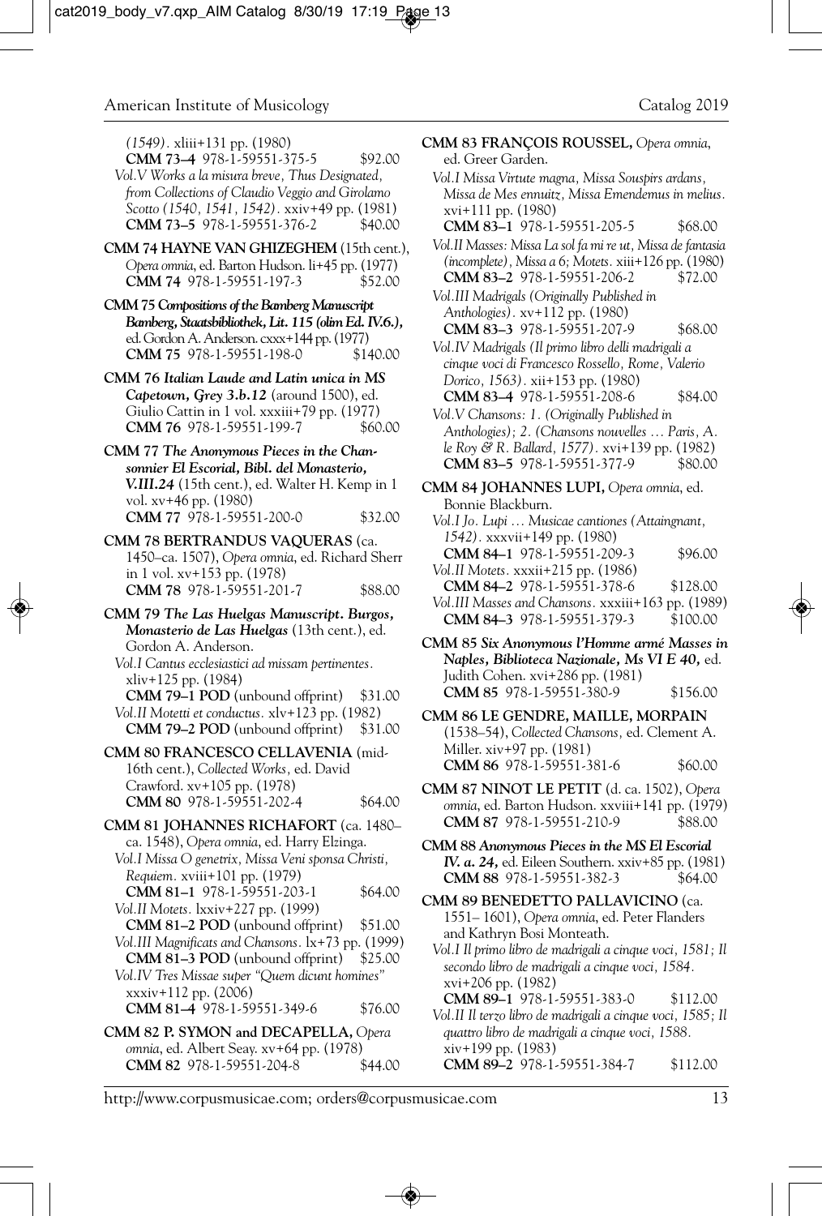*(1549).* xliii+131 pp. (1980)
**CMM 73–4** 978-1-59551-375-5 $92.00

*Vol.V Works a la misura breve, Thus Designated, from Collections of Claudio Veggio and Girolamo Scotto (1540, 1541, 1542).* xxiv+49 pp. (1981)
**CMM 73–5** 978-1-59551-376-2 $40.00

**CMM 74 HAYNE VAN GHIZEGHEM** (15th cent.), *Opera omnia*, ed. Barton Hudson. li+45 pp. (1977)
**CMM 74** 978-1-59551-197-3 $52.00

**CMM 75 *Compositions of the Bamberg Manuscript Bamberg, Staatsbibliothek, Lit. 115 (olim Ed. IV.6.),*** ed. Gordon A. Anderson. cxxx+144 pp. (1977)
**CMM 75** 978-1-59551-198-0 $140.00

**CMM 76 *Italian Laude and Latin unica in MS Capetown, Grey 3.b.12*** (around 1500), ed. Giulio Cattin in 1 vol. xxxiii+79 pp. (1977)
**CMM 76** 978-1-59551-199-7 $60.00

**CMM 77 *The Anonymous Pieces in the Chansonnier El Escorial, Bibl. del Monasterio, V.III.24*** (15th cent.), ed. Walter H. Kemp in 1 vol. xv+46 pp. (1980)
**CMM 77** 978-1-59551-200-0 $32.00

**CMM 78 BERTRANDUS VAQUERAS** (ca. 1450–ca. 1507), *Opera omnia*, ed. Richard Sherr in 1 vol. xv+153 pp. (1978)
**CMM 78** 978-1-59551-201-7 $88.00

**CMM 79 *The Las Huelgas Manuscript. Burgos, Monasterio de Las Huelgas*** (13th cent.), ed. Gordon A. Anderson.

*Vol.I Cantus ecclesiastici ad missam pertinentes.* xliv+125 pp. (1984)
**CMM 79–1 POD** (unbound offprint) $31.00

*Vol.II Motetti et conductus.* xlv+123 pp. (1982)
**CMM 79–2 POD** (unbound offprint) $31.00

**CMM 80 FRANCESCO CELLAVENIA** (mid-16th cent.), *Collected Works*, ed. David Crawford. xv+105 pp. (1978)
**CMM 80** 978-1-59551-202-4 $64.00

**CMM 81 JOHANNES RICHAFORT** (ca. 1480–ca. 1548), *Opera omnia*, ed. Harry Elzinga.

*Vol.I Missa O genetrix, Missa Veni sponsa Christi, Requiem.* xviii+101 pp. (1979)
**CMM 81–1** 978-1-59551-203-1 $64.00

*Vol.II Motets.* lxxiv+227 pp. (1999)
**CMM 81–2 POD** (unbound offprint) $51.00

*Vol.III Magnificats and Chansons.* lx+73 pp. (1999)
**CMM 81–3 POD** (unbound offprint) $25.00

*Vol.IV Tres Missae super "Quem dicunt homines"* xxxiv+112 pp. (2006)
**CMM 81–4** 978-1-59551-349-6 $76.00

**CMM 82 P. SYMON and DECAPELLA,** *Opera omnia*, ed. Albert Seay. xv+64 pp. (1978)
**CMM 82** 978-1-59551-204-8 $44.00

**CMM 83 FRANÇOIS ROUSSEL,** *Opera omnia*, ed. Greer Garden.

*Vol.I Missa Virtute magna, Missa Souspirs ardans, Missa de Mes ennuitz, Missa Emendemus in melius.* xvi+111 pp. (1980)
**CMM 83–1** 978-1-59551-205-5 $68.00

*Vol.II Masses: Missa La sol fa mi re ut, Missa de fantasia (incomplete), Missa a 6; Motets.* xiii+126 pp. (1980)
**CMM 83–2** 978-1-59551-206-2 $72.00

*Vol.III Madrigals (Originally Published in Anthologies).* xv+112 pp. (1980)
**CMM 83–3** 978-1-59551-207-9 $68.00

*Vol.IV Madrigals (Il primo libro delli madrigali a cinque voci di Francesco Rossello, Rome, Valerio Dorico, 1563).* xii+153 pp. (1980)
**CMM 83–4** 978-1-59551-208-6 $84.00

*Vol.V Chansons: 1. (Originally Published in Anthologies); 2. (Chansons nouvelles … Paris, A. le Roy & R. Ballard, 1577).* xvi+139 pp. (1982)
**CMM 83–5** 978-1-59551-377-9 $80.00

**CMM 84 JOHANNES LUPI,** *Opera omnia*, ed. Bonnie Blackburn.

*Vol.I Jo. Lupi … Musicae cantiones (Attaingnant, 1542).* xxxvii+149 pp. (1980)
**CMM 84–1** 978-1-59551-209-3 $96.00

*Vol.II Motets.* xxxii+215 pp. (1986)
**CMM 84–2** 978-1-59551-378-6 $128.00

*Vol.III Masses and Chansons.* xxxiii+163 pp. (1989)
**CMM 84–3** 978-1-59551-379-3 $100.00

**CMM 85 *Six Anonymous l'Homme armé Masses in Naples, Biblioteca Nazionale, Ms VI E 40,*** ed. Judith Cohen. xvi+286 pp. (1981)
**CMM 85** 978-1-59551-380-9 $156.00

**CMM 86 LE GENDRE, MAILLE, MORPAIN** (1538–54), *Collected Chansons*, ed. Clement A. Miller. xiv+97 pp. (1981)
**CMM 86** 978-1-59551-381-6 $60.00

**CMM 87 NINOT LE PETIT** (d. ca. 1502), *Opera omnia*, ed. Barton Hudson. xxviii+141 pp. (1979)
**CMM 87** 978-1-59551-210-9 $88.00

**CMM 88 *Anonymous Pieces in the MS El Escorial IV. a. 24,*** ed. Eileen Southern. xxiv+85 pp. (1981)
**CMM 88** 978-1-59551-382-3 $64.00

**CMM 89 BENEDETTO PALLAVICINO** (ca. 1551– 1601), *Opera omnia*, ed. Peter Flanders and Kathryn Bosi Monteath.

*Vol.I Il primo libro de madrigali a cinque voci, 1581; Il secondo libro de madrigali a cinque voci, 1584.* xvi+206 pp. (1982)
**CMM 89–1** 978-1-59551-383-0 $112.00

*Vol.II Il terzo libro de madrigali a cinque voci, 1585; Il quattro libro de madrigali a cinque voci, 1588.* xiv+199 pp. (1983)
**CMM 89–2** 978-1-59551-384-7 $112.00

http://www.corpusmusicae.com; orders@corpusmusicae.com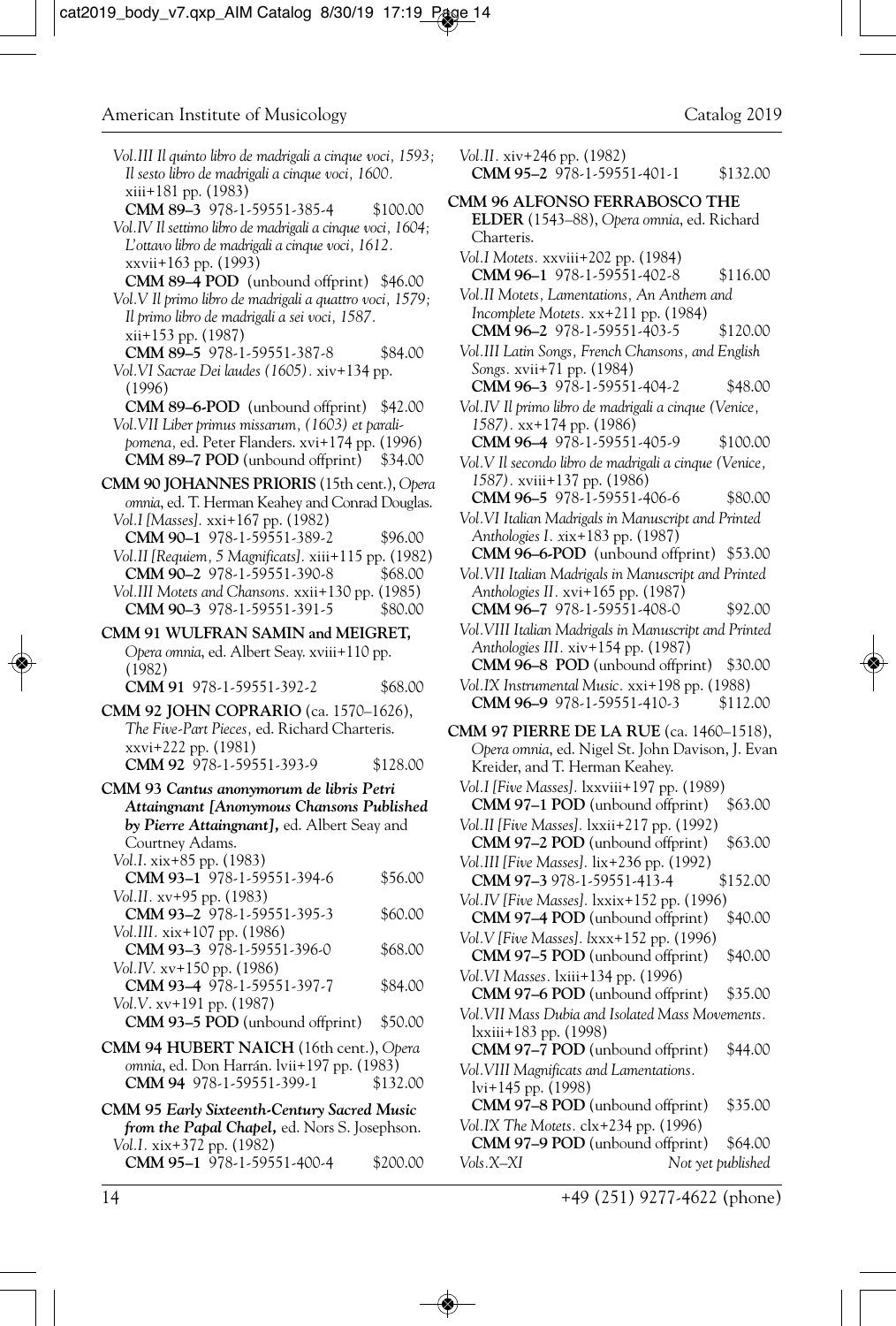*Vol.III Il quinto libro de madrigali a cinque voci, 1593; Il sesto libro de madrigali a cinque voci, 1600.* xiii+181 pp. (1983)
**CMM 89–3** 978-1-59551-385-4 $100.00

*Vol.IV Il settimo libro de madrigali a cinque voci, 1604; L'ottavo libro de madrigali a cinque voci, 1612.* xxvii+163 pp. (1993)
**CMM 89–4 POD** (unbound offprint) $46.00

*Vol.V Il primo libro de madrigali a quattro voci, 1579; Il primo libro de madrigali a sei voci, 1587.* xii+153 pp. (1987)
**CMM 89–5** 978-1-59551-387-8 $84.00

*Vol.VI Sacrae Dei laudes (1605).* xiv+134 pp. (1996)
**CMM 89–6-POD** (unbound offprint) $42.00

*Vol.VII Liber primus missarum, (1603) et paralipomena,* ed. Peter Flanders. xvi+174 pp. (1996)
**CMM 89–7 POD** (unbound offprint) $34.00

**CMM 90 JOHANNES PRIORIS** (15th cent.), *Opera omnia*, ed. T. Herman Keahey and Conrad Douglas.
*Vol.I [Masses].* xxi+167 pp. (1982)
**CMM 90–1** 978-1-59551-389-2 $96.00

*Vol.II [Requiem, 5 Magnificats].* xiii+115 pp. (1982)
**CMM 90–2** 978-1-59551-390-8 $68.00

*Vol.III Motets and Chansons.* xxii+130 pp. (1985)
**CMM 90–3** 978-1-59551-391-5 $80.00

**CMM 91 WULFRAN SAMIN and MEIGRET,** *Opera omnia*, ed. Albert Seay. xviii+110 pp. (1982)
**CMM 91** 978-1-59551-392-2 $68.00

**CMM 92 JOHN COPRARIO** (ca. 1570–1626), *The Five-Part Pieces,* ed. Richard Charteris. xxvi+222 pp. (1981)
**CMM 92** 978-1-59551-393-9 $128.00

**CMM 93 *Cantus anonymorum de libris Petri Attaingnant [Anonymous Chansons Published by Pierre Attaingnant],*** ed. Albert Seay and Courtney Adams.
*Vol.I.* xix+85 pp. (1983)
**CMM 93–1** 978-1-59551-394-6 $56.00

*Vol.II.* xv+95 pp. (1983)
**CMM 93–2** 978-1-59551-395-3 $60.00

*Vol.III.* xix+107 pp. (1986)
**CMM 93–3** 978-1-59551-396-0 $68.00

*Vol.IV.* xv+150 pp. (1986)
**CMM 93–4** 978-1-59551-397-7 $84.00

*Vol.V.* xv+191 pp. (1987)
**CMM 93–5 POD** (unbound offprint) $50.00

**CMM 94 HUBERT NAICH** (16th cent.), *Opera omnia*, ed. Don Harrán. lvii+197 pp. (1983)
**CMM 94** 978-1-59551-399-1 $132.00

**CMM 95 *Early Sixteenth-Century Sacred Music from the Papal Chapel,*** ed. Nors S. Josephson.
*Vol.I.* xix+372 pp. (1982)
**CMM 95–1** 978-1-59551-400-4 $200.00

*Vol.II.* xiv+246 pp. (1982)
**CMM 95–2** 978-1-59551-401-1 $132.00

**CMM 96 ALFONSO FERRABOSCO THE ELDER** (1543–88), *Opera omnia*, ed. Richard Charteris.
*Vol.I Motets.* xxviii+202 pp. (1984)
**CMM 96–1** 978-1-59551-402-8 $116.00

*Vol.II Motets, Lamentations, An Anthem and Incomplete Motets.* xx+211 pp. (1984)
**CMM 96–2** 978-1-59551-403-5 $120.00

*Vol.III Latin Songs, French Chansons, and English Songs.* xvii+71 pp. (1984)
**CMM 96–3** 978-1-59551-404-2 $48.00

*Vol.IV Il primo libro de madrigali a cinque (Venice, 1587).* xx+174 pp. (1986)
**CMM 96–4** 978-1-59551-405-9 $100.00

*Vol.V Il secondo libro de madrigali a cinque (Venice, 1587).* xviii+137 pp. (1986)
**CMM 96–5** 978-1-59551-406-6 $80.00

*Vol.VI Italian Madrigals in Manuscript and Printed Anthologies I.* xix+183 pp. (1987)
**CMM 96–6-POD** (unbound offprint) $53.00

*Vol.VII Italian Madrigals in Manuscript and Printed Anthologies II.* xvi+165 pp. (1987)
**CMM 96–7** 978-1-59551-408-0 $92.00

*Vol.VIII Italian Madrigals in Manuscript and Printed Anthologies III.* xiv+154 pp. (1987)
**CMM 96–8 POD** (unbound offprint) $30.00

*Vol.IX Instrumental Music.* xxi+198 pp. (1988)
**CMM 96–9** 978-1-59551-410-3 $112.00

**CMM 97 PIERRE DE LA RUE** (ca. 1460–1518), *Opera omnia*, ed. Nigel St. John Davison, J. Evan Kreider, and T. Herman Keahey.
*Vol.I [Five Masses].* lxxviii+197 pp. (1989)
**CMM 97–1 POD** (unbound offprint) $63.00

*Vol.II [Five Masses].* lxxii+217 pp. (1992)
**CMM 97–2 POD** (unbound offprint) $63.00

*Vol.III [Five Masses].* lix+236 pp. (1992)
**CMM 97–3** 978-1-59551-413-4 $152.00

*Vol.IV [Five Masses].* lxxix+152 pp. (1996)
**CMM 97–4 POD** (unbound offprint) $40.00

*Vol.V [Five Masses].* lxxx+152 pp. (1996)
**CMM 97–5 POD** (unbound offprint) $40.00

*Vol.VI Masses.* lxiii+134 pp. (1996)
**CMM 97–6 POD** (unbound offprint) $35.00

*Vol.VII Mass Dubia and Isolated Mass Movements.* lxxiii+183 pp. (1998)
**CMM 97–7 POD** (unbound offprint) $44.00

*Vol.VIII Magnificats and Lamentations.* lvi+145 pp. (1998)
**CMM 97–8 POD** (unbound offprint) $35.00

*Vol.IX The Motets.* clx+234 pp. (1996)
**CMM 97–9 POD** (unbound offprint) $64.00

*Vols.X–XI* *Not yet published*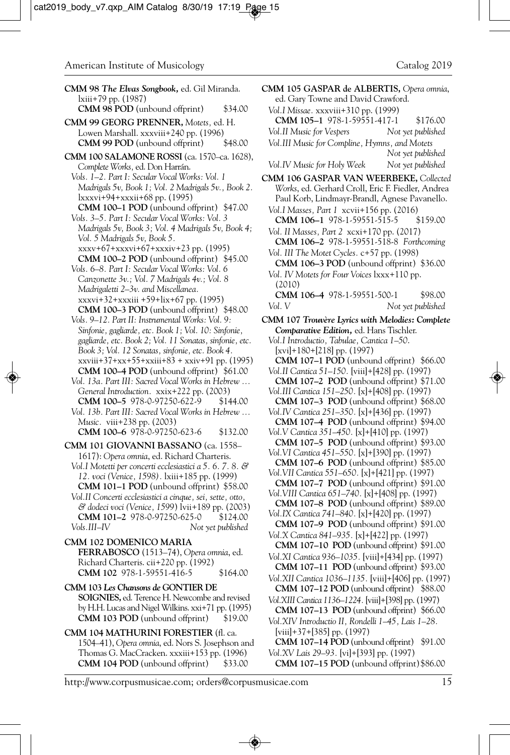**CMM 98** ***The Elvas Songbook,*** ed. Gil Miranda. lxiii+79 pp. (1987)
**CMM 98 POD** (unbound offprint) $34.00

**CMM 99 GEORG PRENNER,** *Motets,* ed. H. Lowen Marshall. xxxviii+240 pp. (1996)
**CMM 99 POD** (unbound offprint) $48.00

**CMM 100 SALAMONE ROSSI** (ca. 1570–ca. 1628), *Complete Works*, ed. Don Harrán.
*Vols. 1–2. Part I: Secular Vocal Works: Vol. 1 Madrigals 5v, Book 1; Vol. 2 Madrigals 5v., Book 2.* lxxxvi+94+xxxii+68 pp. (1995)
**CMM 100–1 POD** (unbound offprint) $47.00
*Vols. 3–5. Part I: Secular Vocal Works: Vol. 3 Madrigals 5v, Book 3; Vol. 4 Madrigals 5v, Book 4; Vol. 5 Madrigals 5v, Book 5.* xxxv+67+xxxvi+67+xxxiv+23 pp. (1995)
**CMM 100–2 POD** (unbound offprint) $45.00
*Vols. 6–8. Part I: Secular Vocal Works: Vol. 6 Canzonette 3v.; Vol. 7 Madrigals 4v.; Vol. 8 Madrigaletti 2–3v. and Miscellanea.* xxxvi+32+xxxiii +59+lix+67 pp. (1995)
**CMM 100–3 POD** (unbound offprint) $48.00
*Vols. 9–12. Part II: Instrumental Works: Vol. 9: Sinfonie, gagliarde, etc. Book 1; Vol. 10: Sinfonie, gagliarde, etc. Book 2; Vol. 11 Sonatas, sinfonie, etc. Book 3; Vol. 12 Sonatas, sinfonie, etc. Book 4.* xxviii+37+xx+55+xxiii+83 + xxiv+91 pp. (1995)
**CMM 100–4 POD** (unbound offprint) $61.00
*Vol. 13a. Part III: Sacred Vocal Works in Hebrew … General Introduction.* xxix+222 pp. (2003)
**CMM 100–5** 978-0-97250-622-9 $144.00
*Vol. 13b. Part III: Sacred Vocal Works in Hebrew … Music.* viii+238 pp. (2003)
**CMM 100–6** 978-0-97250-623-6 $132.00

**CMM 101 GIOVANNI BASSANO** (ca. 1558–1617): *Opera omnia*, ed. Richard Charteris.
*Vol.I Motetti per concerti ecclesiastici a 5. 6. 7. 8. & 12. voci (Venice, 1598).* lxiii+185 pp. (1999)
**CMM 101–1 POD** (unbound offprint) $58.00
*Vol.II Concerti ecclesiastici a cinque, sei, sette, otto, & dodeci voci (Venice, 1599)* lvii+189 pp. (2003)
**CMM 101–2** 978-0-97250-625-0 $124.00
*Vols.III–IV* *Not yet published*

**CMM 102 DOMENICO MARIA FERRABOSCO** (1513–74), *Opera omnia*, ed. Richard Charteris. cii+220 pp. (1992)
**CMM 102** 978-1-59551-416-5 $164.00

**CMM 103** ***Les Chansons de*** **GONTIER DE SOIGNIES,** ed. Terence H. Newcombe and revised by H.H. Lucas and Nigel Wilkins. xxi+71 pp. (1995)
**CMM 103 POD** (unbound offprint) $19.00

**CMM 104 MATHURINI FORESTIER** (fl. ca. 1504–41), *Opera omnia*, ed. Nors S. Josephson and Thomas G. MacCracken. xxxiii+153 pp. (1996)
**CMM 104 POD** (unbound offprint) $33.00

**CMM 105 GASPAR de ALBERTIS,** *Opera omnia*, ed. Gary Towne and David Crawford.
*Vol.I Missae.* xxxviii+310 pp. (1999)
**CMM 105–1** 978-1-59551-417-1 $176.00
*Vol.II Music for Vespers* *Not yet published*
*Vol.III Music for Compline, Hymns, and Motets* *Not yet published*
*Vol.IV Music for Holy Week* *Not yet published*

**CMM 106 GASPAR VAN WEERBEKE,** *Collected Works*, ed. Gerhard Croll, Eric F. Fiedler, Andrea Paul Korb, Lindmayr-Brandl, Agnese Pavanello.
*Vol.I Masses, Part 1* xcvii+156 pp. (2016)
**CMM 106–1** 978-1-59551-515-5 $159.00
*Vol. II Masses, Part 2* xci+170 pp. (2017)
**CMM 106–2** 978-1-59551-518-8 *Forthcoming*
*Vol. III The Motet Cycles.* c+57 pp. (1998)
**CMM 106–3 POD** (unbound offprint) $36.00
*Vol. IV Motets for Four Voices* lxxx+110 pp. (2010)
**CMM 106–4** 978-1-59551-500-1 $98.00
*Vol. V* *Not yet published*

**CMM 107** ***Trouvère Lyrics with Melodies: Complete Comparative Edition,*** ed. Hans Tischler.
*Vol.I Introductio, Tabulae, Cantica 1–50.* [xvi]+180+[218] pp. (1997)
**CMM 107–1 POD** (unbound offprint) $66.00
*Vol.II Cantica 51–150.* [viii]+[428] pp. (1997)
**CMM 107–2 POD** (unbound offprint) $71.00
*Vol.III Cantica 151–250.* [x]+[408] pp. (1997)
**CMM 107–3 POD** (unbound offprint) $68.00
*Vol.IV Cantica 251–350.* [x]+[436] pp. (1997)
**CMM 107–4 POD** (unbound offprint) $94.00
*Vol.V Cantica 351–450.* [x]+[410] pp. (1997)
**CMM 107–5 POD** (unbound offprint) $93.00
*Vol.VI Cantica 451–550.* [x]+[390] pp. (1997)
**CMM 107–6 POD** (unbound offprint) $85.00
*Vol.VII Cantica 551–650.* [x]+[421] pp. (1997)
**CMM 107–7 POD** (unbound offprint) $91.00
*Vol.VIII Cantica 651–740.* [x]+[408] pp. (1997)
**CMM 107–8 POD** (unbound offprint) $89.00
*Vol.IX Cantica 741–840.* [x]+[420] pp. (1997)
**CMM 107–9 POD** (unbound offprint) $91.00
*Vol.X Cantica 841–935.* [x]+[422] pp. (1997)
**CMM 107–10 POD** (unbound offprint) $91.00
*Vol.XI Cantica 936–1035.* [viii]+[434] pp. (1997)
**CMM 107–11 POD** (unbound offprint) $93.00
*Vol.XII Cantica 1036–1135.* [viii]+[406] pp. (1997)
**CMM 107–12 POD** (unbound offprint) $88.00
*Vol.XIII Cantica 1136–1224.* [viii]+[398] pp. (1997)
**CMM 107–13 POD** (unbound offprint) $66.00
*Vol.XIV Introductio II, Rondelli 1–45, Lais 1–28.* [viii]+37+[385] pp. (1997)
**CMM 107–14 POD** (unbound offprint) $91.00
*Vol.XV Lais 29–93.* [vi]+[393] pp. (1997)
**CMM 107–15 POD** (unbound offprint) $86.00

http://www.corpusmusicae.com; orders@corpusmusicae.com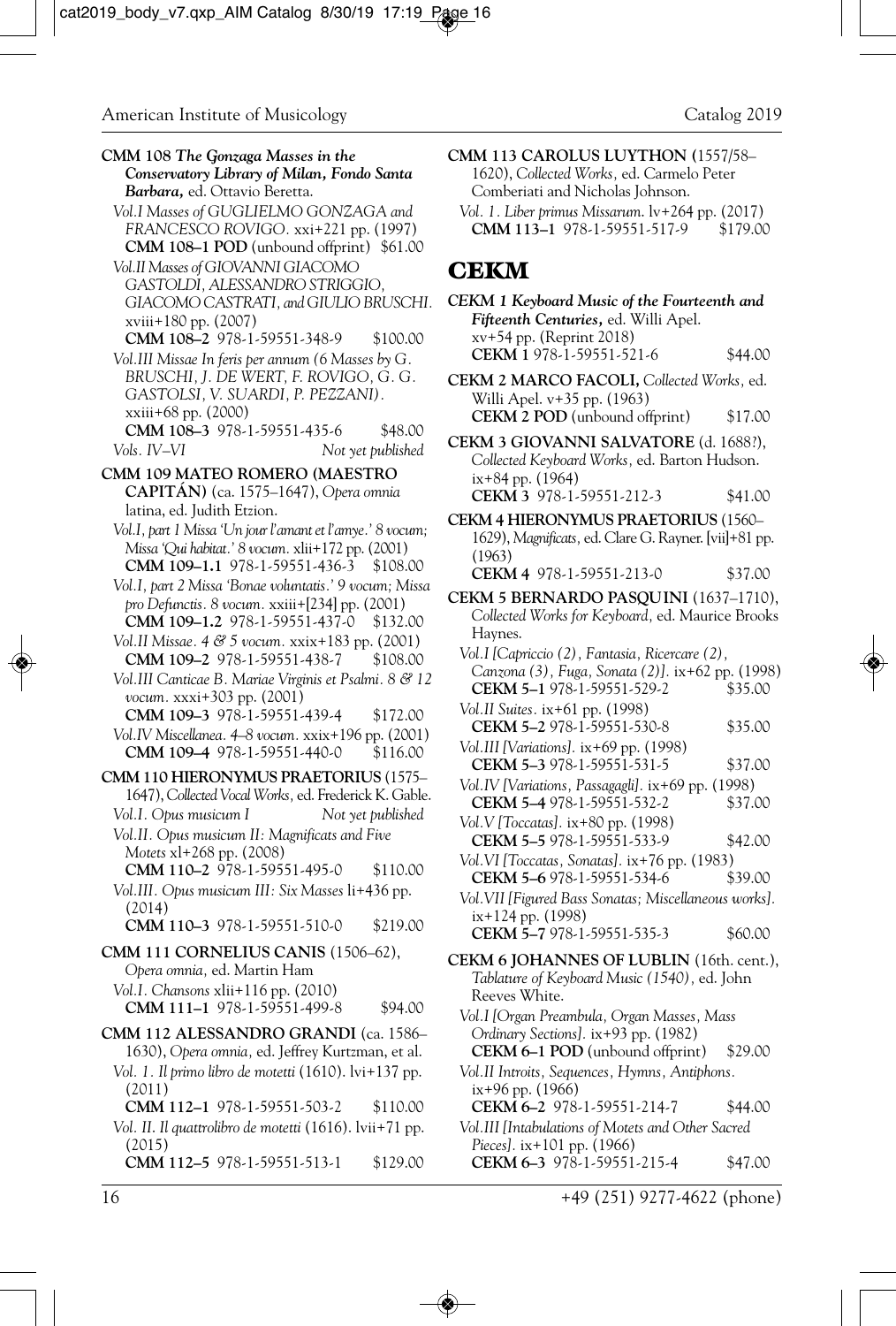**CMM 108** ***The Gonzaga Masses in the Conservatory Library of Milan, Fondo Santa Barbara,*** ed. Ottavio Beretta.

*Vol.I Masses of GUGLIELMO GONZAGA and FRANCESCO ROVIGO.* xxi+221 pp. (1997)
**CMM 108–1 POD** (unbound offprint) $61.00

*Vol.II Masses of GIOVANNI GIACOMO GASTOLDI, ALESSANDRO STRIGGIO, GIACOMO CASTRATI, and GIULIO BRUSCHI.* xviii+180 pp. (2007)
**CMM 108–2** 978-1-59551-348-9 $100.00

*Vol.III Missae In feris per annum (6 Masses by G. BRUSCHI, J. DE WERT, F. ROVIGO, G. G. GASTOLSI, V. SUARDI, P. PEZZANI).* xxiii+68 pp. (2000)
**CMM 108–3** 978-1-59551-435-6 $48.00

*Vols. IV–VI* *Not yet published*

**CMM 109 MATEO ROMERO (MAESTRO CAPITÁN)** (ca. 1575–1647), *Opera omnia latina,* ed. Judith Etzion.

*Vol.I, part 1 Missa 'Un jour l'amant et l'amye.' 8 vocum; Missa 'Qui habitat.' 8 vocum.* xlii+172 pp. (2001)
**CMM 109–1.1** 978-1-59551-436-3 $108.00

*Vol.I, part 2 Missa 'Bonae voluntatis.' 9 vocum; Missa pro Defunctis. 8 vocum.* xxiii+[234] pp. (2001)
**CMM 109–1.2** 978-1-59551-437-0 $132.00

*Vol.II Missae. 4 & 5 vocum.* xxix+183 pp. (2001)
**CMM 109–2** 978-1-59551-438-7 $108.00

*Vol.III Canticae B. Mariae Virginis et Psalmi. 8 & 12 vocum.* xxxi+303 pp. (2001)
**CMM 109–3** 978-1-59551-439-4 $172.00

*Vol.IV Miscellanea. 4–8 vocum.* xxix+196 pp. (2001)
**CMM 109–4** 978-1-59551-440-0 $116.00

**CMM 110 HIERONYMUS PRAETORIUS** (1575–1647), *Collected Vocal Works,* ed. Frederick K. Gable.

*Vol.I. Opus musicum I* *Not yet published*

*Vol.II. Opus musicum II: Magnificats and Five Motets* xl+268 pp. (2008)
**CMM 110–2** 978-1-59551-495-0 $110.00

*Vol.III. Opus musicum III: Six Masses* li+436 pp. (2014)
**CMM 110–3** 978-1-59551-510-0 $219.00

**CMM 111 CORNELIUS CANIS** (1506–62), *Opera omnia,* ed. Martin Ham

*Vol.I. Chansons* xlii+116 pp. (2010)
**CMM 111–1** 978-1-59551-499-8 $94.00

**CMM 112 ALESSANDRO GRANDI** (ca. 1586–1630), *Opera omnia,* ed. Jeffrey Kurtzman, et al.

*Vol. 1. Il primo libro de motetti* (1610). lvi+137 pp. (2011)
**CMM 112–1** 978-1-59551-503-2 $110.00

*Vol. II. Il quattrolibro de motetti* (1616). lvii+71 pp. (2015)
**CMM 112–5** 978-1-59551-513-1 $129.00

**CMM 113 CAROLUS LUYTHON** (1557/58–1620), *Collected Works,* ed. Carmelo Peter Comberiati and Nicholas Johnson.

*Vol. 1. Liber primus Missarum.* lv+264 pp. (2017)
**CMM 113–1** 978-1-59551-517-9 $179.00

# CEKM

***CEKM 1 Keyboard Music of the Fourteenth and Fifteenth Centuries,*** ed. Willi Apel. xv+54 pp. (Reprint 2018)
**CEKM 1** 978-1-59551-521-6 $44.00

**CEKM 2 MARCO FACOLI,** *Collected Works,* ed. Willi Apel. v+35 pp. (1963)
**CEKM 2 POD** (unbound offprint) $17.00

**CEKM 3 GIOVANNI SALVATORE** (d. 1688?), *Collected Keyboard Works,* ed. Barton Hudson. ix+84 pp. (1964)
**CEKM 3** 978-1-59551-212-3 $41.00

**CEKM 4 HIERONYMUS PRAETORIUS** (1560–1629), *Magnificats,* ed. Clare G. Rayner. [vii]+81 pp. (1963)
**CEKM 4** 978-1-59551-213-0 $37.00

**CEKM 5 BERNARDO PASQUINI** (1637–1710), *Collected Works for Keyboard,* ed. Maurice Brooks Haynes.

*Vol.I [Capriccio (2), Fantasia, Ricercare (2), Canzona (3), Fuga, Sonata (2)].* ix+62 pp. (1998)
**CEKM 5–1** 978-1-59551-529-2 $35.00

*Vol.II Suites.* ix+61 pp. (1998)
**CEKM 5–2** 978-1-59551-530-8 $35.00

*Vol.III [Variations].* ix+69 pp. (1998)
**CEKM 5–3** 978-1-59551-531-5 $37.00

*Vol.IV [Variations, Passagagli].* ix+69 pp. (1998)
**CEKM 5–4** 978-1-59551-532-2 $37.00

*Vol.V [Toccatas].* ix+80 pp. (1998)
**CEKM 5–5** 978-1-59551-533-9 $42.00

*Vol.VI [Toccatas, Sonatas].* ix+76 pp. (1983)
**CEKM 5–6** 978-1-59551-534-6 $39.00

*Vol.VII [Figured Bass Sonatas; Miscellaneous works].* ix+124 pp. (1998)
**CEKM 5–7** 978-1-59551-535-3 $60.00

**CEKM 6 JOHANNES OF LUBLIN** (16th. cent.), *Tablature of Keyboard Music (1540),* ed. John Reeves White.

*Vol.I [Organ Preambula, Organ Masses, Mass Ordinary Sections].* ix+93 pp. (1982)
**CEKM 6–1 POD** (unbound offprint) $29.00

*Vol.II Introits, Sequences, Hymns, Antiphons.* ix+96 pp. (1966)
**CEKM 6–2** 978-1-59551-214-7 $44.00

*Vol.III [Intabulations of Motets and Other Sacred Pieces].* ix+101 pp. (1966)
**CEKM 6–3** 978-1-59551-215-4 $47.00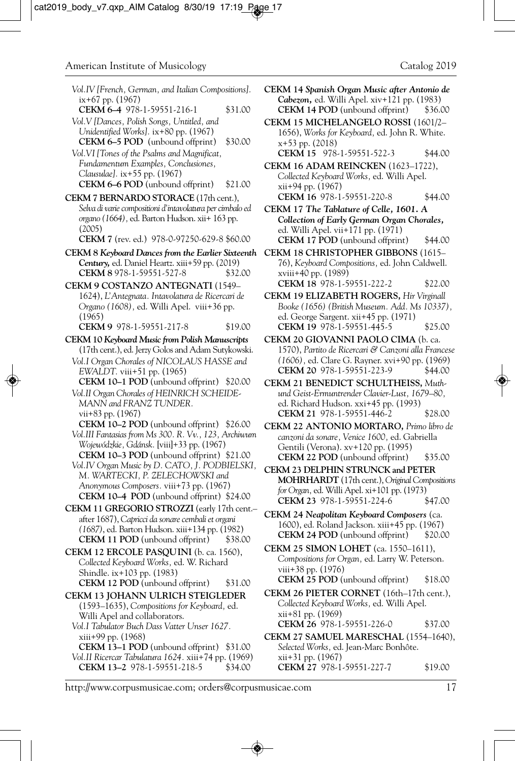*Vol.IV [French, German, and Italian Compositions].* ix+67 pp. (1967)
**CEKM 6–4** 978-1-59551-216-1 $31.00

*Vol.V [Dances, Polish Songs, Untitled, and Unidentified Works].* ix+80 pp. (1967)
**CEKM 6–5 POD** (unbound offprint) $30.00

*Vol.VI [Tones of the Psalms and Magnificat, Fundamentum Examples, Conclusiones, Clausulae].* ix+55 pp. (1967)
**CEKM 6–6 POD** (unbound offprint) $21.00

**CEKM 7 BERNARDO STORACE** (17th cent.), *Selva di varie compositioni d'intavolatura per cimbalo ed organo (1664),* ed. Barton Hudson. xii+ 163 pp. (2005)
**CEKM 7** (rev. ed.) 978-0-97250-629-8 $60.00

**CEKM 8 *Keyboard Dances from the Earlier Sixteenth Century,*** ed. Daniel Heartz. xiii+59 pp. (2019)
**CEKM 8** 978-1-59551-527-8 $32.00

**CEKM 9 COSTANZO ANTEGNATI** (1549–1624), *L'Antegnata. Intavolatura de Ricercari de Organo (1608),* ed. Willi Apel. viii+36 pp. (1965)
**CEKM 9** 978-1-59551-217-8 $19.00

**CEKM 10 *Keyboard Music from Polish Manuscripts*** (17th cent.), ed. Jerzy Golos and Adam Sutykowski.

*Vol.I Organ Chorales of NICOLAUS HASSE and EWALDT.* viii+51 pp. (1965)
**CEKM 10–1 POD** (unbound offprint) $20.00

*Vol.II Organ Chorales of HEINRICH SCHEIDEMANN and FRANZ TUNDER.* vii+83 pp. (1967)
**CEKM 10–2 POD** (unbound offprint) $26.00

*Vol.III Fantasias from Ms 300. R. Vv., 123, Archiwum Wojewódzkie, Gdánsk.* [viii]+33 pp. (1967)
**CEKM 10–3 POD** (unbound offprint) $21.00

*Vol.IV Organ Music by D. CATO, J. PODBIELSKI, M. WARTECKI, P. ZELECHOWSKI and Anonymous Composers.* viii+73 pp. (1967)
**CEKM 10–4 POD** (unbound offprint) $24.00

**CEKM 11 GREGORIO STROZZI** (early 17th cent.–after 1687), *Capricci da sonare cembali et organi (1687),* ed. Barton Hudson. xiii+134 pp. (1982)
**CEKM 11 POD** (unbound offprint) $38.00

**CEKM 12 ERCOLE PASQUINI** (b. ca. 1560), *Collected Keyboard Works,* ed. W. Richard Shindle. ix+103 pp. (1983)
**CEKM 12 POD** (unbound offprint) $31.00

**CEKM 13 JOHANN ULRICH STEIGLEDER** (1593–1635), *Compositions for Keyboard,* ed. Willi Apel and collaborators.

*Vol.I Tabulator Buch Dass Vatter Unser 1627.* xiii+99 pp. (1968)
**CEKM 13–1 POD** (unbound offprint) $31.00

*Vol.II Ricercar Tabulatura 1624.* xiii+74 pp. (1969)
**CEKM 13–2** 978-1-59551-218-5 $34.00

**CEKM 14 *Spanish Organ Music after Antonio de Cabezon,*** ed. Willi Apel. xiv+121 pp. (1983)
**CEKM 14 POD** (unbound offprint) $36.00

**CEKM 15 MICHELANGELO ROSSI** (1601/2–1656), *Works for Keyboard,* ed. John R. White. x+53 pp. (2018)
**CEKM 15** 978-1-59551-522-3 $44.00

**CEKM 16 ADAM REINCKEN** (1623–1722), *Collected Keyboard Works,* ed. Willi Apel. xii+94 pp. (1967)
**CEKM 16** 978-1-59551-220-8 $44.00

**CEKM 17 *The Tablature of Celle, 1601. A Collection of Early German Organ Chorales,*** ed. Willi Apel. vii+171 pp. (1971)
**CEKM 17 POD** (unbound offprint) $44.00

**CEKM 18 CHRISTOPHER GIBBONS** (1615–76), *Keyboard Compositions,* ed. John Caldwell. xviii+40 pp. (1989)
**CEKM 18** 978-1-59551-222-2 $22.00

**CEKM 19 ELIZABETH ROGERS,** *Hir Virginall Booke (1656) (British Museum. Add. Ms 10337),* ed. George Sargent. xii+45 pp. (1971)
**CEKM 19** 978-1-59551-445-5 $25.00

**CEKM 20 GIOVANNI PAOLO CIMA** (b. ca. 1570), *Partito de Ricercari & Canzoni alla Francese (1606),* ed. Clare G. Rayner. xvi+90 pp. (1969)
**CEKM 20** 978-1-59551-223-9 $44.00

**CEKM 21 BENEDICT SCHULTHEISS,** *Muth- und Geist-Ermuntrender Clavier-Lust, 1679–80,* ed. Richard Hudson. xxi+45 pp. (1993)
**CEKM 21** 978-1-59551-446-2 $28.00

**CEKM 22 ANTONIO MORTARO,** *Primo libro de canzoni da sonare, Venice 1600,* ed. Gabriella Gentili (Verona). xv+120 pp. (1995)
**CEKM 22 POD** (unbound offprint) $35.00

**CEKM 23 DELPHIN STRUNCK and PETER MOHRHARDT** (17th cent.), *Original Compositions for Organ,* ed. Willi Apel. xi+101 pp. (1973)
**CEKM 23** 978-1-59551-224-6 $47.00

**CEKM 24 *Neapolitan Keyboard Composers*** (ca. 1600), ed. Roland Jackson. xiii+45 pp. (1967)
**CEKM 24 POD** (unbound offprint) $20.00

**CEKM 25 SIMON LOHET** (ca. 1550–1611), *Compositions for Organ,* ed. Larry W. Peterson. viii+38 pp. (1976)
**CEKM 25 POD** (unbound offprint) $18.00

**CEKM 26 PIETER CORNET** (16th–17th cent.), *Collected Keyboard Works,* ed. Willi Apel. xii+81 pp. (1969)
**CEKM 26** 978-1-59551-226-0 $37.00

**CEKM 27 SAMUEL MARESCHAL** (1554–1640), *Selected Works,* ed. Jean-Marc Bonhôte. xii+31 pp. (1967)
**CEKM 27** 978-1-59551-227-7 $19.00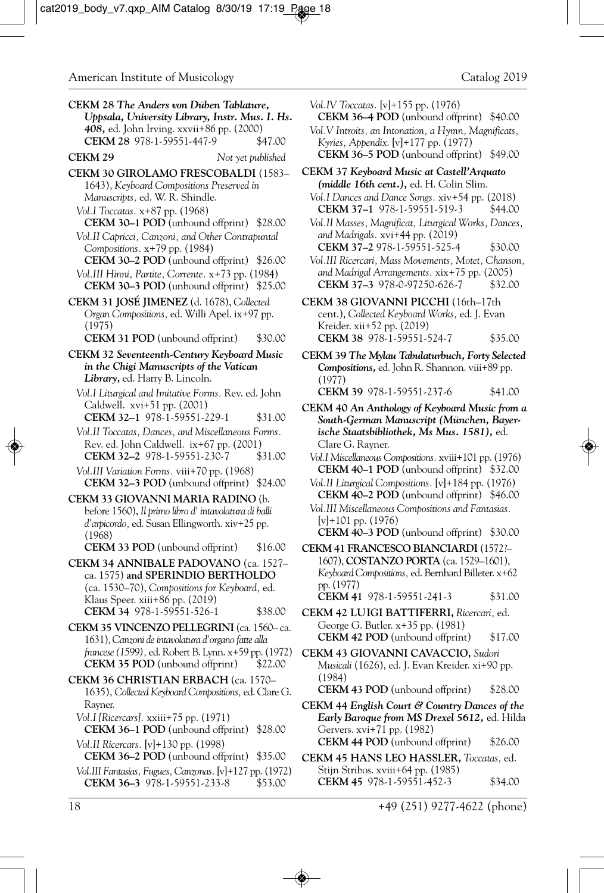**CEKM 28** ***The Anders von Düben Tablature, Uppsala, University Library, Instr. Mus. I. Hs. 408,*** ed. John Irving. xxvii+86 pp. (2000)
**CEKM 28** 978-1-59551-447-9 $47.00

**CEKM 29** *Not yet published*

**CEKM 30 GIROLAMO FRESCOBALDI** (1583–1643), *Keyboard Compositions Preserved in Manuscripts,* ed. W. R. Shindle.
*Vol.I Toccatas.* x+87 pp. (1968)
**CEKM 30–1 POD** (unbound offprint) $28.00
*Vol.II Capricci, Canzoni, and Other Contrapuntal Compositions.* x+79 pp. (1984)
**CEKM 30–2 POD** (unbound offprint) $26.00
*Vol.III Hinni, Partite, Corrente.* x+73 pp. (1984)
**CEKM 30–3 POD** (unbound offprint) $25.00

**CEKM 31 JOSÉ JIMENEZ** (d. 1678), *Collected Organ Compositions,* ed. Willi Apel. ix+97 pp. (1975)
**CEKM 31 POD** (unbound offprint) $30.00

**CEKM 32** ***Seventeenth-Century Keyboard Music in the Chigi Manuscripts of the Vatican Library,*** ed. Harry B. Lincoln.
*Vol.I Liturgical and Imitative Forms.* Rev. ed. John Caldwell. xvi+51 pp. (2001)
**CEKM 32–1** 978-1-59551-229-1 $31.00
*Vol.II Toccatas, Dances, and Miscellaneous Forms.* Rev. ed. John Caldwell. ix+67 pp. (2001)
**CEKM 32–2** 978-1-59551-230-7 $31.00
*Vol.III Variation Forms.* viii+70 pp. (1968)
**CEKM 32–3 POD** (unbound offprint) $24.00

**CEKM 33 GIOVANNI MARIA RADINO** (b. before 1560), *Il primo libro d' intavolatura di balli d'arpicordo,* ed. Susan Ellingworth. xiv+25 pp. (1968)
**CEKM 33 POD** (unbound offprint) $16.00

**CEKM 34 ANNIBALE PADOVANO** (ca. 1527–ca. 1575) **and SPERINDIO BERTHOLDO** (ca. 1530–70), *Compositions for Keyboard,* ed. Klaus Speer. xiii+86 pp. (2019)
**CEKM 34** 978-1-59551-526-1 $38.00

**CEKM 35 VINCENZO PELLEGRINI** (ca. 1560– ca. 1631), *Canzoni de intavolatura d'organo fatte alla francese (1599),* ed. Robert B. Lynn. x+59 pp. (1972)
**CEKM 35 POD** (unbound offprint) $22.00

**CEKM 36 CHRISTIAN ERBACH** (ca. 1570–1635), *Collected Keyboard Compositions,* ed. Clare G. Rayner.
*Vol.I [Ricercars].* xxiii+75 pp. (1971)
**CEKM 36–1 POD** (unbound offprint) $28.00
*Vol.II Ricercars.* [v]+130 pp. (1998)
**CEKM 36–2 POD** (unbound offprint) $35.00
*Vol.III Fantasias, Fugues, Canzonas.* [v]+127 pp. (1972)
**CEKM 36–3** 978-1-59551-233-8 $53.00
*Vol.IV Toccatas.* [v]+155 pp. (1976)
**CEKM 36–4 POD** (unbound offprint) $40.00
*Vol.V Introits, an Intonation, a Hymn, Magnificats, Kyries, Appendix.* [v]+177 pp. (1977)
**CEKM 36–5 POD** (unbound offprint) $49.00

**CEKM 37** ***Keyboard Music at Castell'Arquato (middle 16th cent.),*** ed. H. Colin Slim.
*Vol.I Dances and Dance Songs.* xiv+54 pp. (2018)
**CEKM 37–1** 978-1-59551-519-3 $44.00
*Vol.II Masses, Magnificat, Liturgical Works, Dances, and Madrigals.* xvi+44 pp. (2019)
**CEKM 37–2** 978-1-59551-525-4 $30.00
*Vol.III Ricercari, Mass Movements, Motet, Chanson, and Madrigal Arrangements.* xix+75 pp. (2005)
**CEKM 37–3** 978-0-97250-626-7 $32.00

**CEKM 38 GIOVANNI PICCHI** (16th–17th cent.), *Collected Keyboard Works,* ed. J. Evan Kreider. xii+52 pp. (2019)
**CEKM 38** 978-1-59551-524-7 $35.00

**CEKM 39** ***The Mylau Tabulaturbuch, Forty Selected Compositions,*** ed. John R. Shannon. viii+89 pp. (1977)
**CEKM 39** 978-1-59551-237-6 $41.00

**CEKM 40** ***An Anthology of Keyboard Music from a South-German Manuscript (München, Bayerische Staatsbibliothek, Ms Mus. 1581),*** ed. Clare G. Rayner.
*Vol.I Miscellaneous Compositions.* xviii+101 pp. (1976)
**CEKM 40–1 POD** (unbound offprint) $32.00
*Vol.II Liturgical Compositions.* [v]+184 pp. (1976)
**CEKM 40–2 POD** (unbound offprint) $46.00
*Vol.III Miscellaneous Compositions and Fantasias.* [v]+101 pp. (1976)
**CEKM 40–3 POD** (unbound offprint) $30.00

**CEKM 41 FRANCESCO BIANCIARDI** (1572?–1607), **COSTANZO PORTA** (ca. 1529–1601), *Keyboard Compositions,* ed. Bernhard Billeter. x+62 pp. (1977)
**CEKM 41** 978-1-59551-241-3 $31.00

**CEKM 42 LUIGI BATTIFERRI,** *Ricercari,* ed. George G. Butler. x+35 pp. (1981)
**CEKM 42 POD** (unbound offprint) $17.00

**CEKM 43 GIOVANNI CAVACCIO,** *Sudori Musicali* (1626), ed. J. Evan Kreider. xi+90 pp. (1984)
**CEKM 43 POD** (unbound offprint) $28.00

**CEKM 44** ***English Court & Country Dances of the Early Baroque from MS Drexel 5612,*** ed. Hilda Gervers. xvi+71 pp. (1982)
**CEKM 44 POD** (unbound offprint) $26.00

**CEKM 45 HANS LEO HASSLER,** *Toccatas,* ed. Stijn Stribos. xviii+64 pp. (1985)
**CEKM 45** 978-1-59551-452-3 $34.00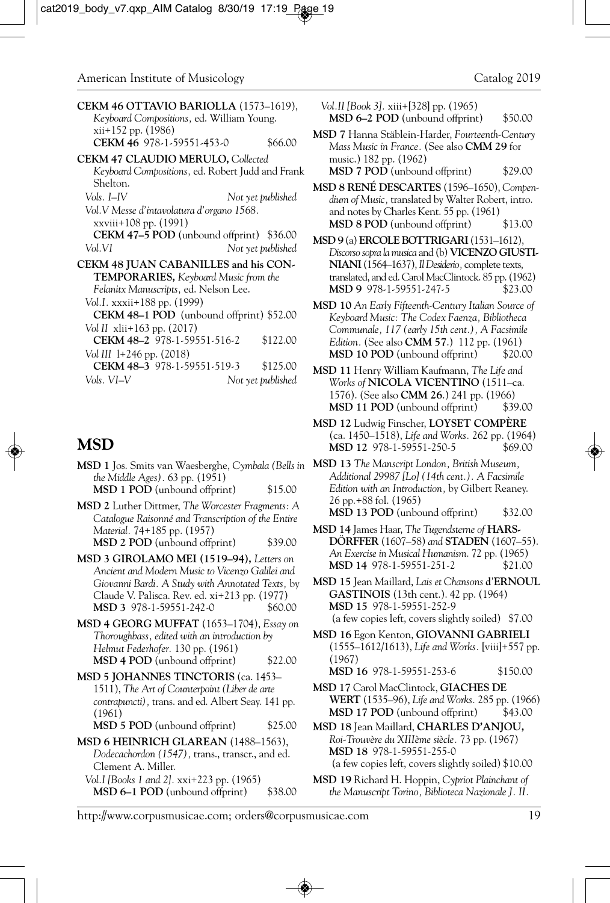**CEKM 46 OTTAVIO BARIOLLA** (1573–1619), *Keyboard Compositions,* ed. William Young. xii+152 pp. (1986)
**CEKM 46** 978-1-59551-453-0 $66.00

**CEKM 47 CLAUDIO MERULO,** *Collected Keyboard Compositions,* ed. Robert Judd and Frank Shelton.
*Vols. I–IV* *Not yet published*
*Vol.V Messe d'intavolatura d'organo 1568.* xxviii+108 pp. (1991)
**CEKM 47–5 POD** (unbound offprint) $36.00
*Vol.VI* *Not yet published*

**CEKM 48 JUAN CABANILLES and his CONTEMPORARIES,** *Keyboard Music from the Felanitx Manuscripts,* ed. Nelson Lee.
*Vol.I.* xxxii+188 pp. (1999)
**CEKM 48–1 POD** (unbound offprint) $52.00
*Vol II* xlii+163 pp. (2017)
**CEKM 48–2** 978-1-59551-516-2 $122.00
*Vol III* l+246 pp. (2018)
**CEKM 48–3** 978-1-59551-519-3 $125.00
*Vols. VI–V* *Not yet published*

# MSD

**MSD 1** Jos. Smits van Waesberghe, *Cymbala (Bells in the Middle Ages).* 63 pp. (1951)
**MSD 1 POD** (unbound offprint) $15.00

**MSD 2** Luther Dittmer, *The Worcester Fragments: A Catalogue Raisonné and Transcription of the Entire Material.* 74+185 pp. (1957)
**MSD 2 POD** (unbound offprint) $39.00

**MSD 3 GIROLAMO MEI (1519–94),** *Letters on Ancient and Modern Music to Vicenzo Galilei and Giovanni Bardi. A Study with Annotated Texts,* by Claude V. Palisca. Rev. ed. xi+213 pp. (1977)
**MSD 3** 978-1-59551-242-0 $60.00

**MSD 4 GEORG MUFFAT** (1653–1704), *Essay on Thoroughbass, edited with an introduction by Helmut Federhofer.* 130 pp. (1961)
**MSD 4 POD** (unbound offprint) $22.00

**MSD 5 JOHANNES TINCTORIS** (ca. 1453–1511), *The Art of Counterpoint (Liber de arte contrapuncti),* trans. and ed. Albert Seay. 141 pp. (1961)
**MSD 5 POD** (unbound offprint) $25.00

**MSD 6 HEINRICH GLAREAN** (1488–1563), *Dodecachordon (1547),* trans., transcr., and ed. Clement A. Miller.
*Vol.I [Books 1 and 2].* xxi+223 pp. (1965)
**MSD 6–1 POD** (unbound offprint) $38.00
*Vol.II [Book 3].* xiii+[328] pp. (1965)
**MSD 6–2 POD** (unbound offprint) $50.00

**MSD 7** Hanna Stäblein-Harder, *Fourteenth-Century Mass Music in France.* (See also **CMM 29** for music.) 182 pp. (1962)
**MSD 7 POD** (unbound offprint) $29.00

**MSD 8 RENÉ DESCARTES** (1596–1650), *Compendium of Music,* translated by Walter Robert, intro. and notes by Charles Kent. 55 pp. (1961)
**MSD 8 POD** (unbound offprint) $13.00

**MSD 9** (a) **ERCOLE BOTTRIGARI** (1531–1612), *Discorso sopra la musica* and (b) **VICENZO GIUSTINIANI** (1564–1637), *Il Desiderio,* complete texts, translated, and ed. Carol MacClintock. 85 pp. (1962)
**MSD 9** 978-1-59551-247-5 $23.00

**MSD 10** *An Early Fifteenth-Century Italian Source of Keyboard Music: The Codex Faenza, Bibliotheca Communale, 117 (early 15th cent.), A Facsimile Edition.* (See also **CMM 57**.) 112 pp. (1961)
**MSD 10 POD** (unbound offprint) $20.00

**MSD 11** Henry William Kaufmann, *The Life and Works of* **NICOLA VICENTINO** (1511–ca. 1576). (See also **CMM 26**.) 241 pp. (1966)
**MSD 11 POD** (unbound offprint) $39.00

**MSD 12** Ludwig Finscher, **LOYSET COMPÈRE** (ca. 1450–1518), *Life and Works.* 262 pp. (1964)
**MSD 12** 978-1-59551-250-5 $69.00

**MSD 13** *The Manscript London, British Museum, Additional 29987 [Lo] (14th cent.). A Facsimile Edition with an Introduction,* by Gilbert Reaney. 26 pp.+88 fol. (1965)
**MSD 13 POD** (unbound offprint) $32.00

**MSD 14** James Haar, *The Tugendsterne of* **HARSDÖRFFER** (1607–58) *and* **STADEN** (1607–55). *An Exercise in Musical Humanism.* 72 pp. (1965)
**MSD 14** 978-1-59551-251-2 $21.00

**MSD 15** Jean Maillard, *Lais et Chansons d'***ERNOUL GASTINOIS** (13th cent.). 42 pp. (1964)
**MSD 15** 978-1-59551-252-9
(a few copies left, covers slightly soiled) $7.00

**MSD 16** Egon Kenton, **GIOVANNI GABRIELI** (1555–1612/1613), *Life and Works.* [viii]+557 pp. (1967)
**MSD 16** 978-1-59551-253-6 $150.00

**MSD 17** Carol MacClintock, **GIACHES DE WERT** (1535–96), *Life and Works.* 285 pp. (1966)
**MSD 17 POD** (unbound offprint) $43.00

**MSD 18** Jean Maillard, **CHARLES D'ANJOU,** *Roi-Trouvère du XIIIème siècle.* 73 pp. (1967)
**MSD 18** 978-1-59551-255-0
(a few copies left, covers slightly soiled) $10.00

**MSD 19** Richard H. Hoppin, *Cypriot Plainchant of the Manuscript Torino, Biblioteca Nazionale J. II.*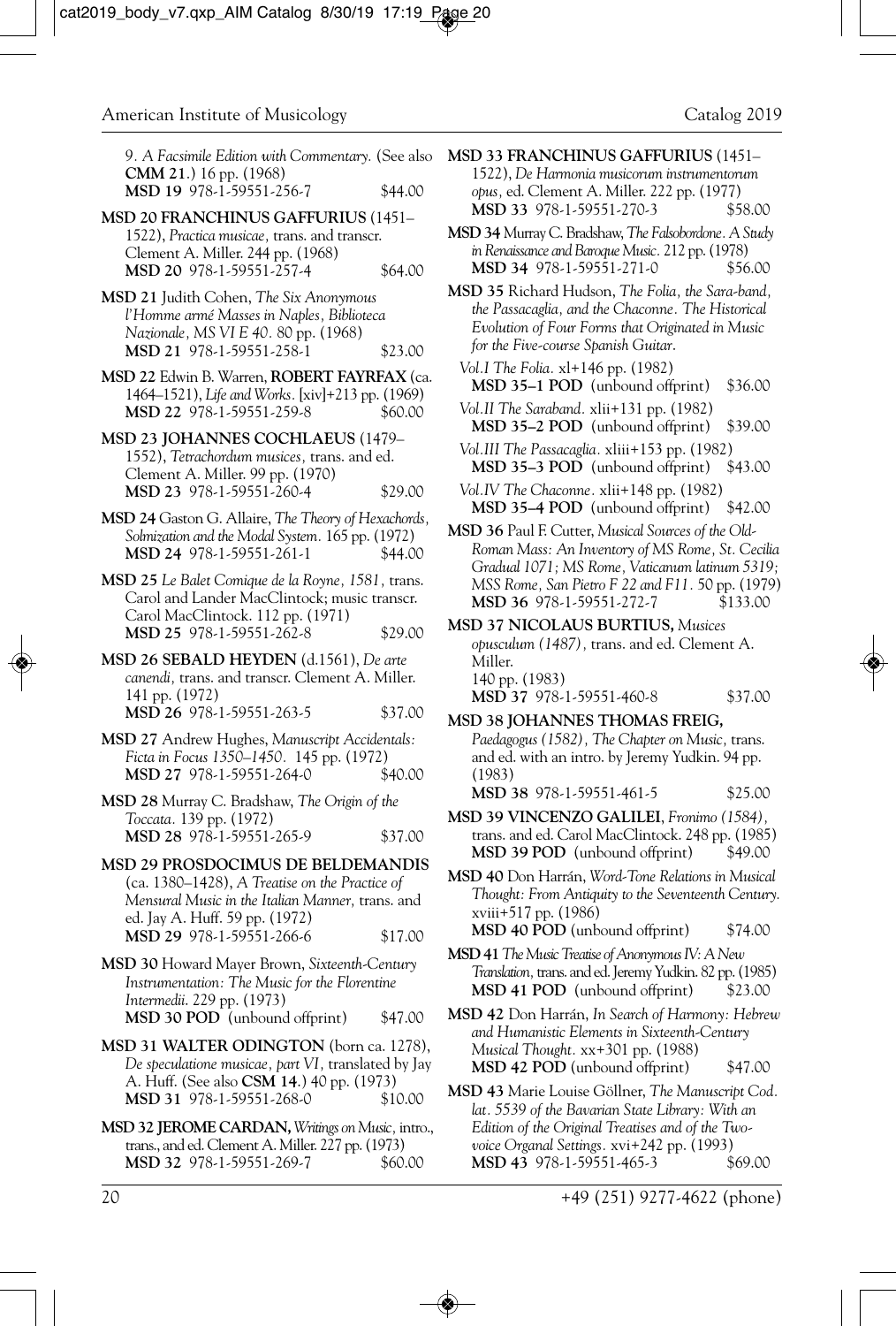*9. A Facsimile Edition with Commentary.* (See also **CMM 21**.) 16 pp. (1968)
**MSD 19** 978-1-59551-256-7 $44.00

**MSD 20 FRANCHINUS GAFFURIUS** (1451–1522), *Practica musicae,* trans. and transcr. Clement A. Miller. 244 pp. (1968)
**MSD 20** 978-1-59551-257-4 $64.00

**MSD 21** Judith Cohen, *The Six Anonymous l'Homme armé Masses in Naples, Biblioteca Nazionale, MS VI E 40.* 80 pp. (1968)
**MSD 21** 978-1-59551-258-1 $23.00

**MSD 22** Edwin B. Warren, **ROBERT FAYRFAX** (ca. 1464–1521), *Life and Works.* [xiv]+213 pp. (1969)
**MSD 22** 978-1-59551-259-8 $60.00

**MSD 23 JOHANNES COCHLAEUS** (1479–1552), *Tetrachordum musices,* trans. and ed. Clement A. Miller. 99 pp. (1970)
**MSD 23** 978-1-59551-260-4 $29.00

**MSD 24** Gaston G. Allaire, *The Theory of Hexachords, Solmization and the Modal System.* 165 pp. (1972)
**MSD 24** 978-1-59551-261-1 $44.00

**MSD 25** *Le Balet Comique de la Royne, 1581,* trans. Carol and Lander MacClintock; music transcr. Carol MacClintock. 112 pp. (1971)
**MSD 25** 978-1-59551-262-8 $29.00

**MSD 26 SEBALD HEYDEN** (d.1561), *De arte canendi,* trans. and transcr. Clement A. Miller. 141 pp. (1972)
**MSD 26** 978-1-59551-263-5 $37.00

**MSD 27** Andrew Hughes, *Manuscript Accidentals: Ficta in Focus 1350–1450.* 145 pp. (1972)
**MSD 27** 978-1-59551-264-0 $40.00

**MSD 28** Murray C. Bradshaw, *The Origin of the Toccata.* 139 pp. (1972)
**MSD 28** 978-1-59551-265-9 $37.00

**MSD 29 PROSDOCIMUS DE BELDEMANDIS** (ca. 1380–1428), *A Treatise on the Practice of Mensural Music in the Italian Manner,* trans. and ed. Jay A. Huff. 59 pp. (1972)
**MSD 29** 978-1-59551-266-6 $17.00

**MSD 30** Howard Mayer Brown, *Sixteenth-Century Instrumentation: The Music for the Florentine Intermedii.* 229 pp. (1973)
**MSD 30 POD** (unbound offprint) $47.00

**MSD 31 WALTER ODINGTON** (born ca. 1278), *De speculatione musicae, part VI,* translated by Jay A. Huff. (See also **CSM 14**.) 40 pp. (1973)
**MSD 31** 978-1-59551-268-0 $10.00

**MSD 32 JEROME CARDAN,** *Writings on Music,* intro., trans., and ed. Clement A. Miller. 227 pp. (1973)
**MSD 32** 978-1-59551-269-7 $60.00

**MSD 33 FRANCHINUS GAFFURIUS** (1451–1522), *De Harmonia musicorum instrumentorum opus,* ed. Clement A. Miller. 222 pp. (1977)
**MSD 33** 978-1-59551-270-3 $58.00

**MSD 34** Murray C. Bradshaw, *The Falsobordone. A Study in Renaissance and Baroque Music.* 212 pp. (1978)
**MSD 34** 978-1-59551-271-0 $56.00

**MSD 35** Richard Hudson, *The Folia, the Sara-band, the Passacaglia, and the Chaconne. The Historical Evolution of Four Forms that Originated in Music for the Five-course Spanish Guitar.*

*Vol.I The Folia.* xl+146 pp. (1982)
**MSD 35–1 POD** (unbound offprint) $36.00

*Vol.II The Saraband.* xlii+131 pp. (1982)
**MSD 35–2 POD** (unbound offprint) $39.00

*Vol.III The Passacaglia.* xliii+153 pp. (1982)
**MSD 35–3 POD** (unbound offprint) $43.00

*Vol.IV The Chaconne.* xlii+148 pp. (1982)
**MSD 35–4 POD** (unbound offprint) $42.00

**MSD 36** Paul F. Cutter, *Musical Sources of the Old-Roman Mass: An Inventory of MS Rome, St. Cecilia Gradual 1071; MS Rome, Vaticanum latinum 5319; MSS Rome, San Pietro F 22 and F11.* 50 pp. (1979)
**MSD 36** 978-1-59551-272-7 $133.00

**MSD 37 NICOLAUS BURTIUS,** *Musices opusculum (1487),* trans. and ed. Clement A. Miller.
140 pp. (1983)
**MSD 37** 978-1-59551-460-8 $37.00

**MSD 38 JOHANNES THOMAS FREIG,** *Paedagogus (1582), The Chapter on Music,* trans. and ed. with an intro. by Jeremy Yudkin. 94 pp. (1983)
**MSD 38** 978-1-59551-461-5 $25.00

**MSD 39 VINCENZO GALILEI**, *Fronimo (1584),* trans. and ed. Carol MacClintock. 248 pp. (1985)
**MSD 39 POD** (unbound offprint) $49.00

**MSD 40** Don Harrán, *Word-Tone Relations in Musical Thought: From Antiquity to the Seventeenth Century.* xviii+517 pp. (1986)
**MSD 40 POD** (unbound offprint) $74.00

**MSD 41** *The Music Treatise of Anonymous IV: A New Translation,* trans. and ed. Jeremy Yudkin. 82 pp. (1985)
**MSD 41 POD** (unbound offprint) $23.00

**MSD 42** Don Harrán, *In Search of Harmony: Hebrew and Humanistic Elements in Sixteenth-Century Musical Thought.* xx+301 pp. (1988)
**MSD 42 POD** (unbound offprint) $47.00

**MSD 43** Marie Louise Göllner, *The Manuscript Cod. lat. 5539 of the Bavarian State Library: With an Edition of the Original Treatises and of the Two-voice Organal Settings.* xvi+242 pp. (1993)
**MSD 43** 978-1-59551-465-3 $69.00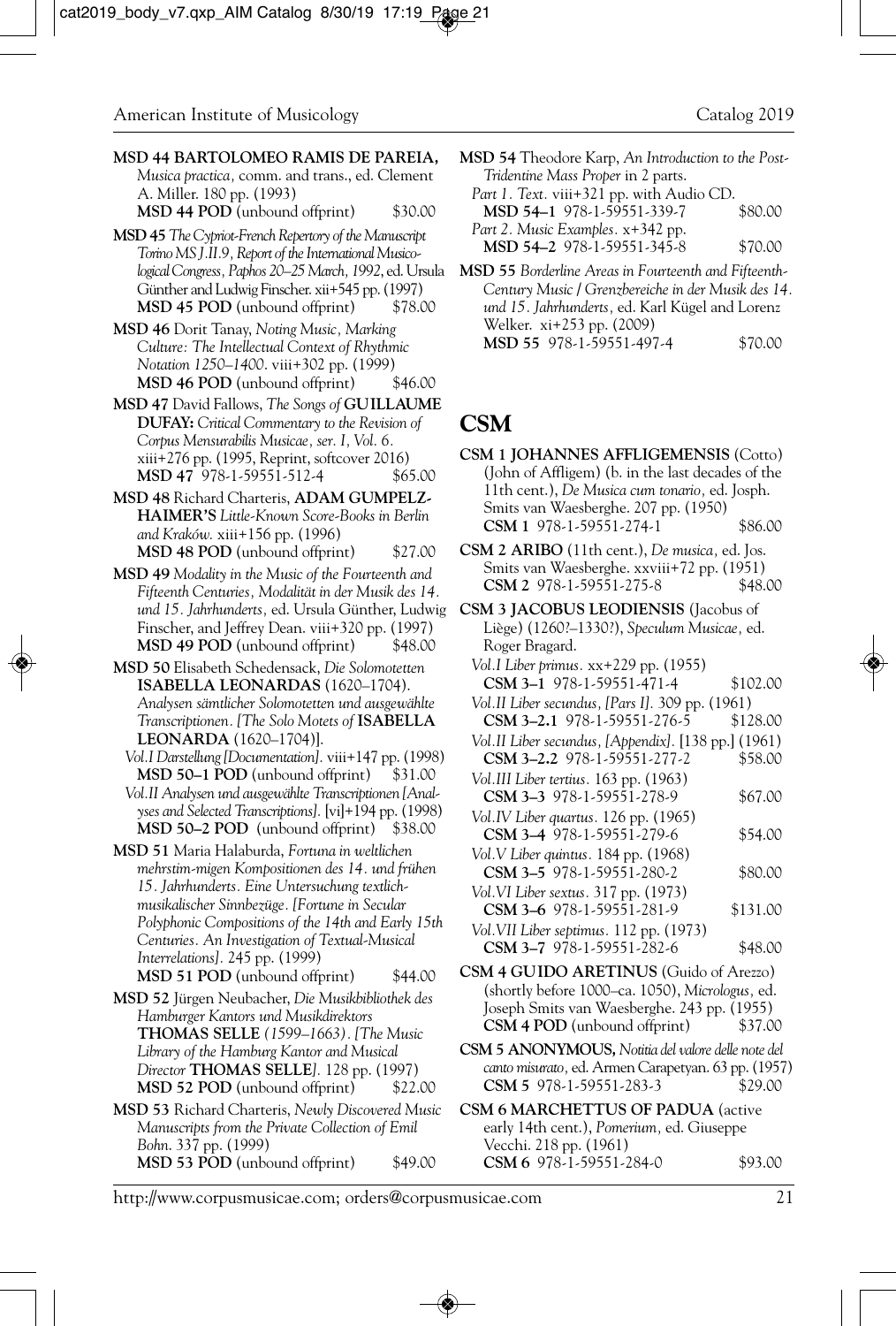**MSD 44 BARTOLOMEO RAMIS DE PAREIA,** *Musica practica,* comm. and trans., ed. Clement A. Miller. 180 pp. (1993)
**MSD 44 POD** (unbound offprint) $30.00

**MSD 45** *The Cypriot-French Repertory of the Manuscript Torino MS J.II.9, Report of the International Musicological Congress, Paphos 20–25 March, 1992*, ed. Ursula Günther and Ludwig Finscher. xii+545 pp. (1997)
**MSD 45 POD** (unbound offprint) $78.00

**MSD 46** Dorit Tanay, *Noting Music, Marking Culture: The Intellectual Context of Rhythmic Notation 1250–1400.* viii+302 pp. (1999)
**MSD 46 POD** (unbound offprint) $46.00

**MSD 47** David Fallows, *The Songs of* **GUILLAUME DUFAY:** *Critical Commentary to the Revision of Corpus Mensurabilis Musicae, ser. I, Vol. 6.* xiii+276 pp. (1995, Reprint, softcover 2016)
**MSD 47** 978-1-59551-512-4 $65.00

**MSD 48** Richard Charteris, **ADAM GUMPELZHAIMER'S** *Little-Known Score-Books in Berlin and Kraków.* xiii+156 pp. (1996)
**MSD 48 POD** (unbound offprint) $27.00

**MSD 49** *Modality in the Music of the Fourteenth and Fifteenth Centuries, Modalität in der Musik des 14. und 15. Jahrhunderts,* ed. Ursula Günther, Ludwig Finscher, and Jeffrey Dean. viii+320 pp. (1997)
**MSD 49 POD** (unbound offprint) $48.00

**MSD 50** Elisabeth Schedensack, *Die Solomotetten* **ISABELLA LEONARDAS** (1620–1704). *Analysen sämtlicher Solomotetten und ausgewählte Transcriptionen. [The Solo Motets of* **ISABELLA LEONARDA** (1620–1704)].
*Vol.I Darstellung [Documentation].* viii+147 pp. (1998)
**MSD 50–1 POD** (unbound offprint) $31.00
*Vol.II Analysen und ausgewählte Transcriptionen [Analyses and Selected Transcriptions].* [vi]+194 pp. (1998)
**MSD 50–2 POD** (unbound offprint) $38.00

**MSD 51** Maria Halaburda, *Fortuna in weltlichen mehrstim-migen Kompositionen des 14. und frühen 15. Jahrhunderts. Eine Untersuchung textlich-musikalischer Sinnbezüge. [Fortune in Secular Polyphonic Compositions of the 14th and Early 15th Centuries. An Investigation of Textual-Musical Interrelations].* 245 pp. (1999)
**MSD 51 POD** (unbound offprint) $44.00

**MSD 52** Jürgen Neubacher, *Die Musikbibliothek des Hamburger Kantors und Musikdirektors* **THOMAS SELLE** *(1599–1663). [The Music Library of the Hamburg Kantor and Musical Director* **THOMAS SELLE**]. 128 pp. (1997)
**MSD 52 POD** (unbound offprint) $22.00

**MSD 53** Richard Charteris, *Newly Discovered Music Manuscripts from the Private Collection of Emil Bohn.* 337 pp. (1999)
**MSD 53 POD** (unbound offprint) $49.00

**MSD 54** Theodore Karp, *An Introduction to the Post-Tridentine Mass Proper* in 2 parts.
*Part 1. Text.* viii+321 pp. with Audio CD.
**MSD 54–1** 978-1-59551-339-7 $80.00
*Part 2. Music Examples.* x+342 pp.
**MSD 54–2** 978-1-59551-345-8 $70.00

**MSD 55** *Borderline Areas in Fourteenth and Fifteenth-Century Music / Grenzbereiche in der Musik des 14. und 15. Jahrhunderts,* ed. Karl Kügel and Lorenz Welker. xi+253 pp. (2009)
**MSD 55** 978-1-59551-497-4 $70.00

# CSM

**CSM 1 JOHANNES AFFLIGEMENSIS** (Cotto) (John of Affligem) (b. in the last decades of the 11th cent.), *De Musica cum tonario,* ed. Josph. Smits van Waesberghe. 207 pp. (1950)
**CSM 1** 978-1-59551-274-1 $86.00

**CSM 2 ARIBO** (11th cent.), *De musica,* ed. Jos. Smits van Waesberghe. xxviii+72 pp. (1951)
**CSM 2** 978-1-59551-275-8 $48.00

**CSM 3 JACOBUS LEODIENSIS** (Jacobus of Liège) (1260?–1330?), *Speculum Musicae,* ed. Roger Bragard.
*Vol.I Liber primus.* xx+229 pp. (1955)
**CSM 3–1** 978-1-59551-471-4 $102.00
*Vol.II Liber secundus, [Pars I].* 309 pp. (1961)
**CSM 3–2.1** 978-1-59551-276-5 $128.00
*Vol.II Liber secundus, [Appendix].* [138 pp.] (1961)
**CSM 3–2.2** 978-1-59551-277-2 $58.00
*Vol.III Liber tertius.* 163 pp. (1963)
**CSM 3–3** 978-1-59551-278-9 $67.00
*Vol.IV Liber quartus.* 126 pp. (1965)
**CSM 3–4** 978-1-59551-279-6 $54.00
*Vol.V Liber quintus.* 184 pp. (1968)
**CSM 3–5** 978-1-59551-280-2 $80.00
*Vol.VI Liber sextus.* 317 pp. (1973)
**CSM 3–6** 978-1-59551-281-9 $131.00
*Vol.VII Liber septimus.* 112 pp. (1973)
**CSM 3–7** 978-1-59551-282-6 $48.00

**CSM 4 GUIDO ARETINUS** (Guido of Arezzo) (shortly before 1000–ca. 1050), *Micrologus,* ed. Joseph Smits van Waesberghe. 243 pp. (1955)
**CSM 4 POD** (unbound offprint) $37.00

**CSM 5 ANONYMOUS,** *Notitia del valore delle note del canto misurato,* ed. Armen Carapetyan. 63 pp. (1957)
**CSM 5** 978-1-59551-283-3 $29.00

**CSM 6 MARCHETTUS OF PADUA** (active early 14th cent.), *Pomerium,* ed. Giuseppe Vecchi. 218 pp. (1961)
**CSM 6** 978-1-59551-284-0 $93.00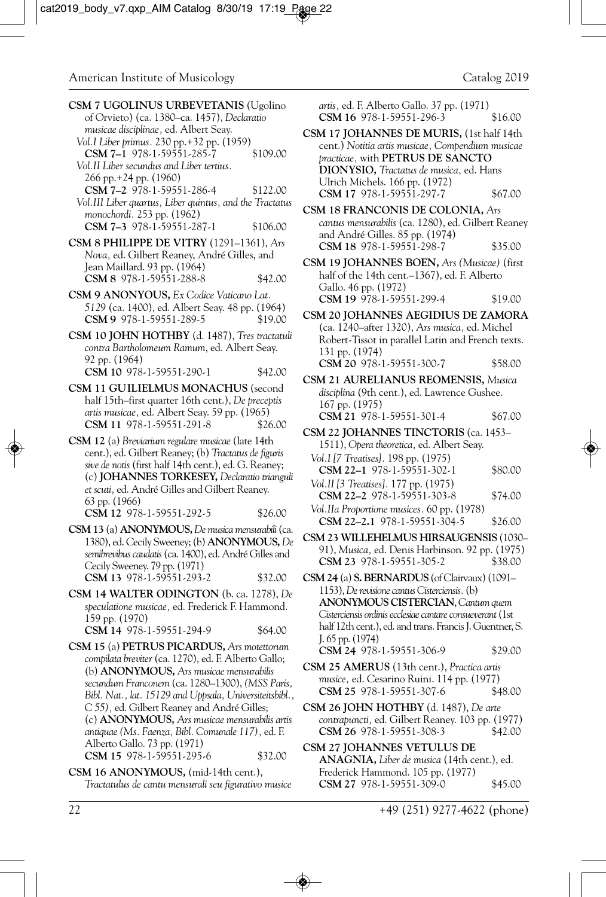**CSM 7 UGOLINUS URBEVETANIS** (Ugolino of Orvieto) (ca. 1380–ca. 1457), *Declaratio musicae disciplinae,* ed. Albert Seay.

*Vol.I Liber primus.* 230 pp.+32 pp. (1959)
**CSM 7–1** 978-1-59551-285-7 $109.00

*Vol.II Liber secundus and Liber tertius.* 266 pp.+24 pp. (1960)
**CSM 7–2** 978-1-59551-286-4 $122.00

*Vol.III Liber quartus, Liber quintus, and the Tractatus monochordi.* 253 pp. (1962)
**CSM 7–3** 978-1-59551-287-1 $106.00

**CSM 8 PHILIPPE DE VITRY** (1291–1361), *Ars Nova,* ed. Gilbert Reaney, André Gilles, and Jean Maillard. 93 pp. (1964)
**CSM 8** 978-1-59551-288-8 $42.00

**CSM 9 ANONYOUS,** *Ex Codice Vaticano Lat. 5129* (ca. 1400), ed. Albert Seay. 48 pp. (1964)
**CSM 9** 978-1-59551-289-5 $19.00

**CSM 10 JOHN HOTHBY** (d. 1487), *Tres tractatuli contra Bartholomeum Ramum*, ed. Albert Seay. 92 pp. (1964)
**CSM 10** 978-1-59551-290-1 $42.00

**CSM 11 GUILIELMUS MONACHUS** (second half 15th–first quarter 16th cent.), *De preceptis artis musicae,* ed. Albert Seay. 59 pp. (1965)
**CSM 11** 978-1-59551-291-8 $26.00

**CSM 12** (a) *Breviarium regulare musicae* (late 14th cent.), ed. Gilbert Reaney; (b) *Tractatus de figuris sive de notis* (first half 14th cent.), ed. G. Reaney; (c) **JOHANNES TORKESEY,** *Declaratio trianguli et scuti,* ed. André Gilles and Gilbert Reaney. 63 pp. (1966)
**CSM 12** 978-1-59551-292-5 $26.00

**CSM 13** (a) **ANONYMOUS,** *De musica mensurabili* (ca. 1380), ed. Cecily Sweeney; (b) **ANONYMOUS,** *De semibrevibus caudatis* (ca. 1400), ed. André Gilles and Cecily Sweeney. 79 pp. (1971)
**CSM 13** 978-1-59551-293-2 $32.00

**CSM 14 WALTER ODINGTON** (b. ca. 1278), *De speculatione musicae,* ed. Frederick F. Hammond. 159 pp. (1970)
**CSM 14** 978-1-59551-294-9 $64.00

**CSM 15** (a) **PETRUS PICARDUS,** *Ars motettorum compilata breviter* (ca. 1270), ed. F. Alberto Gallo; (b) **ANONYMOUS,** *Ars musicae mensurabilis secundum Franconem* (ca. 1280–1300), *(MSS Paris, Bibl. Nat., lat. 15129 and Uppsala, Universiteitsbibl., C 55),* ed. Gilbert Reaney and André Gilles; (c) **ANONYMOUS,** *Ars musicae mensurabilis artis antiquae (Ms. Faenza, Bibl. Comunale 117),* ed. F. Alberto Gallo. 73 pp. (1971)
**CSM 15** 978-1-59551-295-6 $32.00

**CSM 16 ANONYMOUS,** (mid-14th cent.), *Tractatulus de cantu mensurali seu figurativo musice artis,* ed. F. Alberto Gallo. 37 pp. (1971)
**CSM 16** 978-1-59551-296-3 $16.00

**CSM 17 JOHANNES DE MURIS,** (1st half 14th cent.) *Notitia artis musicae, Compendium musicae practicae,* with **PETRUS DE SANCTO DIONYSIO,** *Tractatus de musica,* ed. Hans Ulrich Michels. 166 pp. (1972)
**CSM 17** 978-1-59551-297-7 $67.00

**CSM 18 FRANCONIS DE COLONIA,** *Ars cantus mensurabilis* (ca. 1280), ed. Gilbert Reaney and André Gilles. 85 pp. (1974)
**CSM 18** 978-1-59551-298-7 $35.00

**CSM 19 JOHANNES BOEN,** *Ars (Musicae)* (first half of the 14th cent.–1367), ed. F. Alberto Gallo. 46 pp. (1972)
**CSM 19** 978-1-59551-299-4 $19.00

**CSM 20 JOHANNES AEGIDIUS DE ZAMORA** (ca. 1240–after 1320), *Ars musica,* ed. Michel Robert-Tissot in parallel Latin and French texts. 131 pp. (1974)
**CSM 20** 978-1-59551-300-7 $58.00

**CSM 21 AURELIANUS REOMENSIS,** *Musica disciplina* (9th cent.), ed. Lawrence Gushee. 167 pp. (1975)
**CSM 21** 978-1-59551-301-4 $67.00

**CSM 22 JOHANNES TINCTORIS** (ca. 1453–1511), *Opera theoretica,* ed. Albert Seay.

*Vol.I [7 Treatises].* 198 pp. (1975)
**CSM 22–1** 978-1-59551-302-1 $80.00

*Vol.II [3 Treatises].* 177 pp. (1975)
**CSM 22–2** 978-1-59551-303-8 $74.00

*Vol.IIa Proportione musices.* 60 pp. (1978)
**CSM 22–2.1** 978-1-59551-304-5 $26.00

**CSM 23 WILLEHELMUS HIRSAUGENSIS** (1030–91), *Musica,* ed. Denis Harbinson. 92 pp. (1975)
**CSM 23** 978-1-59551-305-2 $38.00

**CSM 24** (a) **S. BERNARDUS** (of Clairvaux) (1091–1153), *De revisione cantus Cisterciensis.* (b) **ANONYMOUS CISTERCIAN**, *Cantum quem Cisterciensis ordinis ecclesiae cantare consueverant* (1st half 12th cent.), ed. and trans. Francis J. Guentner, S. J. 65 pp. (1974)
**CSM 24** 978-1-59551-306-9 $29.00

**CSM 25 AMERUS** (13th cent.), *Practica artis musice,* ed. Cesarino Ruini. 114 pp. (1977)
**CSM 25** 978-1-59551-307-6 $48.00

**CSM 26 JOHN HOTHBY** (d. 1487), *De arte contrapuncti,* ed. Gilbert Reaney. 103 pp. (1977)
**CSM 26** 978-1-59551-308-3 $42.00

**CSM 27 JOHANNES VETULUS DE ANAGNIA,** *Liber de musica* (14th cent.), ed. Frederick Hammond. 105 pp. (1977)
**CSM 27** 978-1-59551-309-0 $45.00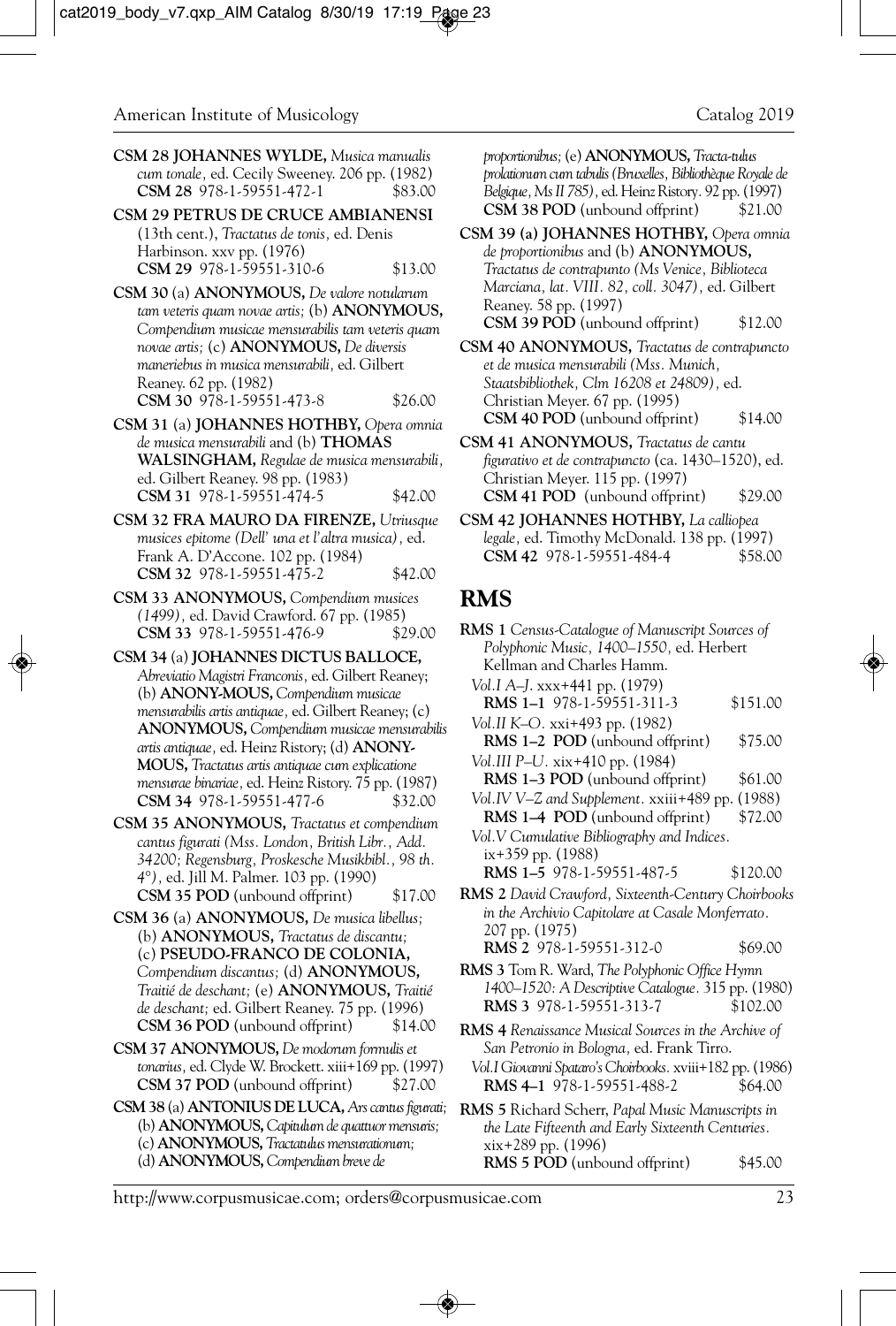**CSM 28 JOHANNES WYLDE,** *Musica manualis cum tonale*, ed. Cecily Sweeney. 206 pp. (1982)
**CSM 28** 978-1-59551-472-1 $83.00

**CSM 29 PETRUS DE CRUCE AMBIANENSI** (13th cent.), *Tractatus de tonis*, ed. Denis Harbinson. xxv pp. (1976)
**CSM 29** 978-1-59551-310-6 $13.00

**CSM 30** (a) **ANONYMOUS,** *De valore notularum tam veteris quam novae artis;* (b) **ANONYMOUS,** *Compendium musicae mensurabilis tam veteris quam novae artis;* (c) **ANONYMOUS,** *De diversis maneriebus in musica mensurabili*, ed. Gilbert Reaney. 62 pp. (1982)
**CSM 30** 978-1-59551-473-8 $26.00

**CSM 31** (a) **JOHANNES HOTHBY,** *Opera omnia de musica mensurabili* and (b) **THOMAS WALSINGHAM,** *Regulae de musica mensurabili*, ed. Gilbert Reaney. 98 pp. (1983)
**CSM 31** 978-1-59551-474-5 $42.00

**CSM 32 FRA MAURO DA FIRENZE,** *Utriusque musices epitome (Dell' una et l'altra musica)*, ed. Frank A. D'Accone. 102 pp. (1984)
**CSM 32** 978-1-59551-475-2 $42.00

**CSM 33 ANONYMOUS,** *Compendium musices (1499)*, ed. David Crawford. 67 pp. (1985)
**CSM 33** 978-1-59551-476-9 $29.00

**CSM 34** (a) **JOHANNES DICTUS BALLOCE,** *Abreviatio Magistri Franconis*, ed. Gilbert Reaney; (b) **ANONY-MOUS,** *Compendium musicae mensurabilis artis antiquae*, ed. Gilbert Reaney; (c) **ANONYMOUS,** *Compendium musicae mensurabilis artis antiquae*, ed. Heinz Ristory; (d) **ANONY-MOUS,** *Tractatus artis antiquae cum explicatione mensurae binariae*, ed. Heinz Ristory. 75 pp. (1987)
**CSM 34** 978-1-59551-477-6 $32.00

**CSM 35 ANONYMOUS,** *Tractatus et compendium cantus figurati (Mss. London, British Libr., Add. 34200; Regensburg, Proskesche Musikbibl., 98 th. 4°)*, ed. Jill M. Palmer. 103 pp. (1990)
**CSM 35 POD** (unbound offprint) $17.00

**CSM 36** (a) **ANONYMOUS,** *De musica libellus;* (b) **ANONYMOUS,** *Tractatus de discantu;* (c) **PSEUDO-FRANCO DE COLONIA,** *Compendium discantus;* (d) **ANONYMOUS,** *Traitié de deschant;* (e) **ANONYMOUS,** *Traitié de deschant;* ed. Gilbert Reaney. 75 pp. (1996)
**CSM 36 POD** (unbound offprint) $14.00

**CSM 37 ANONYMOUS,** *De modorum formulis et tonarius*, ed. Clyde W. Brockett. xiii+169 pp. (1997)
**CSM 37 POD** (unbound offprint) $27.00

**CSM 38** (a) **ANTONIUS DE LUCA,** *Ars cantus figurati;* (b) **ANONYMOUS,** *Capitulum de quattuor mensuris;* (c) **ANONYMOUS,** *Tractatulus mensurationum;* (d) **ANONYMOUS,** *Compendium breve de proportionibus;* (e) **ANONYMOUS,** *Tracta-tulus prolationum cum tabulis (Bruxelles, Bibliothèque Royale de Belgique, Ms II 785)*, ed. Heinz Ristory. 92 pp. (1997)
**CSM 38 POD** (unbound offprint) $21.00

**CSM 39 (a) JOHANNES HOTHBY,** *Opera omnia de proportionibus* and (b) **ANONYMOUS,** *Tractatus de contrapunto (Ms Venice, Biblioteca Marciana, lat. VIII. 82, coll. 3047)*, ed. Gilbert Reaney. 58 pp. (1997)
**CSM 39 POD** (unbound offprint) $12.00

**CSM 40 ANONYMOUS,** *Tractatus de contrapuncto et de musica mensurabili (Mss. Munich, Staatsbibliothek, Clm 16208 et 24809)*, ed. Christian Meyer. 67 pp. (1995)
**CSM 40 POD** (unbound offprint) $14.00

**CSM 41 ANONYMOUS,** *Tractatus de cantu figurativo et de contrapuncto* (ca. 1430–1520), ed. Christian Meyer. 115 pp. (1997)
**CSM 41 POD** (unbound offprint) $29.00

**CSM 42 JOHANNES HOTHBY,** *La calliopea legale*, ed. Timothy McDonald. 138 pp. (1997)
**CSM 42** 978-1-59551-484-4 $58.00

## RMS

**RMS 1** *Census-Catalogue of Manuscript Sources of Polyphonic Music, 1400–1550*, ed. Herbert Kellman and Charles Hamm.

*Vol.I A–J.* xxx+441 pp. (1979)
**RMS 1–1** 978-1-59551-311-3 $151.00

*Vol.II K–O.* xxi+493 pp. (1982)
**RMS 1–2 POD** (unbound offprint) $75.00

*Vol.III P–U.* xix+410 pp. (1984)
**RMS 1–3 POD** (unbound offprint) $61.00

*Vol.IV V–Z and Supplement.* xxiii+489 pp. (1988)
**RMS 1–4 POD** (unbound offprint) $72.00

*Vol.V Cumulative Bibliography and Indices.* ix+359 pp. (1988)
**RMS 1–5** 978-1-59551-487-5 $120.00

**RMS 2** *David Crawford, Sixteenth-Century Choirbooks in the Archivio Capitolare at Casale Monferrato.* 207 pp. (1975)
**RMS 2** 978-1-59551-312-0 $69.00

**RMS 3** Tom R. Ward, *The Polyphonic Office Hymn 1400–1520: A Descriptive Catalogue.* 315 pp. (1980)
**RMS 3** 978-1-59551-313-7 $102.00

**RMS 4** *Renaissance Musical Sources in the Archive of San Petronio in Bologna*, ed. Frank Tirro.

*Vol.I Giovanni Spataro's Choirbooks.* xviii+182 pp. (1986)
**RMS 4–1** 978-1-59551-488-2 $64.00

**RMS 5** Richard Scherr, *Papal Music Manuscripts in the Late Fifteenth and Early Sixteenth Centuries.* xix+289 pp. (1996)
**RMS 5 POD** (unbound offprint) $45.00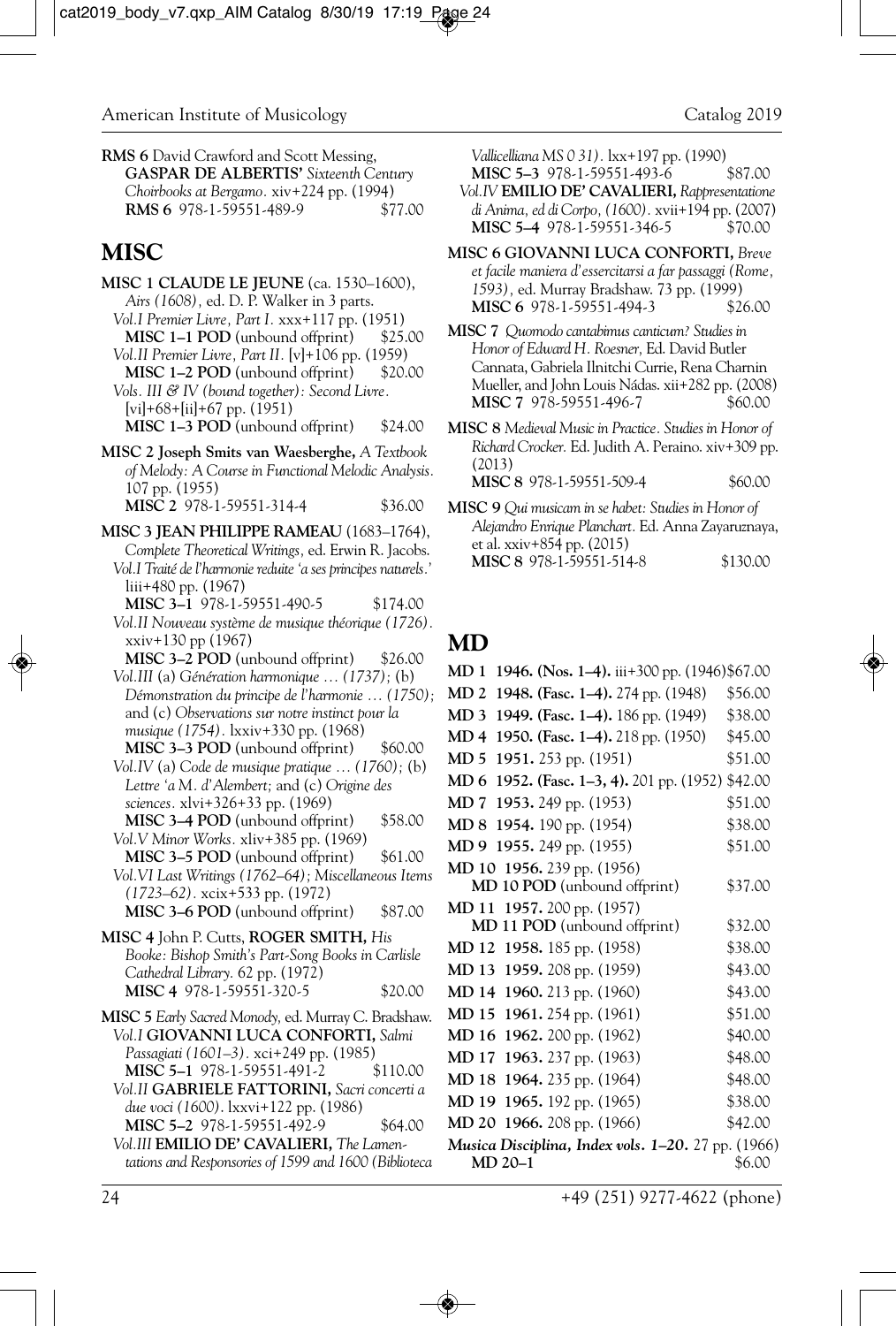**RMS 6** David Crawford and Scott Messing, **GASPAR DE ALBERTIS'** *Sixteenth Century Choirbooks at Bergamo.* xiv+224 pp. (1994)
**RMS 6** 978-1-59551-489-9 $77.00

## MISC

**MISC 1 CLAUDE LE JEUNE** (ca. 1530–1600), *Airs (1608),* ed. D. P. Walker in 3 parts.
*Vol.I Premier Livre, Part I.* xxx+117 pp. (1951)
**MISC 1–1 POD** (unbound offprint) $25.00
*Vol.II Premier Livre, Part II.* [v]+106 pp. (1959)
**MISC 1–2 POD** (unbound offprint) $20.00
*Vols. III & IV (bound together): Second Livre.* [vi]+68+[ii]+67 pp. (1951)
**MISC 1–3 POD** (unbound offprint) $24.00

**MISC 2 Joseph Smits van Waesberghe,** *A Textbook of Melody: A Course in Functional Melodic Analysis.* 107 pp. (1955)
**MISC 2** 978-1-59551-314-4 $36.00

**MISC 3 JEAN PHILIPPE RAMEAU** (1683–1764), *Complete Theoretical Writings,* ed. Erwin R. Jacobs.
*Vol.I Traité de l'harmonie reduite 'a ses principes naturels.'* liii+480 pp. (1967)
**MISC 3–1** 978-1-59551-490-5 $174.00
*Vol.II Nouveau système de musique théorique (1726).* xxiv+130 pp (1967)
**MISC 3–2 POD** (unbound offprint) $26.00
*Vol.III* (a) *Génération harmonique … (1737);* (b) *Démonstration du principe de l'harmonie … (1750);* and (c) *Observations sur notre instinct pour la musique (1754).* lxxiv+330 pp. (1968)
**MISC 3–3 POD** (unbound offprint) $60.00
*Vol.IV* (a) *Code de musique pratique … (1760);* (b) *Lettre 'a M. d'Alembert*; and (c) *Origine des sciences.* xlvi+326+33 pp. (1969)
**MISC 3–4 POD** (unbound offprint) $58.00
*Vol.V Minor Works.* xliv+385 pp. (1969)
**MISC 3–5 POD** (unbound offprint) $61.00
*Vol.VI Last Writings (1762–64); Miscellaneous Items (1723–62).* xcix+533 pp. (1972)
**MISC 3–6 POD** (unbound offprint) $87.00

**MISC 4** John P. Cutts, **ROGER SMITH,** *His Booke: Bishop Smith's Part-Song Books in Carlisle Cathedral Library.* 62 pp. (1972)
**MISC 4** 978-1-59551-320-5 $20.00

**MISC 5** *Early Sacred Monody,* ed. Murray C. Bradshaw.
*Vol.I* **GIOVANNI LUCA CONFORTI,** *Salmi Passagiati (1601–3).* xci+249 pp. (1985)
**MISC 5–1** 978-1-59551-491-2 $110.00
*Vol.II* **GABRIELE FATTORINI,** *Sacri concerti a due voci (1600).* lxxvi+122 pp. (1986)
**MISC 5–2** 978-1-59551-492-9 $64.00
*Vol.III* **EMILIO DE' CAVALIERI,** *The Lamentations and Responsories of 1599 and 1600 (Biblioteca Vallicelliana MS 0 31).* lxx+197 pp. (1990)
**MISC 5–3** 978-1-59551-493-6 $87.00
*Vol.IV* **EMILIO DE' CAVALIERI,** *Rappresentatione di Anima, ed di Corpo, (1600).* xvii+194 pp. (2007)
**MISC 5–4** 978-1-59551-346-5 $70.00

**MISC 6 GIOVANNI LUCA CONFORTI,** *Breve et facile maniera d'essercitarsi a far passaggi (Rome, 1593),* ed. Murray Bradshaw. 73 pp. (1999)
**MISC 6** 978-1-59551-494-3 $26.00

**MISC 7** *Quomodo cantabimus canticum? Studies in Honor of Edward H. Roesner,* Ed. David Butler Cannata, Gabriela Ilnitchi Currie, Rena Charnin Mueller, and John Louis Nádas. xii+282 pp. (2008)
**MISC 7** 978-59551-496-7 $60.00

**MISC 8** *Medieval Music in Practice. Studies in Honor of Richard Crocker.* Ed. Judith A. Peraino. xiv+309 pp. (2013)
**MISC 8** 978-1-59551-509-4 $60.00

**MISC 9** *Qui musicam in se habet: Studies in Honor of Alejandro Enrique Planchart.* Ed. Anna Zayaruznaya, et al. xxiv+854 pp. (2015)
**MISC 8** 978-1-59551-514-8 $130.00

## MD

**MD 1 1946. (Nos. 1–4).** iii+300 pp. (1946) $67.00
**MD 2 1948. (Fasc. 1–4).** 274 pp. (1948) $56.00
**MD 3 1949. (Fasc. 1–4).** 186 pp. (1949) $38.00
**MD 4 1950. (Fasc. 1–4).** 218 pp. (1950) $45.00
**MD 5 1951.** 253 pp. (1951) $51.00
**MD 6 1952. (Fasc. 1–3, 4).** 201 pp. (1952) $42.00
**MD 7 1953.** 249 pp. (1953) $51.00
**MD 8 1954.** 190 pp. (1954) $38.00
**MD 9 1955.** 249 pp. (1955) $51.00
**MD 10 1956.** 239 pp. (1956)
**MD 10 POD** (unbound offprint) $37.00
**MD 11 1957.** 200 pp. (1957)
**MD 11 POD** (unbound offprint) $32.00
**MD 12 1958.** 185 pp. (1958) $38.00
**MD 13 1959.** 208 pp. (1959) $43.00
**MD 14 1960.** 213 pp. (1960) $43.00
**MD 15 1961.** 254 pp. (1961) $51.00
**MD 16 1962.** 200 pp. (1962) $40.00
**MD 17 1963.** 237 pp. (1963) $48.00
**MD 18 1964.** 235 pp. (1964) $48.00
**MD 19 1965.** 192 pp. (1965) $38.00
**MD 20 1966.** 208 pp. (1966) $42.00
***Musica Disciplina, Index vols. 1–20.*** 27 pp. (1966)
**MD 20–1** $6.00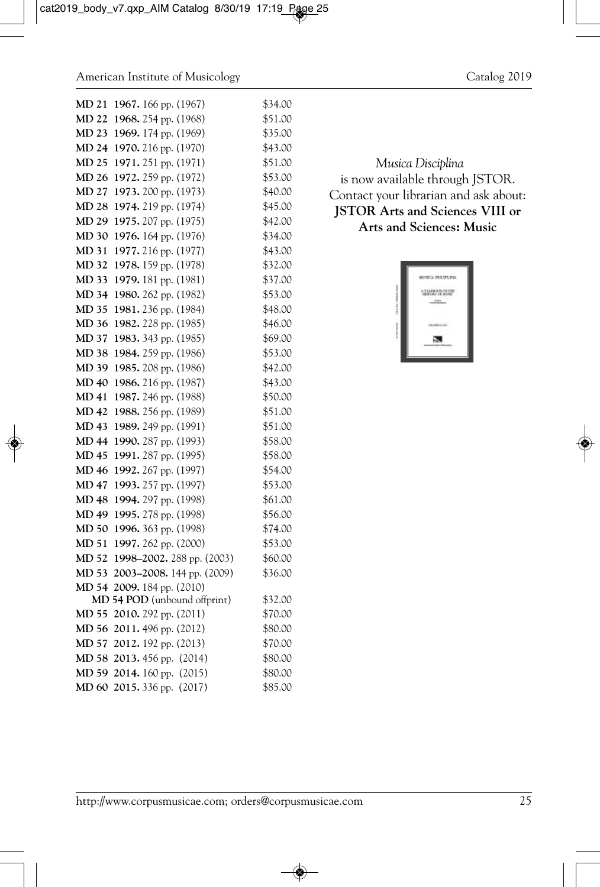| | | |
|---|---|---|
| **MD 21** | **1967.** 166 pp. (1967) | \$34.00 |
| **MD 22** | **1968.** 254 pp. (1968) | \$51.00 |
| **MD 23** | **1969.** 174 pp. (1969) | \$35.00 |
| **MD 24** | **1970.** 216 pp. (1970) | \$43.00 |
| **MD 25** | **1971.** 251 pp. (1971) | \$51.00 |
| **MD 26** | **1972.** 259 pp. (1972) | \$53.00 |
| **MD 27** | **1973.** 200 pp. (1973) | \$40.00 |
| **MD 28** | **1974.** 219 pp. (1974) | \$45.00 |
| **MD 29** | **1975.** 207 pp. (1975) | \$42.00 |
| **MD 30** | **1976.** 164 pp. (1976) | \$34.00 |
| **MD 31** | **1977.** 216 pp. (1977) | \$43.00 |
| **MD 32** | **1978.** 159 pp. (1978) | \$32.00 |
| **MD 33** | **1979.** 181 pp. (1981) | \$37.00 |
| **MD 34** | **1980.** 262 pp. (1982) | \$53.00 |
| **MD 35** | **1981.** 236 pp. (1984) | \$48.00 |
| **MD 36** | **1982.** 228 pp. (1985) | \$46.00 |
| **MD 37** | **1983.** 343 pp. (1985) | \$69.00 |
| **MD 38** | **1984.** 259 pp. (1986) | \$53.00 |
| **MD 39** | **1985.** 208 pp. (1986) | \$42.00 |
| **MD 40** | **1986.** 216 pp. (1987) | \$43.00 |
| **MD 41** | **1987.** 246 pp. (1988) | \$50.00 |
| **MD 42** | **1988.** 256 pp. (1989) | \$51.00 |
| **MD 43** | **1989.** 249 pp. (1991) | \$51.00 |
| **MD 44** | **1990.** 287 pp. (1993) | \$58.00 |
| **MD 45** | **1991.** 287 pp. (1995) | \$58.00 |
| **MD 46** | **1992.** 267 pp. (1997) | \$54.00 |
| **MD 47** | **1993.** 257 pp. (1997) | \$53.00 |
| **MD 48** | **1994.** 297 pp. (1998) | \$61.00 |
| **MD 49** | **1995.** 278 pp. (1998) | \$56.00 |
| **MD 50** | **1996.** 363 pp. (1998) | \$74.00 |
| **MD 51** | **1997.** 262 pp. (2000) | \$53.00 |
| **MD 52** | **1998–2002.** 288 pp. (2003) | \$60.00 |
| **MD 53** | **2003–2008.** 144 pp. (2009) | \$36.00 |
| **MD 54** | **2009.** 184 pp. (2010) | |
| | **MD 54 POD** (unbound offprint) | \$32.00 |
| **MD 55** | **2010.** 292 pp. (2011) | \$70.00 |
| **MD 56** | **2011.** 496 pp. (2012) | \$80.00 |
| **MD 57** | **2012.** 192 pp. (2013) | \$70.00 |
| **MD 58** | **2013.** 456 pp. (2014) | \$80.00 |
| **MD 59** | **2014.** 160 pp. (2015) | \$80.00 |
| **MD 60** | **2015.** 336 pp. (2017) | \$85.00 |

*Musica Disciplina*
is now available through JSTOR.
Contact your librarian and ask about:
**JSTOR Arts and Sciences VIII or Arts and Sciences: Music**

http://www.corpusmusicae.com; orders@corpusmusicae.com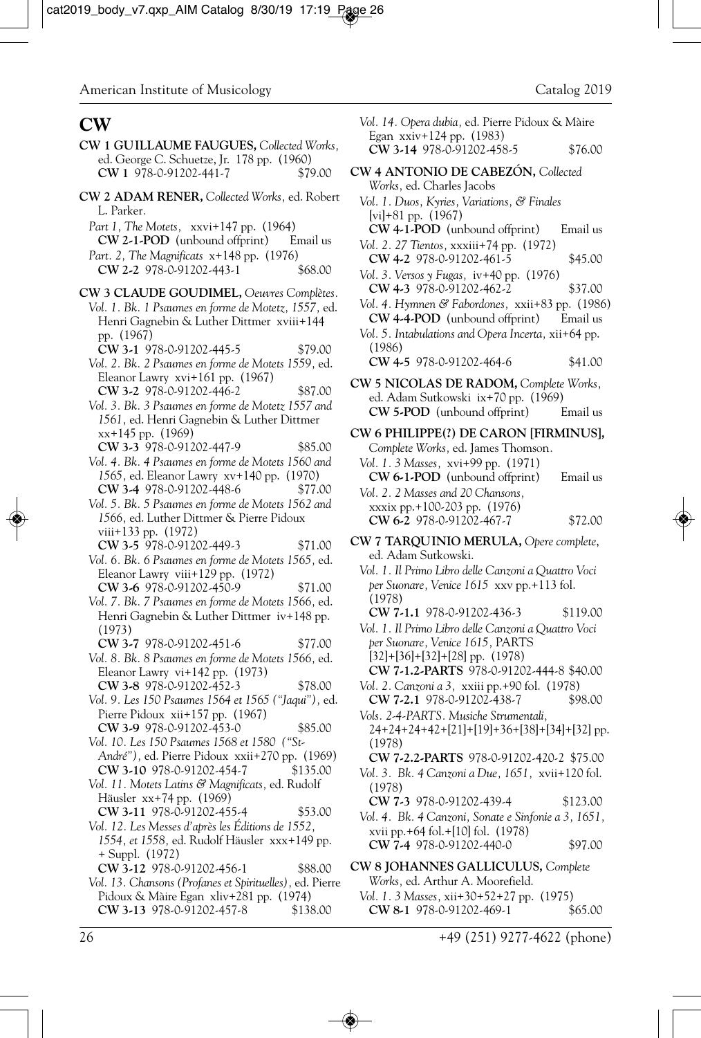# CW

**CW 1 GUILLAUME FAUGUES,** *Collected Works*, ed. George C. Schuetze, Jr. 178 pp. (1960)
**CW 1** 978-0-91202-441-7 $79.00

**CW 2 ADAM RENER,** *Collected Works*, ed. Robert L. Parker.
*Part 1, The Motets*, xxvi+147 pp. (1964)
**CW 2-1-POD** (unbound offprint) Email us
*Part. 2, The Magnificats* x+148 pp. (1976)
**CW 2-2** 978-0-91202-443-1 $68.00

**CW 3 CLAUDE GOUDIMEL,** *Oeuvres Complètes*.
*Vol. 1. Bk. 1 Psaumes en forme de Motetz, 1557*, ed. Henri Gagnebin & Luther Dittmer xviii+144 pp. (1967)
**CW 3-1** 978-0-91202-445-5 $79.00
*Vol. 2. Bk. 2 Psaumes en forme de Motets 1559*, ed. Eleanor Lawry xvi+161 pp. (1967)
**CW 3-2** 978-0-91202-446-2 $87.00
*Vol. 3. Bk. 3 Psaumes en forme de Motetz 1557 and 1561*, ed. Henri Gagnebin & Luther Dittmer xx+145 pp. (1969)
**CW 3-3** 978-0-91202-447-9 $85.00
*Vol. 4. Bk. 4 Psaumes en forme de Motets 1560 and 1565*, ed. Eleanor Lawry xv+140 pp. (1970)
**CW 3-4** 978-0-91202-448-6 $77.00
*Vol. 5. Bk. 5 Psaumes en forme de Motets 1562 and 1566*, ed. Luther Dittmer & Pierre Pidoux viii+133 pp. (1972)
**CW 3-5** 978-0-91202-449-3 $71.00
*Vol. 6. Bk. 6 Psaumes en forme de Motets 1565*, ed. Eleanor Lawry viii+129 pp. (1972)
**CW 3-6** 978-0-91202-450-9 $71.00
*Vol. 7. Bk. 7 Psaumes en forme de Motets 1566*, ed. Henri Gagnebin & Luther Dittmer iv+148 pp. (1973)
**CW 3-7** 978-0-91202-451-6 $77.00
*Vol. 8. Bk. 8 Psaumes en forme de Motets 1566*, ed. Eleanor Lawry vi+142 pp. (1973)
**CW 3-8** 978-0-91202-452-3 $78.00
*Vol. 9. Les 150 Psaumes 1564 et 1565 ("Jaqui")*, ed. Pierre Pidoux xii+157 pp. (1967)
**CW 3-9** 978-0-91202-453-0 $85.00
*Vol. 10. Les 150 Psaumes 1568 et 1580 ("St-André")*, ed. Pierre Pidoux xxii+270 pp. (1969)
**CW 3-10** 978-0-91202-454-7 $135.00
*Vol. 11. Motets Latins & Magnificats*, ed. Rudolf Häusler xx+74 pp. (1969)
**CW 3-11** 978-0-91202-455-4 $53.00
*Vol. 12. Les Messes d'après les Éditions de 1552, 1554, et 1558*, ed. Rudolf Häusler xxx+149 pp. + Suppl. (1972)
**CW 3-12** 978-0-91202-456-1 $88.00
*Vol. 13. Chansons (Profanes et Spirituelles)*, ed. Pierre Pidoux & Màire Egan xliv+281 pp. (1974)
**CW 3-13** 978-0-91202-457-8 $138.00
*Vol. 14. Opera dubia*, ed. Pierre Pidoux & Màire Egan xxiv+124 pp. (1983)
**CW 3-14** 978-0-91202-458-5 $76.00

**CW 4 ANTONIO DE CABEZÓN,** *Collected Works*, ed. Charles Jacobs
*Vol. 1. Duos, Kyries, Variations, & Finales* [vi]+81 pp. (1967)
**CW 4-1-POD** (unbound offprint) Email us
*Vol. 2. 27 Tientos*, xxxiii+74 pp. (1972)
**CW 4-2** 978-0-91202-461-5 $45.00
*Vol. 3. Versos y Fugas*, iv+40 pp. (1976)
**CW 4-3** 978-0-91202-462-2 $37.00
*Vol. 4. Hymnen & Fabordones*, xxii+83 pp. (1986)
**CW 4-4-POD** (unbound offprint) Email us
*Vol. 5. Intabulations and Opera Incerta*, xii+64 pp. (1986)
**CW 4-5** 978-0-91202-464-6 $41.00

**CW 5 NICOLAS DE RADOM,** *Complete Works*, ed. Adam Sutkowski ix+70 pp. (1969)
**CW 5-POD** (unbound offprint) Email us

**CW 6 PHILIPPE(?) DE CARON [FIRMINUS],** *Complete Works*, ed. James Thomson.
*Vol. 1. 3 Masses*, xvi+99 pp. (1971)
**CW 6-1-POD** (unbound offprint) Email us
*Vol. 2. 2 Masses and 20 Chansons*, xxxix pp.+100-203 pp. (1976)
**CW 6-2** 978-0-91202-467-7 $72.00

**CW 7 TARQUINIO MERULA,** *Opere complete*, ed. Adam Sutkowski.
*Vol. 1. Il Primo Libro delle Canzoni a Quattro Voci per Suonare, Venice 1615* xxv pp.+113 fol. (1978)
**CW 7-1.1** 978-0-91202-436-3 $119.00
*Vol. 1. Il Primo Libro delle Canzoni a Quattro Voci per Suonare, Venice 1615*, PARTS [32]+[36]+[32]+[28] pp. (1978)
**CW 7-1.2-PARTS** 978-0-91202-444-8 $40.00
*Vol. 2. Canzoni a 3*, xxiii pp.+90 fol. (1978)
**CW 7-2.1** 978-0-91202-438-7 $98.00
*Vols. 2-4-PARTS. Musiche Strumentali*, 24+24+24+42+[21]+[19]+36+[38]+[34]+[32] pp. (1978)
**CW 7-2.2-PARTS** 978-0-91202-420-2 $75.00
*Vol. 3. Bk. 4 Canzoni a Due, 1651*, xvii+120 fol. (1978)
**CW 7-3** 978-0-91202-439-4 $123.00
*Vol. 4. Bk. 4 Canzoni, Sonate e Sinfonie a 3, 1651*, xvii pp.+64 fol.+[10] fol. (1978)
**CW 7-4** 978-0-91202-440-0 $97.00

**CW 8 JOHANNES GALLICULUS,** *Complete Works*, ed. Arthur A. Moorefield.
*Vol. 1. 3 Masses*, xii+30+52+27 pp. (1975)
**CW 8-1** 978-0-91202-469-1 $65.00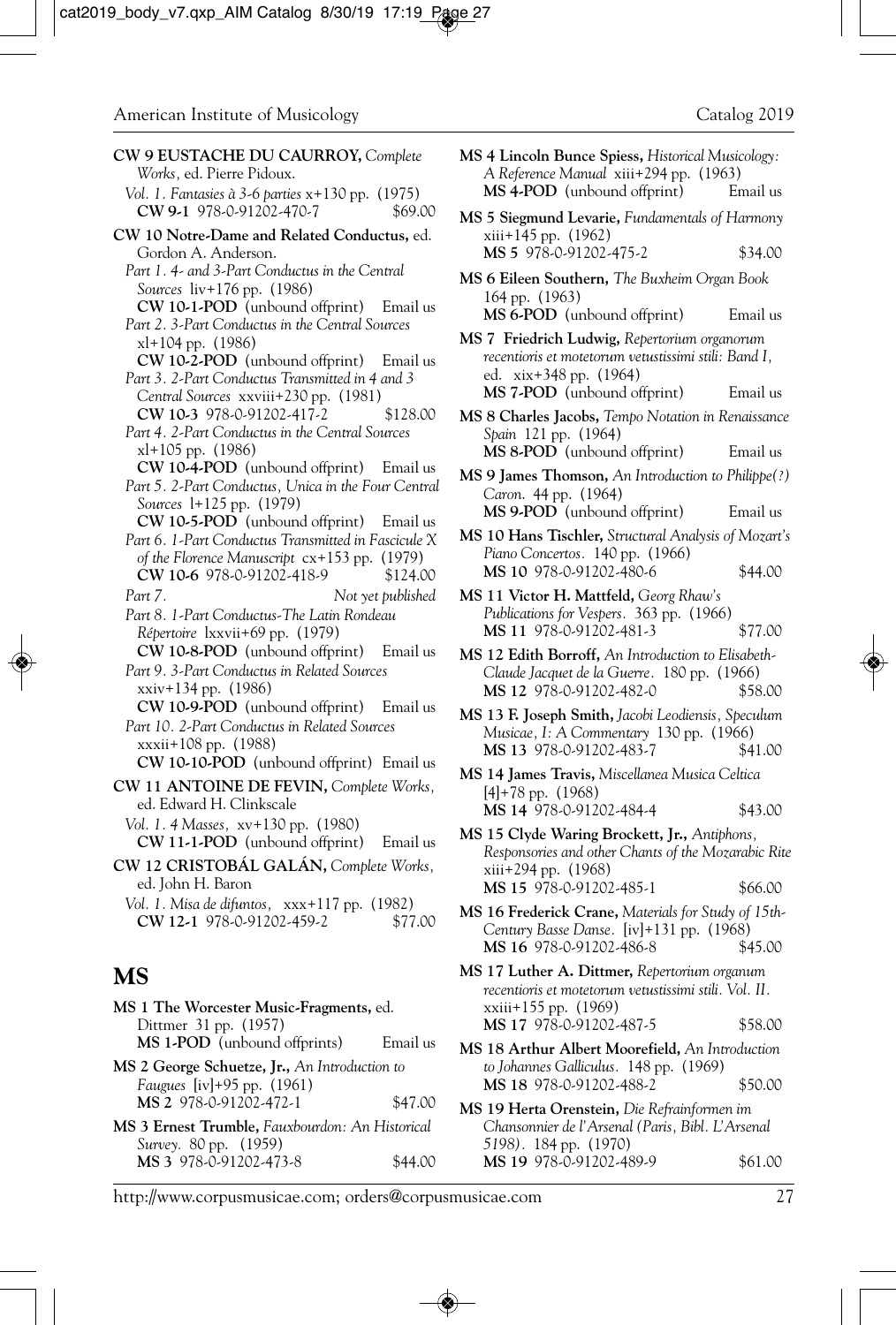**CW 9 EUSTACHE DU CAURROY,** *Complete Works*, ed. Pierre Pidoux.

*Vol. 1. Fantasies à 3-6 parties* x+130 pp. (1975)
**CW 9-1** 978-0-91202-470-7 $69.00

**CW 10 Notre-Dame and Related Conductus,** ed. Gordon A. Anderson.

*Part 1. 4- and 3-Part Conductus in the Central Sources* liv+176 pp. (1986)
**CW 10-1-POD** (unbound offprint) Email us

*Part 2. 3-Part Conductus in the Central Sources* xl+104 pp. (1986)
**CW 10-2-POD** (unbound offprint) Email us

*Part 3. 2-Part Conductus Transmitted in 4 and 3 Central Sources* xxviii+230 pp. (1981)
**CW 10-3** 978-0-91202-417-2 $128.00

*Part 4. 2-Part Conductus in the Central Sources* xl+105 pp. (1986)
**CW 10-4-POD** (unbound offprint) Email us

*Part 5. 2-Part Conductus, Unica in the Four Central Sources* l+125 pp. (1979)
**CW 10-5-POD** (unbound offprint) Email us

*Part 6. 1-Part Conductus Transmitted in Fascicule X of the Florence Manuscript* cx+153 pp. (1979)
**CW 10-6** 978-0-91202-418-9 $124.00

*Part 7.* *Not yet published*

*Part 8. 1-Part Conductus-The Latin Rondeau Répertoire* lxxvii+69 pp. (1979)
**CW 10-8-POD** (unbound offprint) Email us

*Part 9. 3-Part Conductus in Related Sources* xxiv+134 pp. (1986)
**CW 10-9-POD** (unbound offprint) Email us

*Part 10. 2-Part Conductus in Related Sources* xxxii+108 pp. (1988)
**CW 10-10-POD** (unbound offprint) Email us

**CW 11 ANTOINE DE FEVIN,** *Complete Works*, ed. Edward H. Clinkscale

*Vol. 1. 4 Masses*, xv+130 pp. (1980)
**CW 11-1-POD** (unbound offprint) Email us

**CW 12 CRISTOBÁL GALÁN,** *Complete Works*, ed. John H. Baron

*Vol. 1. Misa de difuntos*, xxx+117 pp. (1982)
**CW 12-1** 978-0-91202-459-2 $77.00

## MS

**MS 1 The Worcester Music-Fragments,** ed. Dittmer 31 pp. (1957)
**MS 1-POD** (unbound offprints) Email us

**MS 2 George Schuetze, Jr.,** *An Introduction to Faugues* [iv]+95 pp. (1961)
**MS 2** 978-0-91202-472-1 $47.00

**MS 3 Ernest Trumble,** *Fauxbourdon: An Historical Survey.* 80 pp. (1959)
**MS 3** 978-0-91202-473-8 $44.00

**MS 4 Lincoln Bunce Spiess,** *Historical Musicology: A Reference Manual* xiii+294 pp. (1963)
**MS 4-POD** (unbound offprint) Email us

**MS 5 Siegmund Levarie,** *Fundamentals of Harmony* xiii+145 pp. (1962)
**MS 5** 978-0-91202-475-2 $34.00

**MS 6 Eileen Southern,** *The Buxheim Organ Book* 164 pp. (1963)
**MS 6-POD** (unbound offprint) Email us

**MS 7 Friedrich Ludwig,** *Repertorium organorum recentioris et motetorum vetustissimi stili: Band I*, ed. xix+348 pp. (1964)
**MS 7-POD** (unbound offprint) Email us

**MS 8 Charles Jacobs,** *Tempo Notation in Renaissance Spain* 121 pp. (1964)
**MS 8-POD** (unbound offprint) Email us

**MS 9 James Thomson,** *An Introduction to Philippe(?) Caron.* 44 pp. (1964)
**MS 9-POD** (unbound offprint) Email us

**MS 10 Hans Tischler,** *Structural Analysis of Mozart's Piano Concertos.* 140 pp. (1966)
**MS 10** 978-0-91202-480-6 $44.00

**MS 11 Victor H. Mattfeld,** *Georg Rhaw's Publications for Vespers.* 363 pp. (1966)
**MS 11** 978-0-91202-481-3 $77.00

**MS 12 Edith Borroff,** *An Introduction to Elisabeth-Claude Jacquet de la Guerre.* 180 pp. (1966)
**MS 12** 978-0-91202-482-0 $58.00

**MS 13 F. Joseph Smith,** *Jacobi Leodiensis, Speculum Musicae, I: A Commentary* 130 pp. (1966)
**MS 13** 978-0-91202-483-7 $41.00

**MS 14 James Travis,** *Miscellanea Musica Celtica* [4]+78 pp. (1968)
**MS 14** 978-0-91202-484-4 $43.00

**MS 15 Clyde Waring Brockett, Jr.,** *Antiphons, Responsories and other Chants of the Mozarabic Rite* xiii+294 pp. (1968)
**MS 15** 978-0-91202-485-1 $66.00

**MS 16 Frederick Crane,** *Materials for Study of 15th-Century Basse Danse.* [iv]+131 pp. (1968)
**MS 16** 978-0-91202-486-8 $45.00

**MS 17 Luther A. Dittmer,** *Repertorium organum recentioris et motetorum vetustissimi stili. Vol. II.* xxiii+155 pp. (1969)
**MS 17** 978-0-91202-487-5 $58.00

**MS 18 Arthur Albert Moorefield,** *An Introduction to Johannes Galliculus.* 148 pp. (1969)
**MS 18** 978-0-91202-488-2 $50.00

**MS 19 Herta Orenstein,** *Die Refrainformen im Chansonnier de l'Arsenal (Paris, Bibl. L'Arsenal 5198).* 184 pp. (1970)
**MS 19** 978-0-91202-489-9 $61.00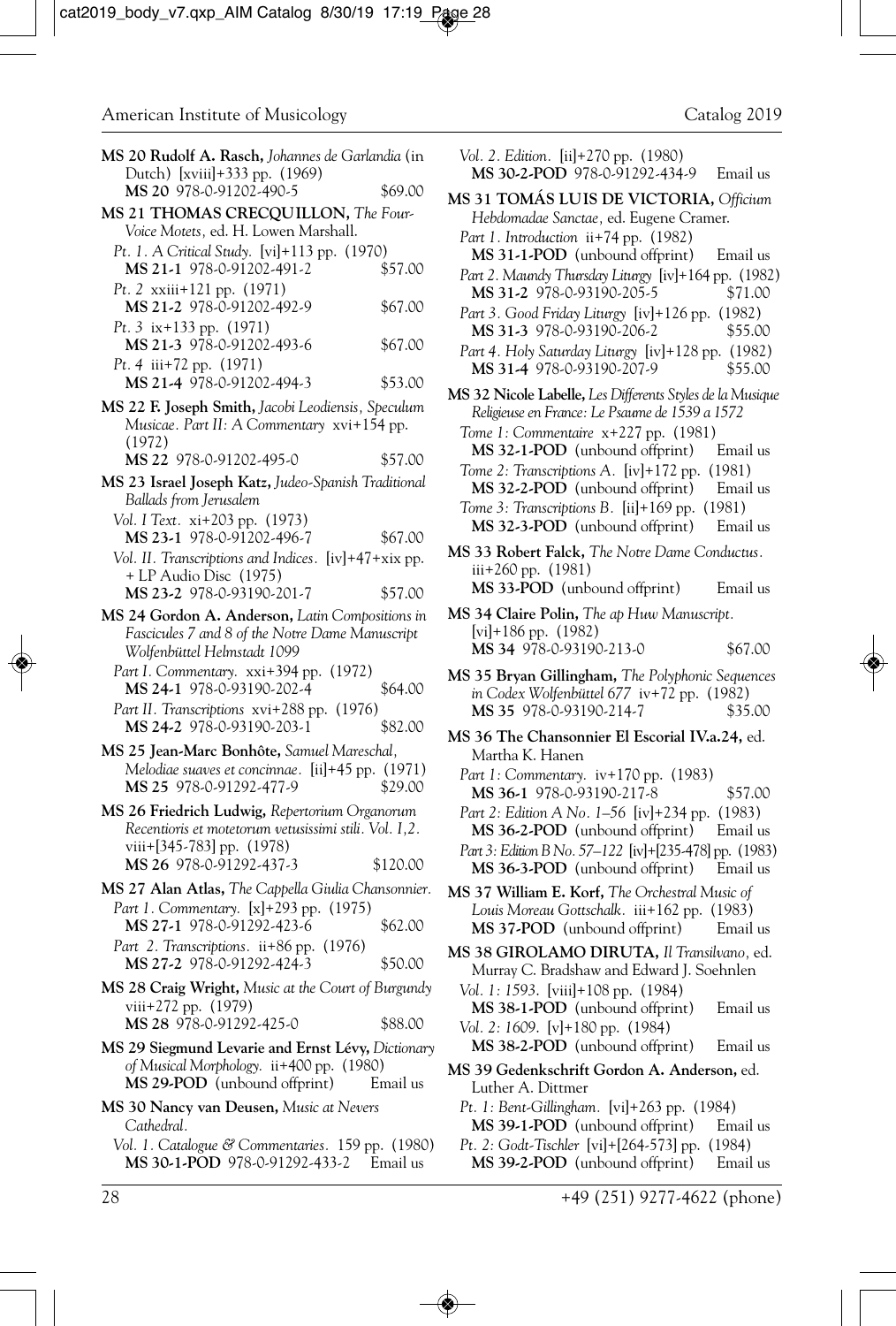**MS 20 Rudolf A. Rasch,** *Johannes de Garlandia* (in Dutch) [xviii]+333 pp. (1969)
**MS 20** 978-0-91202-490-5 $69.00

**MS 21 THOMAS CRECQUILLON,** *The Four-Voice Motets,* ed. H. Lowen Marshall.

*Pt. 1. A Critical Study.* [vi]+113 pp. (1970)
**MS 21-1** 978-0-91202-491-2 $57.00

*Pt. 2* xxiii+121 pp. (1971)
**MS 21-2** 978-0-91202-492-9 $67.00

*Pt. 3* ix+133 pp. (1971)
**MS 21-3** 978-0-91202-493-6 $67.00

*Pt. 4* iii+72 pp. (1971)
**MS 21-4** 978-0-91202-494-3 $53.00

**MS 22 F. Joseph Smith,** *Jacobi Leodiensis, Speculum Musicae. Part II: A Commentary* xvi+154 pp. (1972)
**MS 22** 978-0-91202-495-0 $57.00

**MS 23 Israel Joseph Katz,** *Judeo-Spanish Traditional Ballads from Jerusalem*

*Vol. I Text.* xi+203 pp. (1973)
**MS 23-1** 978-0-91202-496-7 $67.00

*Vol. II. Transcriptions and Indices.* [iv]+47+xix pp. + LP Audio Disc (1975)
**MS 23-2** 978-0-93190-201-7 $57.00

**MS 24 Gordon A. Anderson,** *Latin Compositions in Fascicules 7 and 8 of the Notre Dame Manuscript Wolfenbüttel Helmstadt 1099*

*Part I. Commentary.* xxi+394 pp. (1972)
**MS 24-1** 978-0-93190-202-4 $64.00

*Part II. Transcriptions* xvi+288 pp. (1976)
**MS 24-2** 978-0-93190-203-1 $82.00

**MS 25 Jean-Marc Bonhôte,** *Samuel Mareschal, Melodiae suaves et concinnae.* [ii]+45 pp. (1971)
**MS 25** 978-0-91292-477-9 $29.00

**MS 26 Friedrich Ludwig,** *Repertorium Organorum Recentioris et motetorum vetusissimi stili. Vol. I,2.* viii+[345-783] pp. (1978)
**MS 26** 978-0-91292-437-3 $120.00

**MS 27 Alan Atlas,** *The Cappella Giulia Chansonnier.*

*Part 1. Commentary.* [x]+293 pp. (1975)
**MS 27-1** 978-0-91292-423-6 $62.00

*Part 2. Transcriptions.* ii+86 pp. (1976)
**MS 27-2** 978-0-91292-424-3 $50.00

**MS 28 Craig Wright,** *Music at the Court of Burgundy* viii+272 pp. (1979)
**MS 28** 978-0-91292-425-0 $88.00

**MS 29 Siegmund Levarie and Ernst Lévy,** *Dictionary of Musical Morphology.* ii+400 pp. (1980)
**MS 29-POD** (unbound offprint) Email us

**MS 30 Nancy van Deusen,** *Music at Nevers Cathedral.*

*Vol. 1. Catalogue & Commentaries.* 159 pp. (1980)
**MS 30-1-POD** 978-0-91292-433-2 Email us

*Vol. 2. Edition.* [ii]+270 pp. (1980)
**MS 30-2-POD** 978-0-91292-434-9 Email us

**MS 31 TOMÁS LUIS DE VICTORIA,** *Officium Hebdomadae Sanctae,* ed. Eugene Cramer.

*Part 1. Introduction* ii+74 pp. (1982)
**MS 31-1-POD** (unbound offprint) Email us

*Part 2. Maundy Thursday Liturgy* [iv]+164 pp. (1982)
**MS 31-2** 978-0-93190-205-5 $71.00

*Part 3. Good Friday Liturgy* [iv]+126 pp. (1982)
**MS 31-3** 978-0-93190-206-2 $55.00

*Part 4. Holy Saturday Liturgy* [iv]+128 pp. (1982)
**MS 31-4** 978-0-93190-207-9 $55.00

**MS 32 Nicole Labelle,** *Les Differents Styles de la Musique Religieuse en France: Le Psaume de 1539 a 1572*

*Tome 1: Commentaire* x+227 pp. (1981)
**MS 32-1-POD** (unbound offprint) Email us

*Tome 2: Transcriptions A.* [iv]+172 pp. (1981)
**MS 32-2-POD** (unbound offprint) Email us

*Tome 3: Transcriptions B.* [ii]+169 pp. (1981)
**MS 32-3-POD** (unbound offprint) Email us

**MS 33 Robert Falck,** *The Notre Dame Conductus.* iii+260 pp. (1981)
**MS 33-POD** (unbound offprint) Email us

**MS 34 Claire Polin,** *The ap Huw Manuscript.* [vi]+186 pp. (1982)
**MS 34** 978-0-93190-213-0 $67.00

**MS 35 Bryan Gillingham,** *The Polyphonic Sequences in Codex Wolfenbüttel 677* iv+72 pp. (1982)
**MS 35** 978-0-93190-214-7 $35.00

**MS 36 The Chansonnier El Escorial IV.a.24,** ed. Martha K. Hanen

*Part 1: Commentary.* iv+170 pp. (1983)
**MS 36-1** 978-0-93190-217-8 $57.00

*Part 2: Edition A No. 1–56* [iv]+234 pp. (1983)
**MS 36-2-POD** (unbound offprint) Email us

*Part 3: Edition B No. 57–122* [iv]+[235-478] pp. (1983)
**MS 36-3-POD** (unbound offprint) Email us

**MS 37 William E. Korf,** *The Orchestral Music of Louis Moreau Gottschalk.* iii+162 pp. (1983)
**MS 37-POD** (unbound offprint) Email us

**MS 38 GIROLAMO DIRUTA,** *Il Transilvano,* ed. Murray C. Bradshaw and Edward J. Soehnlen

*Vol. 1: 1593.* [viii]+108 pp. (1984)
**MS 38-1-POD** (unbound offprint) Email us

*Vol. 2: 1609.* [v]+180 pp. (1984)
**MS 38-2-POD** (unbound offprint) Email us

**MS 39 Gedenkschrift Gordon A. Anderson,** ed. Luther A. Dittmer

*Pt. 1: Bent-Gillingham.* [vi]+263 pp. (1984)
**MS 39-1-POD** (unbound offprint) Email us

*Pt. 2: Godt-Tischler* [vi]+[264-573] pp. (1984)
**MS 39-2-POD** (unbound offprint) Email us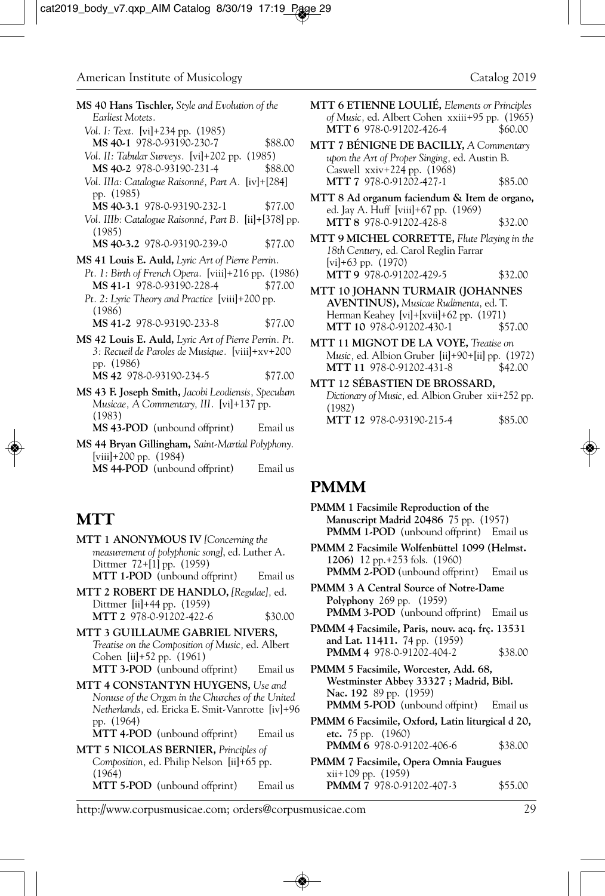**MS 40 Hans Tischler,** *Style and Evolution of the Earliest Motets.*

*Vol. I: Text.* [vi]+234 pp. (1985)
**MS 40-1** 978-0-93190-230-7 $88.00

*Vol. II: Tabular Surveys.* [vi]+202 pp. (1985)
**MS 40-2** 978-0-93190-231-4 $88.00

*Vol. IIIa: Catalogue Raisonné, Part A.* [iv]+[284] pp. (1985)
**MS 40-3.1** 978-0-93190-232-1 $77.00

*Vol. IIIb: Catalogue Raisonné, Part B.* [ii]+[378] pp. (1985)
**MS 40-3.2** 978-0-93190-239-0 $77.00

**MS 41 Louis E. Auld,** *Lyric Art of Pierre Perrin.*

*Pt. 1: Birth of French Opera.* [viii]+216 pp. (1986)
**MS 41-1** 978-0-93190-228-4 $77.00

*Pt. 2: Lyric Theory and Practice* [viii]+200 pp. (1986)
**MS 41-2** 978-0-93190-233-8 $77.00

**MS 42 Louis E. Auld,** *Lyric Art of Pierre Perrin. Pt. 3: Recueil de Paroles de Musique.* [viii]+xv+200 pp. (1986)
**MS 42** 978-0-93190-234-5 $77.00

**MS 43 F. Joseph Smith,** *Jacobi Leodiensis, Speculum Musicae, A Commentary, III.* [vi]+137 pp. (1983)
**MS 43-POD** (unbound offprint) Email us

**MS 44 Bryan Gillingham,** *Saint-Martial Polyphony.* [viii]+200 pp. (1984)
**MS 44-POD** (unbound offprint) Email us

## MTT

**MTT 1 ANONYMOUS IV** *[Concerning the measurement of polyphonic song]*, ed. Luther A. Dittmer 72+[1] pp. (1959)
**MTT 1-POD** (unbound offprint) Email us

**MTT 2 ROBERT DE HANDLO,** *[Regulae]*, ed. Dittmer [ii]+44 pp. (1959)
**MTT 2** 978-0-91202-422-6 $30.00

**MTT 3 GUILLAUME GABRIEL NIVERS,** *Treatise on the Composition of Music*, ed. Albert Cohen [ii]+52 pp. (1961)
**MTT 3-POD** (unbound offprint) Email us

**MTT 4 CONSTANTYN HUYGENS,** *Use and Nonuse of the Organ in the Churches of the United Netherlands*, ed. Ericka E. Smit-Vanrotte [iv]+96 pp. (1964)
**MTT 4-POD** (unbound offprint) Email us

**MTT 5 NICOLAS BERNIER,** *Principles of Composition*, ed. Philip Nelson [ii]+65 pp. (1964)
**MTT 5-POD** (unbound offprint) Email us

**MTT 6 ETIENNE LOULIÉ,** *Elements or Principles of Music*, ed. Albert Cohen xxiii+95 pp. (1965)
**MTT 6** 978-0-91202-426-4 $60.00

**MTT 7 BÉNIGNE DE BACILLY,** *A Commentary upon the Art of Proper Singing*, ed. Austin B. Caswell xxiv+224 pp. (1968)
**MTT 7** 978-0-91202-427-1 $85.00

**MTT 8 Ad organum faciendum & Item de organo,** ed. Jay A. Huff [viii]+67 pp. (1969)
**MTT 8** 978-0-91202-428-8 $32.00

**MTT 9 MICHEL CORRETTE,** *Flute Playing in the 18th Century*, ed. Carol Reglin Farrar [vi]+63 pp. (1970)
**MTT 9** 978-0-91202-429-5 $32.00

**MTT 10 JOHANN TURMAIR (JOHANNES AVENTINUS),** *Musicae Rudimenta*, ed. T. Herman Keahey [vi]+[xvii]+62 pp. (1971)
**MTT 10** 978-0-91202-430-1 $57.00

**MTT 11 MIGNOT DE LA VOYE,** *Treatise on Music*, ed. Albion Gruber [ii]+90+[ii] pp. (1972)
**MTT 11** 978-0-91202-431-8 $42.00

**MTT 12 SÉBASTIEN DE BROSSARD,** *Dictionary of Music*, ed. Albion Gruber xii+252 pp. (1982)
**MTT 12** 978-0-93190-215-4 $85.00

## PMMM

**PMMM 1 Facsimile Reproduction of the Manuscript Madrid 20486** 75 pp. (1957)
**PMMM 1-POD** (unbound offprint) Email us

**PMMM 2 Facsimile Wolfenbüttel 1099 (Helmst. 1206)** 12 pp.+253 fols. (1960)
**PMMM 2-POD** (unbound offprint) Email us

**PMMM 3 A Central Source of Notre-Dame Polyphony** 269 pp. (1959)
**PMMM 3-POD** (unbound offprint) Email us

**PMMM 4 Facsimile, Paris, nouv. acq. frç. 13531 and Lat. 11411.** 74 pp. (1959)
**PMMM 4** 978-0-91202-404-2 $38.00

**PMMM 5 Facsimile, Worcester, Add. 68, Westminster Abbey 33327 ; Madrid, Bibl. Nac. 192** 89 pp. (1959)
**PMMM 5-POD** (unbound offpint) Email us

**PMMM 6 Facsimile, Oxford, Latin liturgical d 20, etc.** 75 pp. (1960)
**PMMM 6** 978-0-91202-406-6 $38.00

**PMMM 7 Facsimile, Opera Omnia Faugues** xii+109 pp. (1959)
**PMMM 7** 978-0-91202-407-3 $55.00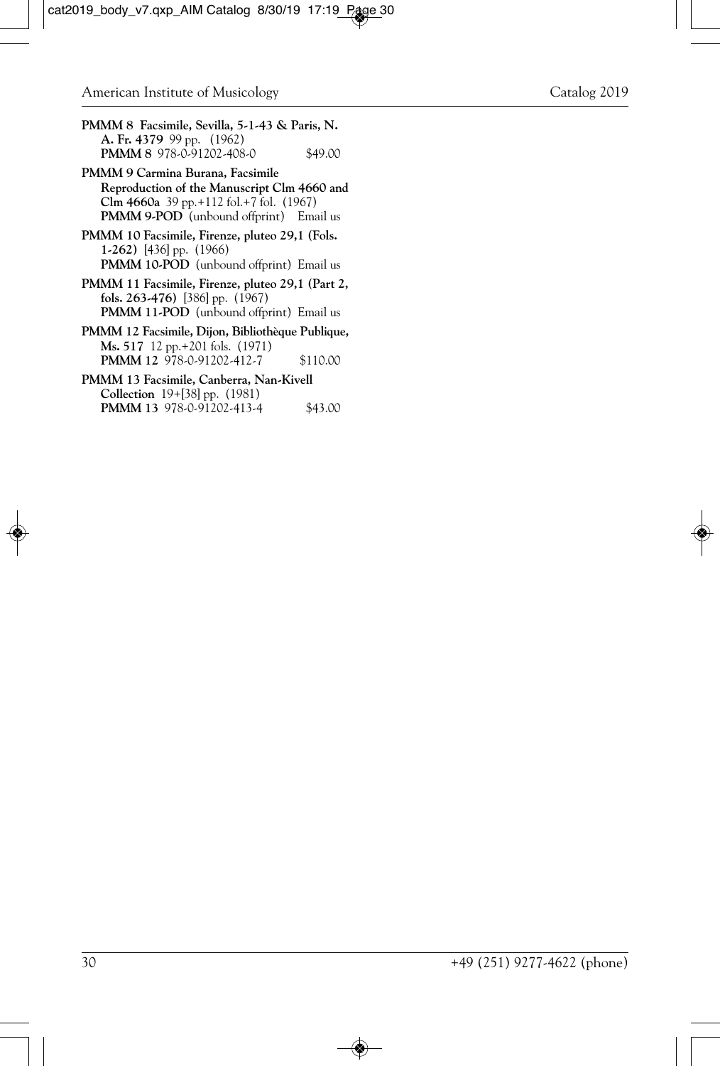**PMMM 8 Facsimile, Sevilla, 5-1-43 & Paris, N. A. Fr. 4379** 99 pp. (1962)
**PMMM 8** 978-0-91202-408-0 $49.00

**PMMM 9 Carmina Burana, Facsimile Reproduction of the Manuscript Clm 4660 and Clm 4660a** 39 pp.+112 fol.+7 fol. (1967)
**PMMM 9-POD** (unbound offprint) Email us

**PMMM 10 Facsimile, Firenze, pluteo 29,1 (Fols. 1-262)** [436] pp. (1966)
**PMMM 10-POD** (unbound offprint) Email us

**PMMM 11 Facsimile, Firenze, pluteo 29,1 (Part 2, fols. 263-476)** [386] pp. (1967)
**PMMM 11-POD** (unbound offprint) Email us

**PMMM 12 Facsimile, Dijon, Bibliothèque Publique, Ms. 517** 12 pp.+201 fols. (1971)
**PMMM 12** 978-0-91202-412-7 $110.00

**PMMM 13 Facsimile, Canberra, Nan-Kivell Collection** 19+[38] pp. (1981)
**PMMM 13** 978-0-91202-413-4 $43.00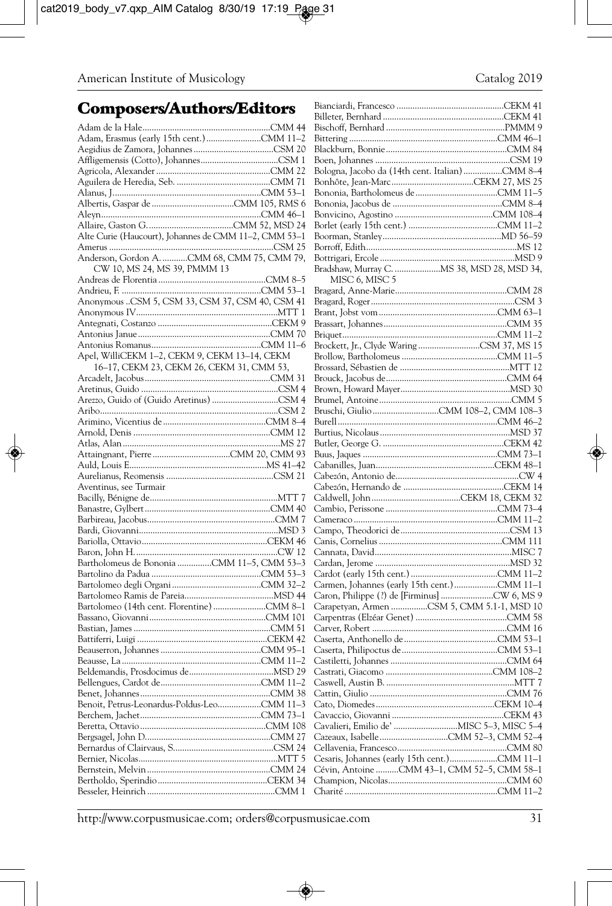## Composers/Authors/Editors

Adam de la Hale ........ CMM 44
Adam, Erasmus (early 15th cent.) ........ CMM 11–2
Aegidius de Zamora, Johannes ........ CSM 20
Affligemensis (Cotto), Johannes ........ CSM 1
Agricola, Alexander ........ CMM 22
Aguilera de Heredia, Seb. ........ CMM 71
Alanus, J. ........ CMM 53–1
Albertis, Gaspar de ........ CMM 105, RMS 6
Aleyn ........ CMM 46–1
Allaire, Gaston G. ........ CMM 52, MSD 24
Alte Curie (Haucourt), Johannes de CMM 11–2, CMM 53–1
Amerus ........ CSM 25
Anderson, Gordon A. ........ CMM 68, CMM 75, CMM 79, CW 10, MS 24, MS 39, PMMM 13
Andreas de Florentia ........ CMM 8–5
Andrieu, F. ........ CMM 53–1
Anonymous ..CSM 5, CSM 33, CSM 37, CSM 40, CSM 41
Anonymous IV ........ MTT 1
Antegnati, Costanzo ........ CEKM 9
Antonius Janue ........ CMM 70
Antonius Romanus ........ CMM 11–6
Apel, Willi CEKM 1–2, CEKM 9, CEKM 13–14, CEKM 16–17, CEKM 23, CEKM 26, CEKM 31, CMM 53,
Arcadelt, Jacobus ........ CMM 31
Aretinus, Guido ........ CSM 4
Arezzo, Guido of (Guido Aretinus) ........ CSM 4
Aribo ........ CSM 2
Arimino, Vicentius de ........ CMM 8–4
Arnold, Denis ........ CMM 12
Atlas, Alan ........ MS 27
Attaingnant, Pierre ........ CMM 20, CMM 93
Auld, Louis E. ........ MS 41–42
Aurelianus, Reomensis ........ CSM 21
Aventinus, see Turmair
Bacilly, Bénigne de ........ MTT 7
Banastre, Gylbert ........ CMM 40
Barbireau, Jacobus ........ CMM 7
Bardi, Giovanni ........ MSD 3
Bariolla, Ottavio ........ CEKM 46
Baron, John H. ........ CW 12
Bartholomeus de Bononia ........ CMM 11–5, CMM 53–3
Bartolino da Padua ........ CMM 53–3
Bartolomeo degli Organi ........ CMM 32–2
Bartolomeo Ramis de Pareia ........ MSD 44
Bartolomeo (14th cent. Florentine) ........ CMM 8–1
Bassano, Giovanni ........ CMM 101
Bastian, James ........ CMM 51
Battiferri, Luigi ........ CEKM 42
Beauserron, Johannes ........ CMM 95–1
Beausse, La ........ CMM 11–2
Beldemandis, Prosdocimus de ........ MSD 29
Bellengues, Cardot de ........ CMM 11–2
Benet, Johannes ........ CMM 38
Benoit, Petrus-Leonardus-Poldus-Leo ........ CMM 11–3
Berchem, Jachet ........ CMM 73–1
Beretta, Ottavio ........ CMM 108
Bergsagel, John D. ........ CMM 27
Bernardus of Clairvaus, S. ........ CSM 24
Bernier, Nicolas ........ MTT 5
Bernstein, Melvin ........ CMM 24
Bertholdo, Sperindio ........ CEKM 34
Besseler, Heinrich ........ CMM 1
Bianciardi, Francesco ........ CEKM 41
Billeter, Bernhard ........ CEKM 41
Bischoff, Bernhard ........ PMMM 9
Bittering ........ CMM 46–1
Blackburn, Bonnie ........ CMM 84
Boen, Johannes ........ CSM 19
Bologna, Jacobo da (14th cent. Italian) ........ CMM 8–4
Bonhôte, Jean-Marc ........ CEKM 27, MS 25
Bononia, Bartholomeus de ........ CMM 11–5
Bononia, Jacobus de ........ CMM 8–4
Bonvicino, Agostino ........ CMM 108–4
Borlet (early 15th cent.) ........ CMM 11–2
Boorman, Stanley ........ MD 56–59
Borroff, Edith ........ MS 12
Bottrigari, Ercole ........ MSD 9
Bradshaw, Murray C. ........ MS 38, MSD 28, MSD 34, MISC 6, MISC 5
Bragard, Anne-Marie ........ CMM 28
Bragard, Roger ........ CSM 3
Brant, Jobst vom ........ CMM 63–1
Brassart, Johannes ........ CMM 35
Briquet ........ CMM 11–2
Brockett, Jr., Clyde Waring ........ CSM 37, MS 15
Brollow, Bartholomeus ........ CMM 11–5
Brossard, Sébastien de ........ MTT 12
Brouck, Jacobus de ........ CMM 64
Brown, Howard Mayer ........ MSD 30
Brumel, Antoine ........ CMM 5
Bruschi, Giulio ........ CMM 108–2, CMM 108–3
Burell ........ CMM 46–2
Burtius, Nicolaus ........ MSD 37
Butler, George G. ........ CEKM 42
Buus, Jaques ........ CMM 73–1
Cabanilles, Juan ........ CEKM 48–1
Cabezón, Antonio de ........ CW 4
Cabezón, Hernando de ........ CEKM 14
Caldwell, John ........ CEKM 18, CEKM 32
Cambio, Perissone ........ CMM 73–4
Cameraco ........ CMM 11–2
Campo, Theodorici de ........ CSM 13
Canis, Cornelius ........ CMM 111
Cannata, David ........ MISC 7
Cardan, Jerome ........ MSD 32
Cardot (early 15th cent.) ........ CMM 11–2
Carmen, Johannes (early 15th cent.) ........ CMM 11–1
Caron, Philippe (?) de [Firminus] ........ CW 6, MS 9
Carapetyan, Armen ........ CSM 5, CMM 5.1-1, MSD 10
Carpentras (Elzéar Genet) ........ CMM 58
Carver, Robert ........ CMM 16
Caserta, Anthonello de ........ CMM 53–1
Caserta, Philipoctus de ........ CMM 53–1
Castiletti, Johannes ........ CMM 64
Castrati, Giacomo ........ CMM 108–2
Caswell, Austin B. ........ MTT 7
Cattin, Giulio ........ CMM 76
Cato, Diomedes ........ CEKM 10–4
Cavaccio, Giovanni ........ CEKM 43
Cavalieri, Emilio de' ........ MISC 5–3, MISC 5–4
Cazeaux, Isabelle ........ CMM 52–3, CMM 52–4
Cellavenia, Francesco ........ CMM 80
Cesaris, Johannes (early 15th cent.) ........ CMM 11–1
Cévin, Antoine ........ CMM 43–1, CMM 52–5, CMM 58–1
Champion, Nicolas ........ CMM 60
Charité ........ CMM 11–2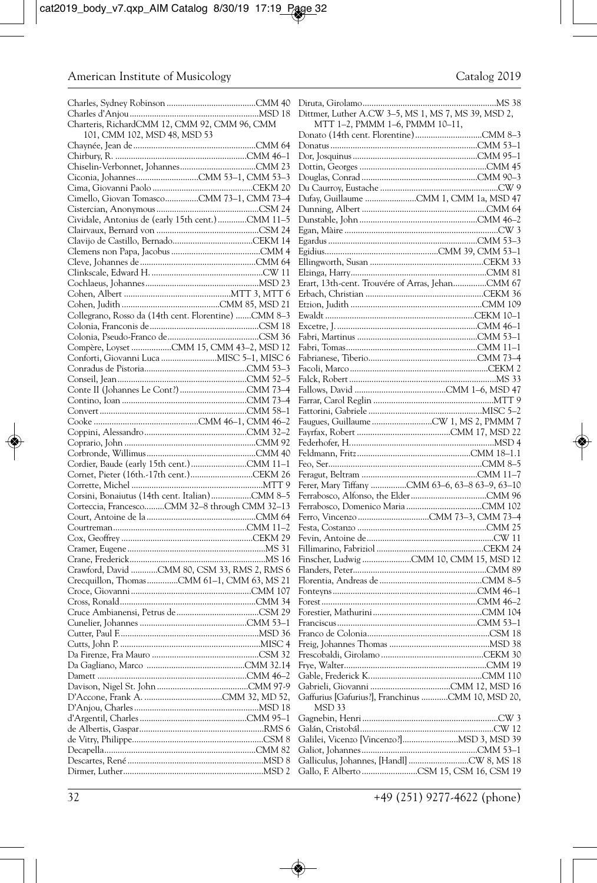Charles, Sydney Robinson ........................................CMM 40
Charles d'Anjou ..........................................................MSD 18
Charteris, RichardCMM 12, CMM 92, CMM 96, CMM 101, CMM 102, MSD 48, MSD 53
Chaynée, Jean de.......................................................CMM 64
Chirbury, R. ...........................................................CMM 46–1
Chiselin-Verbonnet, Johannes..................................CMM 23
Ciconia, Johannes............................CMM 53–1, CMM 53–3
Cima, Giovanni Paolo .............................................CEKM 20
Cimello, Giovan Tomasco...............CMM 73–1, CMM 73–4
Cistercian, Anonymous..............................................CSM 24
Cividale, Antonius de (early 15th cent.).............CMM 11–5
Clairvaux, Bernard von ..............................................CSM 24
Clavijo de Castillo, Bernado....................................CEKM 14
Clemens non Papa, Jacobus ........................................CMM 4
Cleve, Johannes de ....................................................CMM 64
Clinkscale, Edward H. .................................................CW 11
Cochlaeus, Johannes...................................................MSD 23
Cohen, Albert ................................................MTT 3, MTT 6
Cohen, Judith ............................................CMM 85, MSD 21
Collegrano, Rosso da (14th cent. Florentine) .......CMM 8–3
Colonia, Franconis de.................................................CSM 18
Colonia, Pseudo-Franco de.........................................CSM 36
Compère, Loyset ..................CMM 15, CMM 43–2, MSD 12
Conforti, Giovanni Luca .........................MISC 5–1, MISC 6
Conradus de Pistoria..............................................CMM 53–3
Conseil, Jean...........................................................CMM 52–5
Conte II (Johannes Le Cont?) .............................CMM 73–4
Contino, Ioan ........................................................CMM 73–4
Convert .................................................................CMM 58–1
Cooke ...............................................CMM 46–1, CMM 46–2
Coppini, Alessandro..............................................CMM 32–2
Coprario, John ...........................................................CMM 92
Corbronde, Willimus.................................................CMM 40
Cordier, Baude (early 15th cent.).........................CMM 11–1
Cornet, Pieter (16th.-17th cent.)............................CEKM 26
Corrette, Michel ...........................................................MTT 9
Corsini, Bonaiutus (14th cent. Italian)..................CMM 8–5
Corteccia, Francesco.........CMM 32–8 through CMM 32–13
Court, Antoine de la .................................................CMM 64
Courtreman............................................................CMM 11–2
Cox, Geoffrey ...........................................................CEKM 29
Cramer, Eugene.............................................................MS 31
Crane, Frederick............................................................MS 16
Crawford, David ............CMM 80, CSM 33, RMS 2, RMS 6
Crecquillon, Thomas..............CMM 61–1, CMM 63, MS 21
Croce, Giovanni......................................................CMM 107
Cross, Ronald............................................................CMM 34
Cruce Ambianensi, Petrus de.....................................CSM 29
Cunelier, Johannes ................................................CMM 53–1
Cutter, Paul F..............................................................MSD 36
Cutts, John P. ..............................................................MISC 4
Da Firenze, Fra Mauro ................................................CSM 32
Da Gagliano, Marco ............................................CMM 32.14
Damett ..................................................................CMM 46–2
Davison, Nigel St. John .........................................CMM 97-9
D'Accone, Frank A. ...................................CMM 32, MD 52,
D'Anjou, Charles........................................................MSD 18
d'Argentil, Charles ................................................CMM 95–1
de Albertis, Gaspar........................................................RMS 6
de Vitry, Philippe...........................................................CSM 8
Decapella....................................................................CMM 82
Descartes, René .............................................................MSD 8
Dirmer, Luther..............................................................MSD 2
Diruta, Girolamo............................................................MS 38
Dittmer, Luther A.CW 3–5, MS 1, MS 7, MS 39, MSD 2, MTT 1–2, PMMM 1–6, PMMM 10–11,
Donato (14th cent. Florentine)..............................CMM 8–3
Donatus ..................................................................CMM 53–1
Dor, Josquinus ........................................................CMM 95–1
Dottin, Georges .........................................................CMM 45
Douglas, Conrad ....................................................CMM 90–3
Du Caurroy, Eustache .....................................................CW 9
Dufay, Guillaume .......................CMM 1, CMM 1a, MSD 47
Dunning, Albert ........................................................CMM 64
Dunstable, John .....................................................CMM 46–2
Egan, Màire .....................................................................CW 3
Egardus ..................................................................CMM 53–3
Egidius...................................................CMM 39, CMM 53–1
Ellingworth, Susan ...................................................CEKM 33
Elzinga, Harry.............................................................CMM 81
Erart, 13th-cent. Trouvére of Arras, Jehan...............CMM 67
Erbach, Christian .....................................................CEKM 36
Etzion, Judith ..........................................................CMM 109
Ewaldt ..................................................................CEKM 10–1
Excetre, J. ..............................................................CMM 46–1
Fabri, Martinus .....................................................CMM 53–1
Fabri, Tomas...........................................................CMM 11–1
Fabrianese, Tiberio.................................................CMM 73–4
Facoli, Marco..............................................................CEKM 2
Falck, Robert .................................................................MS 33
Fallows, David .........................................CMM 1–6, MSD 47
Farrar, Carol Reglin ......................................................MTT 9
Fattorini, Gabriele ...................................................MISC 5–2
Faugues, Guillaume...........................CW 1, MS 2, PMMM 7
Fayrfax, Robert ..........................................CMM 17, MSD 22
Federhofer, H.................................................................MSD 4
Feldmann, Fritz..................................................CMM 18–1.1
Feo, Ser....................................................................CMM 8–5
Feragut, Beltram ....................................................CMM 11–7
Ferer, Mary Tiffany ................CMM 63–6, 63–8 63–9, 63–10
Ferrabosco, Alfonso, the Elder..................................CMM 96
Ferrabosco, Domenico Maria ..................................CMM 102
Ferro, Vincenzo ................................CMM 73–3, CMM 73–4
Festa, Costanzo ..........................................................CMM 25
Fevin, Antoine de.........................................................CW 11
Fillimarino, Fabriziol ................................................CEKM 24
Finscher, Ludwig ......................CMM 10, CMM 15, MSD 12
Flanders, Peter...........................................................CMM 89
Florentia, Andreas de ..............................................CMM 8–5
Fonteyns.................................................................CMM 46–1
Forest.....................................................................CMM 46–2
Forestier, Mathurini.................................................CMM 104
Franciscus...............................................................CMM 53–1
Franco de Colonia......................................................CSM 18
Freig, Johannes Thomas .............................................MSD 38
Frescobaldi, Girolamo ..............................................CEKM 30
Frye, Walter................................................................CMM 19
Gable, Frederick K...................................................CMM 110
Gabrieli, Giovanni ....................................CMM 12, MSD 16
Gaffurius [Gafurius?], Franchinus ............CMM 10, MSD 20, MSD 33
Gagnebin, Henri ............................................................CW 3
Galán, Cristobál............................................................CW 12
Galilei, Vicenzo [Vincenzo?].........................MSD 3, MSD 39
Galiot, Johannes....................................................CMM 53–1
Galliculus, Johannes, [Handl] ............................CW 8, MS 18
Gallo, F. Alberto.........................CSM 15, CSM 16, CSM 19

+49 (251) 9277-4622 (phone)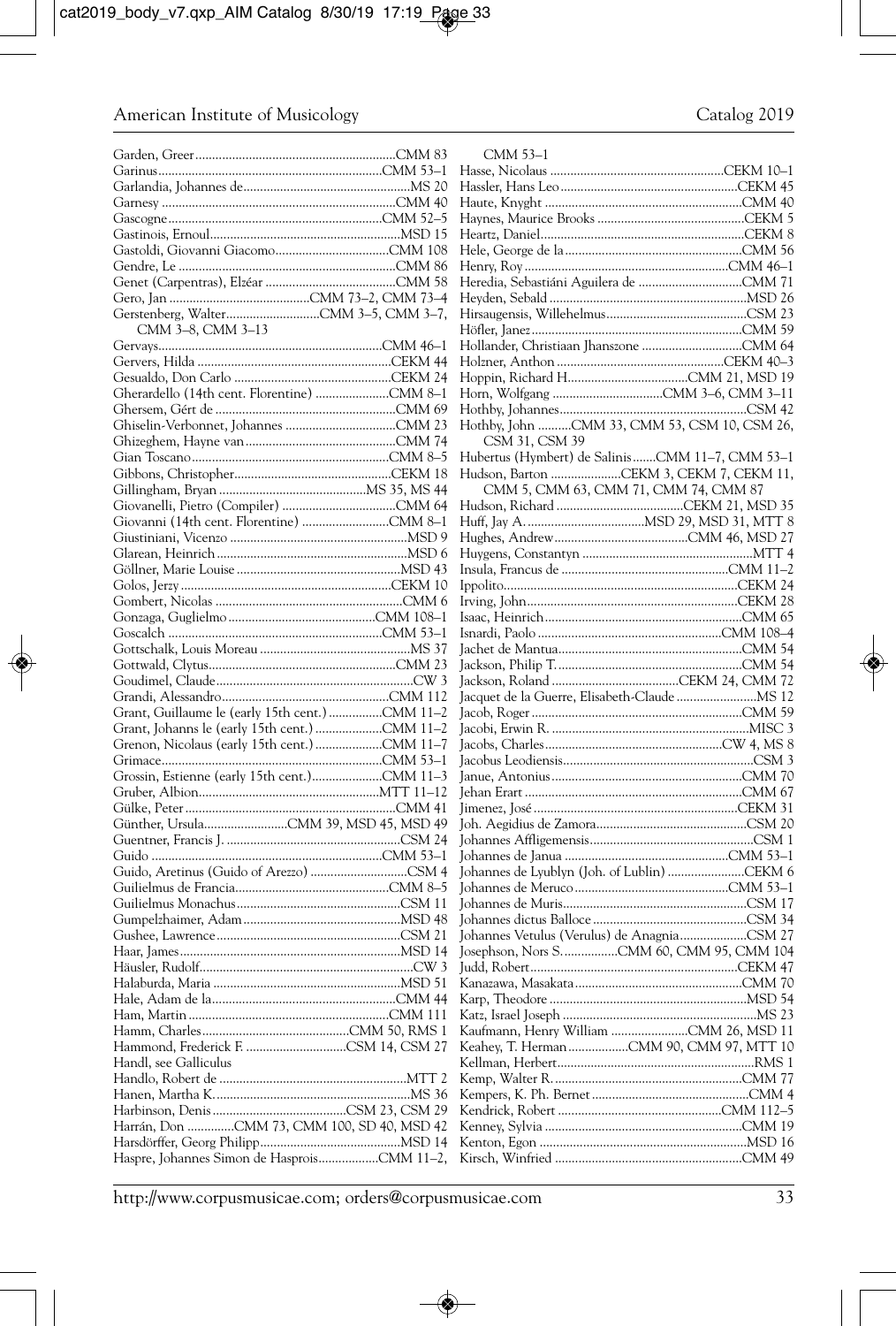Garden, Greer..........................................................CMM 83
Garinus.................................................................CMM 53–1
Garlandia, Johannes de................................................MS 20
Garnesy ....................................................................CMM 40
Gascogne...............................................................CMM 52–5
Gastinois, Ernoul.......................................................MSD 15
Gastoldi, Giovanni Giacomo.................................CMM 108
Gendre, Le ................................................................CMM 86
Genet (Carpentras), Elzéar .......................................CMM 58
Gero, Jan ..........................................CMM 73–2, CMM 73–4
Gerstenberg, Walter...........................CMM 3–5, CMM 3–7, CMM 3–8, CMM 3–13
Gervays.................................................................CMM 46–1
Gervers, Hilda .........................................................CEKM 44
Gesualdo, Don Carlo ..............................................CEKM 24
Gherardello (14th cent. Florentine) .....................CMM 8–1
Ghersem, Gért de .....................................................CMM 69
Ghiselin-Verbonnet, Johannes ................................CMM 23
Ghizeghem, Hayne van............................................CMM 74
Gian Toscano.........................................................CMM 8–5
Gibbons, Christopher..............................................CEKM 18
Gillingham, Bryan ..........................................MS 35, MS 44
Giovanelli, Pietro (Compiler) .................................CMM 64
Giovanni (14th cent. Florentine) ..........................CMM 8–1
Giustiniani, Vicenzo ...................................................MSD 9
Glarean, Heinrich .......................................................MSD 6
Göllner, Marie Louise ...............................................MSD 43
Golos, Jerzy ..............................................................CEKM 10
Gombert, Nicolas .......................................................CMM 6
Gonzaga, Guglielmo..........................................CMM 108–1
Goscalch ...............................................................CMM 53–1
Gottschalk, Louis Moreau ............................................MS 37
Gottwald, Clytus.......................................................CMM 23
Goudimel, Claude.........................................................CW 3
Grandi, Alessandro.................................................CMM 112
Grant, Guillaume le (early 15th cent.) ................CMM 11–2
Grant, Johanns le (early 15th cent.)....................CMM 11–2
Grenon, Nicolaus (early 15th cent.)....................CMM 11–7
Grimace.................................................................CMM 53–1
Grossin, Estienne (early 15th cent.)....................CMM 11–3
Gruber, Albion.....................................................MTT 11–12
Gülke, Peter ..............................................................CMM 41
Günther, Ursula.........................CMM 39, MSD 45, MSD 49
Guentner, Francis J. ..................................................CSM 24
Guido ...................................................................CMM 53–1
Guido, Aretinus (Guido of Arezzo) ............................CSM 4
Guilielmus de Francia.............................................CMM 8–5
Guilielmus Monachus................................................CSM 11
Gumpelzhaimer, Adam..............................................MSD 48
Gushee, Lawrence......................................................CSM 21
Haar, James.................................................................MSD 14
Häusler, Rudolf..............................................................CW 3
Halaburda, Maria .......................................................MSD 51
Hale, Adam de la......................................................CMM 44
Ham, Martin ..........................................................CMM 111
Hamm, Charles..........................................CMM 50, RMS 1
Hammond, Frederick F. .............................CSM 14, CSM 27
Handl, see Galliculus
Handlo, Robert de .......................................................MTT 2
Hanen, Martha K..........................................................MS 36
Harbinson, Denis........................................CSM 23, CSM 29
Harrán, Don .............CMM 73, CMM 100, SD 40, MSD 42
Harsdörffer, Georg Philipp.........................................MSD 14
Haspre, Johannes Simon de Hasprois.................CMM 11–2, CMM 53–1
Hasse, Nicolaus ...................................................CEKM 10–1
Hassler, Hans Leo....................................................CEKM 45
Haute, Knyght ..........................................................CMM 40
Haynes, Maurice Brooks ...........................................CEKM 5
Heartz, Daniel............................................................CEKM 8
Hele, George de la....................................................CMM 56
Henry, Roy............................................................CMM 46–1
Heredia, Sebastiáni Aguilera de ..............................CMM 71
Heyden, Sebald ..........................................................MSD 26
Hirsaugensis, Willehelmus.........................................CSM 23
Höfler, Janez..............................................................CMM 59
Hollander, Christiaan Jhanszone .............................CMM 64
Holzner, Anthon.................................................CEKM 40–3
Hoppin, Richard H....................................CMM 21, MSD 19
Horn, Wolfgang .................................CMM 3–6, CMM 3–11
Hothby, Johannes.......................................................CSM 42
Hothby, John ..........CMM 33, CMM 53, CSM 10, CSM 26, CSM 31, CSM 39
Hubertus (Hymbert) de Salinis.......CMM 11–7, CMM 53–1
Hudson, Barton .....................CEKM 3, CEKM 7, CEKM 11, CMM 5, CMM 63, CMM 71, CMM 74, CMM 87
Hudson, Richard .....................................CEKM 21, MSD 35
Huff, Jay A. ...................................MSD 29, MSD 31, MTT 8
Hughes, Andrew.......................................CMM 46, MSD 27
Huygens, Constantyn ..................................................MTT 4
Insula, Francus de .................................................CMM 11–2
Ippolito....................................................................CEKM 24
Irving, John..............................................................CEKM 28
Isaac, Heinrich..........................................................CMM 65
Isnardi, Paolo ......................................................CMM 108–4
Jachet de Mantua......................................................CMM 54
Jackson, Philip T.......................................................CMM 54
Jackson, Roland .....................................CEKM 24, CMM 72
Jacquet de la Guerre, Elisabeth-Claude .......................MS 12
Jacob, Roger ..............................................................CMM 59
Jacobi, Erwin R. ..........................................................MISC 3
Jacobs, Charles...................................................CW 4, MS 8
Jacobus Leodiensis........................................................CSM 3
Janue, Antonius ........................................................CMM 70
Jehan Erart ...............................................................CMM 67
Jimenez, José ............................................................CEKM 31
Joh. Aegidius de Zamora............................................CSM 20
Johannes Affligemensis.................................................CSM 1
Johannes de Janua ................................................CMM 53–1
Johannes de Lyublyn (Joh. of Lublin) ......................CEKM 6
Johannes de Meruco.............................................CMM 53–1
Johannes de Muris......................................................CSM 17
Johannes dictus Balloce .............................................CSM 34
Johannes Vetulus (Verulus) de Anagnia...................CSM 27
Josephson, Nors S................CMM 60, CMM 95, CMM 104
Judd, Robert.............................................................CEKM 47
Kanazawa, Masakata.................................................CMM 70
Karp, Theodore ..........................................................MSD 54
Katz, Israel Joseph .........................................................MS 23
Kaufmann, Henry William .......................CMM 26, MSD 11
Keahey, T. Herman..................CMM 90, CMM 97, MTT 10
Kellman, Herbert..........................................................RMS 1
Kemp, Walter R. ........................................................CMM 77
Kempers, K. Ph. Bernet ..............................................CMM 4
Kendrick, Robert ................................................CMM 112–5
Kenney, Sylvia ..........................................................CMM 19
Kenton, Egon .............................................................MSD 16
Kirsch, Winfried .......................................................CMM 49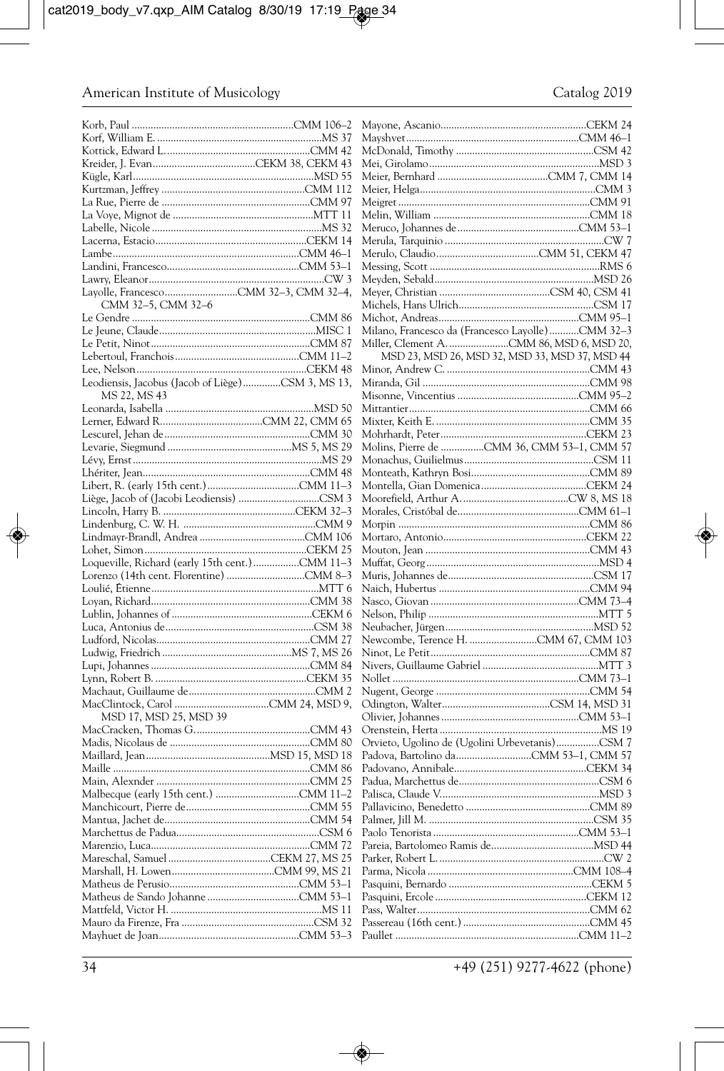Korb, Paul ............................................................CMM 106–2
Korf, William E. .............................................................MS 37
Kottick, Edward L.....................................................CMM 42
Kreider, J. Evan......................................CEKM 38, CEKM 43
Kügle, Karl..................................................................MSD 55
Kurtzman, Jeffrey ....................................................CMM 112
La Rue, Pierre de ......................................................CMM 97
La Voye, Mignot de ...................................................MTT 11
Labelle, Nicole ..............................................................MS 32
Lacerna, Estacio.......................................................CEKM 14
Lambe.....................................................................CMM 46–1
Landini, Francesco................................................CMM 53–1
Lawry, Eleanor................................................................CW 3
Layolle, Francesco...........................CMM 32–3, CMM 32–4, CMM 32–5, CMM 32–6
Le Gendre ..................................................................CMM 86
Le Jeune, Claude.........................................................MISC 1
Le Petit, Ninot...........................................................CMM 87
Lebertoul, Franchois.............................................CMM 11–2
Lee, Nelson..............................................................CEKM 48
Leodiensis, Jacobus (Jacob of Liège).............CSM 3, MS 13, MS 22, MS 43
Leonarda, Isabella .......................................................MSD 50
Lerner, Edward R.....................................CMM 22, CMM 65
Lescurel, Jehan de.....................................................CMM 30
Levarie, Siegmund .............................................MS 5, MS 29
Lévy, Ernst....................................................................MS 29
Lhériter, Jean.............................................................CMM 48
Libert, R. (early 15th cent.)..................................CMM 11–3
Liège, Jacob of (Jacobi Leodiensis) .............................CSM 3
Lincoln, Harry B. ................................................CEKM 32–3
Lindenburg, C. W. H. .................................................CMM 9
Lindmayr-Brandl, Andrea .......................................CMM 106
Lohet, Simon...........................................................CEKM 25
Loqueville, Richard (early 15th cent.).................CMM 11–3
Lorenzo (14th cent. Florentine) ............................CMM 8–3
Loulié, Étienne.............................................................MTT 6
Loyan, Richard..........................................................CMM 38
Lublin, Johannes of...................................................CEKM 6
Luca, Antonius de......................................................CSM 38
Ludford, Nicolas........................................................CMM 27
Ludwig, Friedrich ................................................MS 7, MS 26
Lupi, Johannes ..........................................................CMM 84
Lynn, Robert B. .......................................................CEKM 35
Machaut, Guillaume de..............................................CMM 2
MacClintock, Carol ...................................CMM 24, MSD 9, MSD 17, MSD 25, MSD 39
MacCracken, Thomas G..........................................CMM 43
Madis, Nicolaus de ...................................................CMM 80
Maillard, Jean.............................................MSD 15, MSD 18
Maille ........................................................................CMM 86
Main, Alexnder ........................................................CMM 25
Malbecque (early 15th cent.) ...............................CMM 11–2
Manchicourt, Pierre de.............................................CMM 55
Mantua, Jachet de.....................................................CMM 54
Marchettus de Padua....................................................CSM 6
Marenzio, Luca..........................................................CMM 72
Mareschal, Samuel .....................................CEKM 27, MS 25
Marshall, H. Lowen.....................................CMM 99, MS 21
Matheus de Perusio................................................CMM 53–1
Matheus de Sando Johanne ..................................CMM 53–1
Mattfeld, Victor H. .......................................................MS 11
Mauro da Firenze, Fra .................................................CSM 32
Mayhuet de Joan...................................................CMM 53–3
Mayone, Ascanio.....................................................CEKM 24
Mayshuet...............................................................CMM 46–1
McDonald, Timothy ..................................................CSM 42
Mei, Girolamo...............................................................MSD 3
Meier, Bernhard .........................................CMM 7, CMM 14
Meier, Helga................................................................CMM 3
Meigret ......................................................................CMM 91
Melin, William .........................................................CMM 18
Meruco, Johannes de............................................CMM 53–1
Merula, Tarquinio ..........................................................CW 7
Merulo, Claudio......................................CMM 51, CEKM 47
Messing, Scott ..............................................................RMS 6
Meyden, Sebald..........................................................MSD 26
Meyer, Christian .........................................CSM 40, CSM 41
Michels, Hans Ulrich.................................................CSM 17
Michot, Andreas...................................................CMM 95–1
Milano, Francesco da (Francesco Layolle)...........CMM 32–3
Miller, Clement A.......................CMM 86, MSD 6, MSD 20, MSD 23, MSD 26, MSD 32, MSD 33, MSD 37, MSD 44
Minor, Andrew C. ....................................................CMM 43
Miranda, Gil .............................................................CMM 98
Misonne, Vincentius ............................................CMM 95–2
Mittantier..................................................................CMM 66
Mixter, Keith E. ........................................................CMM 35
Mohrhardt, Peter.....................................................CEKM 23
Molins, Pierre de ................CMM 36, CMM 53–1, CMM 57
Monachus, Guilielmus...............................................CSM 11
Monteath, Kathryn Bosi...........................................CMM 89
Montella, Gian Domenica.......................................CEKM 24
Moorefield, Arthur A. .......................................CW 8, MS 18
Morales, Cristóbal de............................................CMM 61–1
Morpin ......................................................................CMM 86
Mortaro, Antonio....................................................CEKM 22
Mouton, Jean ............................................................CMM 43
Muffat, Georg ...............................................................MSD 4
Muris, Johannes de.....................................................CSM 17
Naich, Hubertus .......................................................CMM 94
Nasco, Giovan ......................................................CMM 73–4
Nelson, Philip ..............................................................MTT 5
Neubacher, Jürgen......................................................MSD 52
Newcombe, Terence H. .........................CMM 67, CMM 103
Ninot, Le Petit..........................................................CMM 87
Nivers, Guillaume Gabriel ...........................................MTT 3
Nollet ....................................................................CMM 73–1
Nugent, George ........................................................CMM 54
Odington, Walter.......................................CSM 14, MSD 31
Olivier, Johannes..................................................CMM 53–1
Orenstein, Herta ...........................................................MS 19
Orvieto, Ugolino de (Ugolini Urbevetanis)................CSM 7
Padova, Bartolino da............................CMM 53–1, CMM 57
Padovano, Annibale................................................CEKM 34
Padua, Marchettus de...................................................CSM 6
Palisca, Claude V..........................................................MSD 3
Pallavicino, Benedetto ..............................................CMM 89
Palmer, Jill M. ...........................................................CSM 35
Paolo Tenorista ......................................................CMM 53–1
Pareia, Bartolomeo Ramis de......................................MSD 44
Parker, Robert L. ...........................................................CW 2
Parma, Nicola .....................................................CMM 108–4
Pasquini, Bernardo ....................................................CEKM 5
Pasquini, Ercole .......................................................CEKM 12
Pass, Walter...............................................................CMM 62
Passereau (16th cent.) ..............................................CMM 45
Paullet ...................................................................CMM 11–2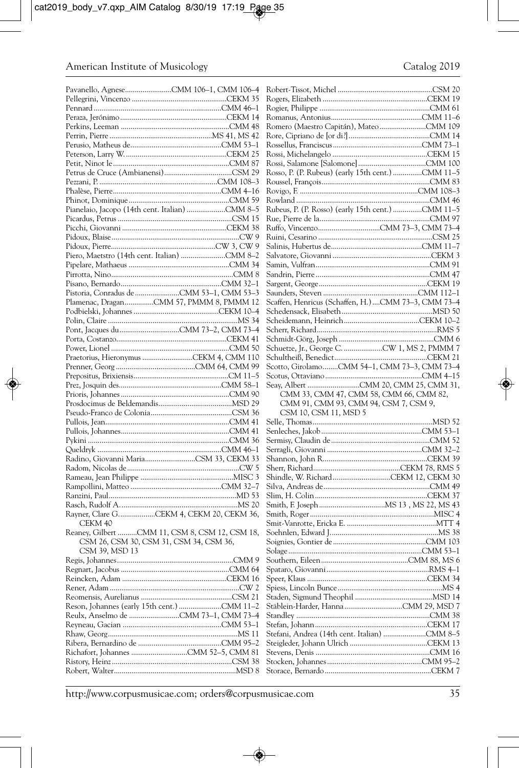Pavanello, Agnese........................CMM 106–1, CMM 106–4
Pellegrini, Vincenzo ................................................CEKM 35
Pennard ................................................................CMM 46–1
Peraza, Jerónimo ......................................................CEKM 14
Perkins, Leeman .......................................................CMM 48
Perrin, Pierre ....................................................MS 41, MS 42
Perusio, Matheus de..............................................CMM 53–1
Peterson, Larry W. ...................................................CEKM 25
Petit, Ninot le...........................................................CMM 87
Petrus de Cruce (Ambianensi)..................................CSM 29
Pezzani, P. ............................................................CMM 108–3
Phalèse, Pierre.......................................................CMM 4–16
Phinot, Dominique ...................................................CMM 59
Pianelaio, Jacopo (14th cent. Italian) ....................CMM 8–5
Picardus, Petrus ..........................................................CSM 15
Picchi, Giovanni .....................................................CEKM 38
Pidoux, Blaise ................................................................CW 9
Pidoux, Pierre.....................................................CW 3, CW 9
Piero, Maetstro (14th cent. Italian) .......................CMM 8–2
Pipelare, Mathaeus ...................................................CMM 34
Pirrotta, Nino..............................................................CMM 8
Pisano, Bernardo...................................................CMM 32–1
Pistoria, Conradus de .......................CMM 53–1, CMM 53–3
Plamenac, Dragan...............CMM 57, PMMM 8, PMMM 12
Podbielski, Johannes ...........................................CEKM 10–4
Polin, Claire ..................................................................MS 34
Pont, Jacques du ..............................CMM 73–2, CMM 73–4
Porta, Costanzo........................................................CEKM 41
Power, Lionel ............................................................CMM 50
Praetorius, Hieronymus ..........................CEKM 4, CMM 110
Prenner, Georg .........................................CMM 64, CMM 99
Prepositus, Brixiensis...............................................CM 11–5
Prez, Josquin des....................................................CMM 58–1
Prioris, Johannes .......................................................CMM 90
Prosdocimus de Beldemandis.....................................MSD 29
Pseudo-Franco de Colonia..........................................CSM 36
Pullois, Jean...............................................................CMM 41
Pullois, Johannes.......................................................CMM 41
Pykini ........................................................................CMM 36
Queldryk ...............................................................CMM 46–1
Radino, Giovanni Maria..........................CSM 33, CEKM 33
Radom, Nicolas de .........................................................CW 5
Rameau, Jean Philippe ...............................................MISC 3
Rampollini, Matteo ...............................................CMM 32–7
Ranzini, Paul.................................................................MD 53
Rasch, Rudolf A. ...........................................................MS 20
Rayner, Clare G...................CEKM 4, CEKM 20, CEKM 36, CEKM 40
Reaney, Gilbert ..........CMM 11, CSM 8, CSM 12, CSM 18, CSM 26, CSM 30, CSM 31, CSM 34, CSM 36, CSM 39, MSD 13
Regis, Johannes ..........................................................CMM 9
Regnart, Jacobus .......................................................CMM 64
Reincken, Adam .....................................................CEKM 16
Rener, Adam .................................................................CW 2
Reomensis, Aurelianus ..............................................CSM 21
Reson, Johannes (early 15th cent.) ......................CMM 11–2
Reulx, Anselmo de ..........................CMM 73–1, CMM 73–4
Reyneau, Gacian ..................................................CMM 53–1
Rhaw, Georg..................................................................MS 11
Ribera, Bernardino de ..........................................CMM 95–2
Richafort, Johannes ............................CMM 52–5, CMM 81
Ristory, Heinz .............................................................CSM 38
Robert, Walter.............................................................MSD 8
Robert-Tissot, Michel ................................................CSM 20
Rogers, Elizabeth .....................................................CEKM 19
Rogier, Philippe ........................................................CMM 61
Romanus, Antonius..............................................CMM 11–6
Romero (Maestro Capitán), Mateo........................CMM 109
Rore, Cipriano de [or di?] .........................................CMM 14
Rossellus, Franciscus .............................................CMM 73–1
Rossi, Michelangelo ................................................CEKM 15
Rossi, Salamone [Salomone] ..................................CMM 100
Rosso, P. (P. Rubeus) (early 15th cent.) ...............CMM 11–5
Roussel, François.......................................................CMM 83
Rovigo, F. ............................................................CMM 108–3
Rowland ...................................................................CMM 46
Rubeus, P. (P. Rosso) (early 15th cent.) ...............CMM 11–5
Rue, Pierre de la.........................................................CMM 97
Ruffo, Vincenzo...............................CMM 73–3, CMM 73–4
Ruini, Cesarino ..........................................................CSM 25
Salinis, Hubertus de..............................................CMM 11–7
Salvatore, Giovanni ..................................................CEKM 3
Samin, Vulfran..........................................................CMM 91
Sandrin, Pierre ..........................................................CMM 47
Sargent, George.......................................................CEKM 19
Saunders, Steven ................................................CMM 112–1
Scaffen, Henricus (Schaffen, H.) ....CMM 73–3, CMM 73–4
Schedensack, Elisabeth..............................................MSD 50
Scheidemann, Heinrich......................................CEKM 10–2
Scherr, Richard.............................................................RMS 5
Schmidt-Görg, Joseph ................................................CMM 6
Schuetze, Jr., George C. ....................CW 1, MS 2, PMMM 7
Schultheiß, Benedict................................................CEKM 21
Scotto, Girolamo........CMM 54–1, CMM 73–3, CMM 73–4
Scotus, Ottaviano .................................................CMM 4–15
Seay, Albert ...........................CMM 20, CMM 25, CMM 31, CMM 33, CMM 47, CMM 58, CMM 66, CMM 82, CMM 91, CMM 93, CMM 94, CSM 7, CSM 9, CSM 10, CSM 11, MSD 5
Selle, Thomas.............................................................MSD 52
Senleches, Jakob ...................................................CMM 53–1
Sermisy, Claudin de ..................................................CMM 52
Serragli, Giovanni ................................................CMM 32–2
Shannon, John R.....................................................CEKM 39
Sherr, Richard............................................CEKM 78, RMS 5
Shindle, W. Richard..............................CEKM 12, CEKM 30
Silva, Andreas de ......................................................CMM 49
Slim, H. Colin ..........................................................CEKM 37
Smith, F. Joseph ..................................MS 13 , MS 22, MS 43
Smith, Roger ..............................................................MISC 4
Smit-Vanrotte, Ericka E. .............................................MTT 4
Soehnlen, Edward J.......................................................MS 38
Soignies, Gontier de ................................................CMM 103
Solage ....................................................................CMM 53–1
Southern, Eileen ............................................CMM 88, MS 6
Spataro, Giovanni ....................................................RMS 4–1
Speer, Klaus .............................................................CEKM 34
Spiess, Lincoln Bunce .....................................................MS 4
Staden, Sigmund Theophil ........................................MSD 14
Stäblein-Harder, Hanna..............................CMM 29, MSD 7
Standley ....................................................................CMM 38
Stefan, Johann .........................................................CEKM 17
Stefani, Andrea (14th cent. Italian) ......................CMM 8–5
Steigleder, Johann Ulrich ........................................CEKM 13
Stevens, Denis ...........................................................CMM 16
Stocken, Johannes ................................................CMM 95–2
Storace, Bernardo ......................................................CEKM 7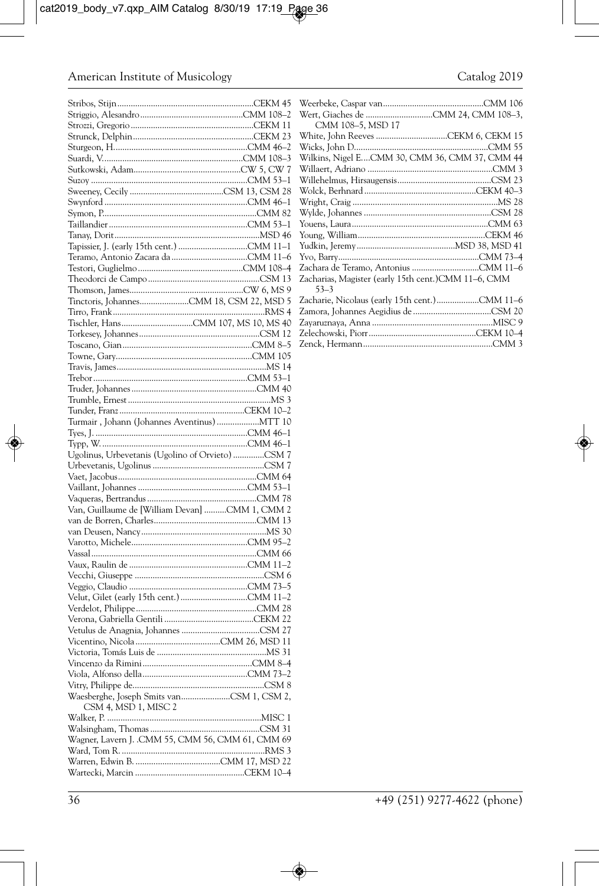Stribos, Stijn ........................................................CEKM 45
Striggio, Alesandro ...........................................CMM 108–2
Strozzi, Gregorio ..................................................CEKM 11
Strunck, Delphin ...................................................CEKM 23
Sturgeon, H. .......................................................CMM 46–2
Suardi, V. ........................................................CMM 108–3
Sutkowski, Adam ..............................................CW 5, CW 7
Suzoy .............................................................CMM 53–1
Sweeney, Cecily ......................................CSM 13, CSM 28
Swynford .........................................................CMM 46–1
Symon, P. ..........................................................CMM 82
Taillandier .......................................................CMM 53–1
Tanay, Dorit .........................................................MSD 46
Tapissier, J. (early 15th cent.) .............................CMM 11–1
Teramo, Antonio Zacara da ...............................CMM 11–6
Testori, Guglielmo ............................................CMM 108–4
Theodorci de Campo ..............................................CSM 13
Thomson, James ...............................................CW 6, MS 9
Tinctoris, Johannes ....................CMM 18, CSM 22, MSD 5
Tirro, Frank ...............................................................RMS 4
Tischler, Hans ............................CMM 107, MS 10, MS 40
Torkesey, Johannes ................................................CSM 12
Toscano, Gian ....................................................CMM 8–5
Towne, Gary ........................................................CMM 105
Travis, James ..............................................................MS 14
Trebor ...............................................................CMM 53–1
Truder, Johannes ....................................................CMM 40
Trumble, Ernest ............................................................MS 3
Tunder, Franz ....................................................CEKM 10–2
Turmair , Johann (Johannes Aventinus) ...................MTT 10
Tyes, J. .............................................................CMM 46–1
Typp, W. ..........................................................CMM 46–1
Ugolinus, Urbevetanis (Ugolino of Orvieto) .............CSM 7
Urbevetanis, Ugolinus ...............................................CSM 7
Vaet, Jacobus ........................................................CMM 64
Vaillant, Johannes ...........................................CMM 53–1
Vaqueras, Bertrandus ...............................................CMM 78
Van, Guillaume de [William Devan] ..........CMM 1, CMM 2
van de Borren, Charles ...........................................CMM 13
van Deusen, Nancy ...................................................MS 30
Varotto, Michele ...............................................CMM 95–2
Vassal ....................................................................CMM 66
Vaux, Raulin de ..............................................CMM 11–2
Vecchi, Giuseppe ......................................................CSM 6
Veggio, Claudio ................................................CMM 73–5
Velut, Gilet (early 15th cent.) ...........................CMM 11–2
Verdelot, Philippe ...................................................CMM 28
Verona, Gabriella Gentili .....................................CEKM 22
Vetulus de Anagnia, Johannes ..................................CSM 27
Vicentino, Nicola ..................................CMM 26, MSD 11
Victoria, Tomás Luis de ............................................MS 31
Vincenzo da Rimini ............................................CMM 8–4
Viola, Alfonso della ..........................................CMM 73–2
Vitry, Philippe de .......................................................CSM 8
Waesberghe, Joseph Smits van .....................CSM 1, CSM 2, CSM 4, MSD 1, MISC 2
Walker, P. ..................................................................MISC 1
Walsingham, Thomas ..............................................CSM 31
Wagner, Lavern J. .CMM 55, CMM 56, CMM 61, CMM 69
Ward, Tom R. ............................................................RMS 3
Warren, Edwin B. ...................................CMM 17, MSD 22
Wartecki, Marcin ..............................................CEKM 10–4
Weerbeke, Caspar van ...........................................CMM 106
Wert, Giaches de .............................CMM 24, CMM 108–3, CMM 108–5, MSD 17
White, John Reeves ...............................CEKM 6, CEKM 15
Wicks, John D. ........................................................CMM 55
Wilkins, Nigel E....CMM 30, CMM 36, CMM 37, CMM 44
Willaert, Adriano .......................................................CMM 3
Willehelmus, Hirsaugensis .......................................CSM 23
Wolck, Berhnard .............................................CEKM 40–3
Wright, Craig ..............................................................MS 28
Wylde, Johannes .......................................................CSM 28
Youens, Laura .........................................................CMM 63
Young, William .......................................................CEKM 46
Yudkin, Jeremy ..........................................MSD 38, MSD 41
Yvo, Barry ........................................................CMM 73–4
Zachara de Teramo, Antonius ............................CMM 11–6
Zacharias, Magister (early 15th cent.)CMM 11–6, CMM 53–3
Zacharie, Nicolaus (early 15th cent.) .................CMM 11–6
Zamora, Johannes Aegidius de ..................................CSM 20
Zayaruznaya, Anna .................................................MISC 9
Zelechowski, Piorr ...........................................CEKM 10–4
Zenck, Hermann .......................................................CMM 3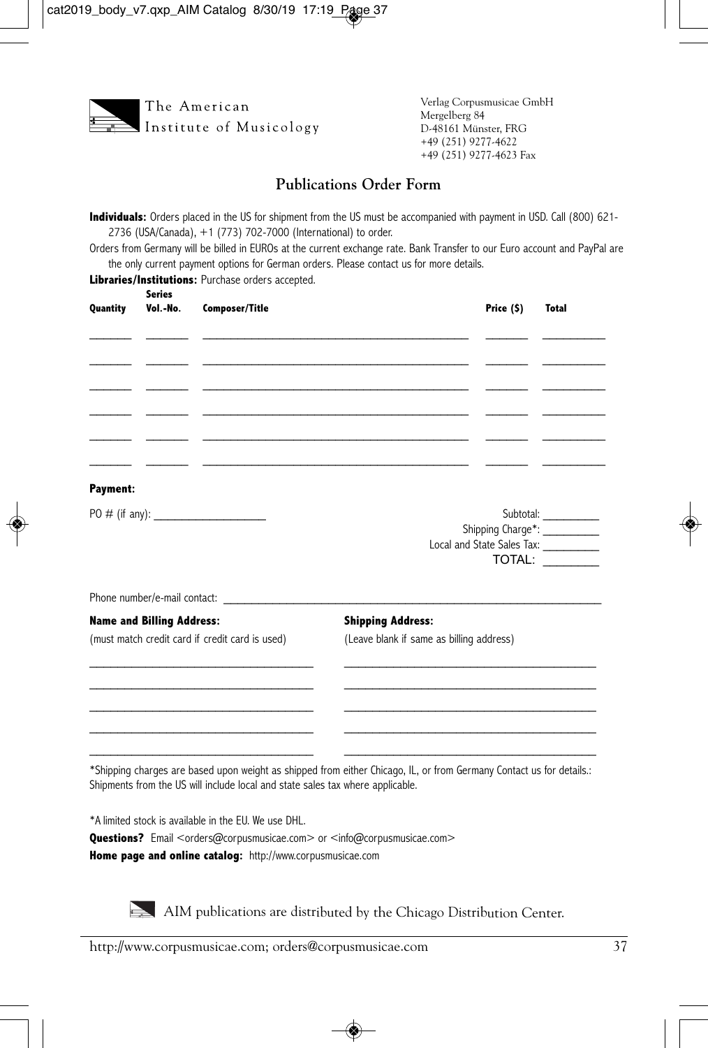The American Institute of Musicology

Verlag Corpusmusicae GmbH
Mergelberg 84
D-48161 Münster, FRG
+49 (251) 9277-4622
+49 (251) 9277-4623 Fax

## Publications Order Form

**Individuals:** Orders placed in the US for shipment from the US must be accompanied with payment in USD. Call (800) 621-2736 (USA/Canada), +1 (773) 702-7000 (International) to order.

Orders from Germany will be billed in EUROs at the current exchange rate. Bank Transfer to our Euro account and PayPal are the only current payment options for German orders. Please contact us for more details.

**Libraries/Institutions:** Purchase orders accepted.

| Quantity | Series Vol.-No. | Composer/Title | Price ($) | Total |
|---|---|---|---|---|
| ______ | ______ | ______________________________ | ______ | ______ |
| ______ | ______ | ______________________________ | ______ | ______ |
| ______ | ______ | ______________________________ | ______ | ______ |
| ______ | ______ | ______________________________ | ______ | ______ |
| ______ | ______ | ______________________________ | ______ | ______ |
| ______ | ______ | ______________________________ | ______ | ______ |

**Payment:**

PO # (if any): ________________

Subtotal: ________
Shipping Charge*: ________
Local and State Sales Tax: ________
TOTAL: ________

Phone number/e-mail contact: ______________________________

**Name and Billing Address:**
(must match credit card if credit card is used)

______________________________
______________________________
______________________________
______________________________
______________________________

**Shipping Address:**
(Leave blank if same as billing address)

______________________________
______________________________
______________________________
______________________________
______________________________

*Shipping charges are based upon weight as shipped from either Chicago, IL, or from Germany Contact us for details.: Shipments from the US will include local and state sales tax where applicable.

*A limited stock is available in the EU. We use DHL.

**Questions?** Email <orders@corpusmusicae.com> or <info@corpusmusicae.com>

**Home page and online catalog:** http://www.corpusmusicae.com

AIM publications are distributed by the Chicago Distribution Center.

http://www.corpusmusicae.com; orders@corpusmusicae.com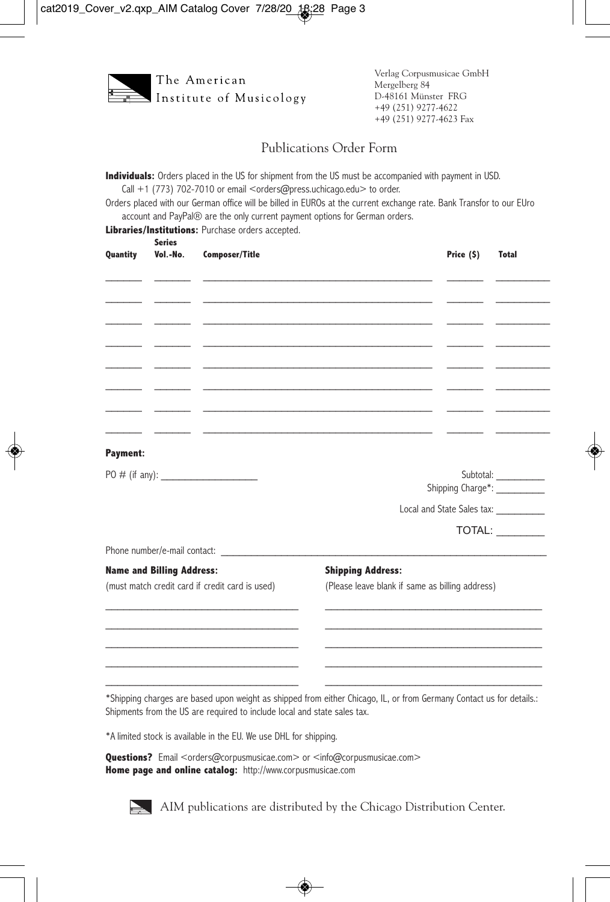The American Institute of Musicology

Verlag Corpusmusicae GmbH
Mergelberg 84
D-48161 Münster FRG
+49 (251) 9277-4622
+49 (251) 9277-4623 Fax

## Publications Order Form

**Individuals:** Orders placed in the US for shipment from the US must be accompanied with payment in USD. Call +1 (773) 702-7010 or email <orders@press.uchicago.edu> to order.

Orders placed with our German office will be billed in EUROs at the current exchange rate. Bank Transfor to our EUro account and PayPal® are the only current payment options for German orders.

**Libraries/Institutions:** Purchase orders accepted.

| Quantity | Series Vol.-No. | Composer/Title | Price ($) | Total |
|---|---|---|---|---|
| | | | | |
| | | | | |
| | | | | |
| | | | | |
| | | | | |
| | | | | |
| | | | | |
| | | | | |

**Payment:**

PO # (if any): ___________________

Subtotal: __________

Shipping Charge*: __________

Local and State Sales tax: __________

TOTAL: _________

Phone number/e-mail contact: ________________________________

**Name and Billing Address:**
(must match credit card if credit card is used)

**Shipping Address:**
(Please leave blank if same as billing address)

*Shipping charges are based upon weight as shipped from either Chicago, IL, or from Germany Contact us for details.: Shipments from the US are required to include local and state sales tax.

*A limited stock is available in the EU. We use DHL for shipping.

**Questions?** Email <orders@corpusmusicae.com> or <info@corpusmusicae.com>
**Home page and online catalog:** http://www.corpusmusicae.com

AIM publications are distributed by the Chicago Distribution Center.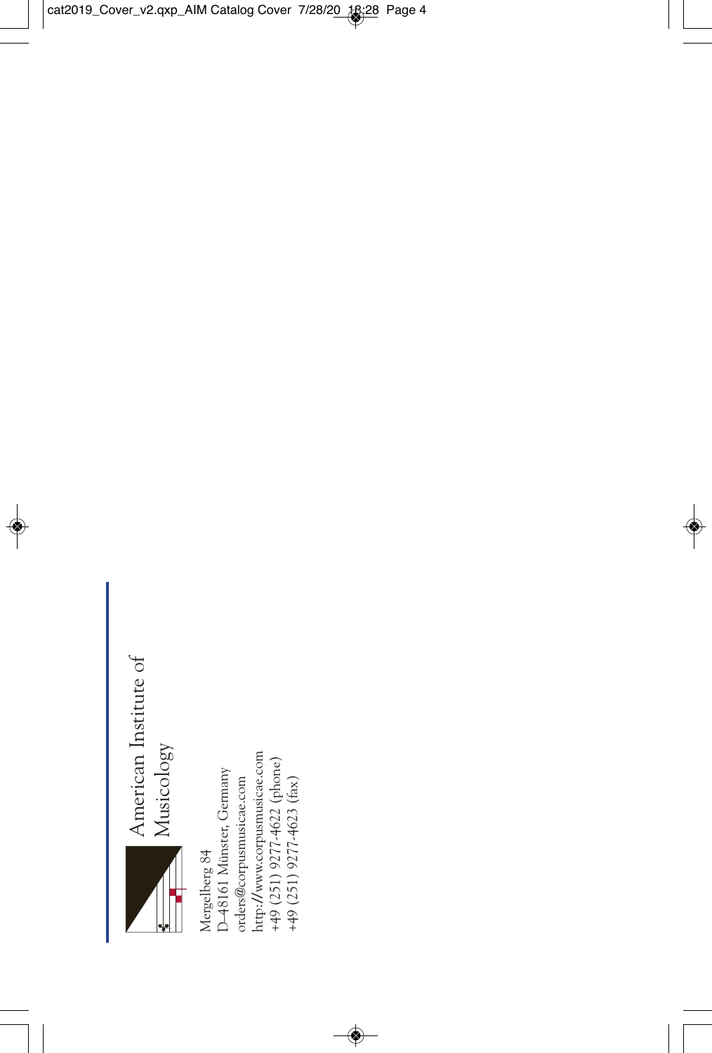# American Institute of Musicology

Mergelberg 84
D-48161 Münster, Germany
orders@corpusmusicae.com
http://www.corpusmusicae.com
+49 (251) 9277-4622 (phone)
+49 (251) 9277-4623 (fax)